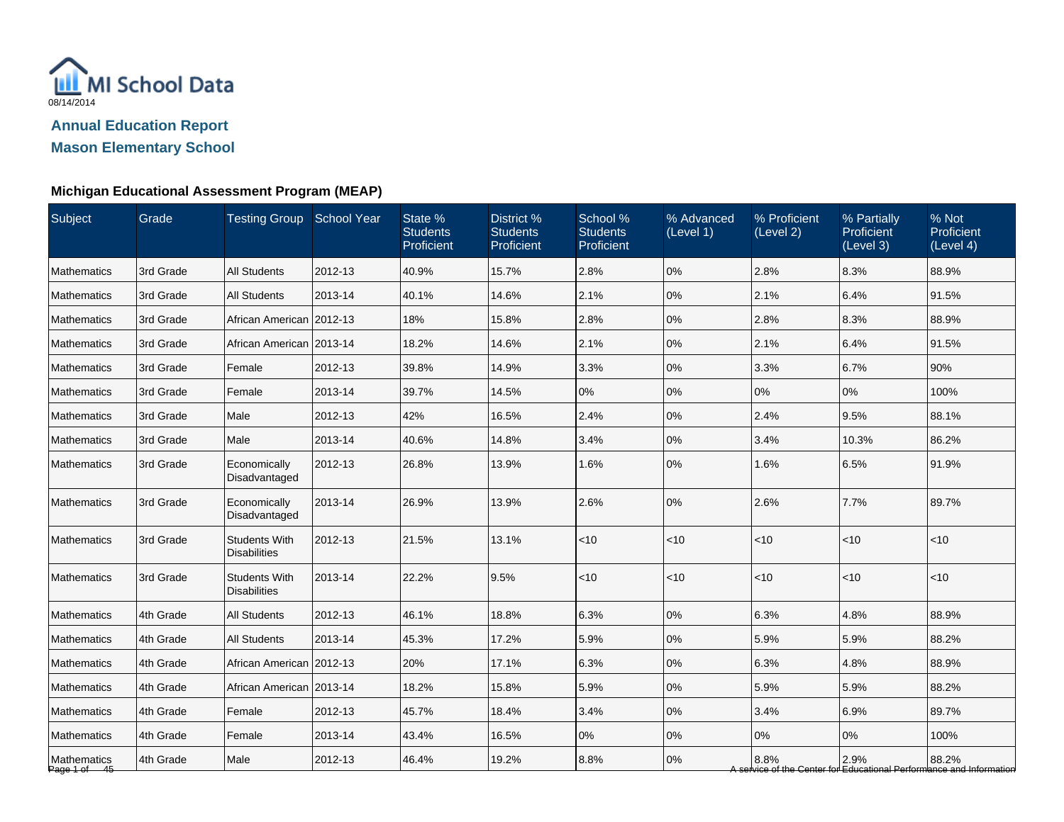MI School Data

08/14/2014

## Annual Education Report

## Mason Elementary School

### Michigan Educational Assessment Program (MEAP)

| Subject | Grade | Testing Group | School Year | State % Students Proficient | District % Students Proficient | School % Students Proficient | % Advanced (Level 1) | % Proficient (Level 2) | % Partially Proficient (Level 3) | % Not Proficient (Level 4) |
|---|---|---|---|---|---|---|---|---|---|---|
| Mathematics | 3rd Grade | All Students | 2012-13 | 40.9% | 15.7% | 2.8% | 0% | 2.8% | 8.3% | 88.9% |
| Mathematics | 3rd Grade | All Students | 2013-14 | 40.1% | 14.6% | 2.1% | 0% | 2.1% | 6.4% | 91.5% |
| Mathematics | 3rd Grade | African American | 2012-13 | 18% | 15.8% | 2.8% | 0% | 2.8% | 8.3% | 88.9% |
| Mathematics | 3rd Grade | African American | 2013-14 | 18.2% | 14.6% | 2.1% | 0% | 2.1% | 6.4% | 91.5% |
| Mathematics | 3rd Grade | Female | 2012-13 | 39.8% | 14.9% | 3.3% | 0% | 3.3% | 6.7% | 90% |
| Mathematics | 3rd Grade | Female | 2013-14 | 39.7% | 14.5% | 0% | 0% | 0% | 0% | 100% |
| Mathematics | 3rd Grade | Male | 2012-13 | 42% | 16.5% | 2.4% | 0% | 2.4% | 9.5% | 88.1% |
| Mathematics | 3rd Grade | Male | 2013-14 | 40.6% | 14.8% | 3.4% | 0% | 3.4% | 10.3% | 86.2% |
| Mathematics | 3rd Grade | Economically Disadvantaged | 2012-13 | 26.8% | 13.9% | 1.6% | 0% | 1.6% | 6.5% | 91.9% |
| Mathematics | 3rd Grade | Economically Disadvantaged | 2013-14 | 26.9% | 13.9% | 2.6% | 0% | 2.6% | 7.7% | 89.7% |
| Mathematics | 3rd Grade | Students With Disabilities | 2012-13 | 21.5% | 13.1% | <10 | <10 | <10 | <10 | <10 |
| Mathematics | 3rd Grade | Students With Disabilities | 2013-14 | 22.2% | 9.5% | <10 | <10 | <10 | <10 | <10 |
| Mathematics | 4th Grade | All Students | 2012-13 | 46.1% | 18.8% | 6.3% | 0% | 6.3% | 4.8% | 88.9% |
| Mathematics | 4th Grade | All Students | 2013-14 | 45.3% | 17.2% | 5.9% | 0% | 5.9% | 5.9% | 88.2% |
| Mathematics | 4th Grade | African American | 2012-13 | 20% | 17.1% | 6.3% | 0% | 6.3% | 4.8% | 88.9% |
| Mathematics | 4th Grade | African American | 2013-14 | 18.2% | 15.8% | 5.9% | 0% | 5.9% | 5.9% | 88.2% |
| Mathematics | 4th Grade | Female | 2012-13 | 45.7% | 18.4% | 3.4% | 0% | 3.4% | 6.9% | 89.7% |
| Mathematics | 4th Grade | Female | 2013-14 | 43.4% | 16.5% | 0% | 0% | 0% | 0% | 100% |
| Mathematics | 4th Grade | Male | 2012-13 | 46.4% | 19.2% | 8.8% | 0% | 8.8% | 2.9% | 88.2% |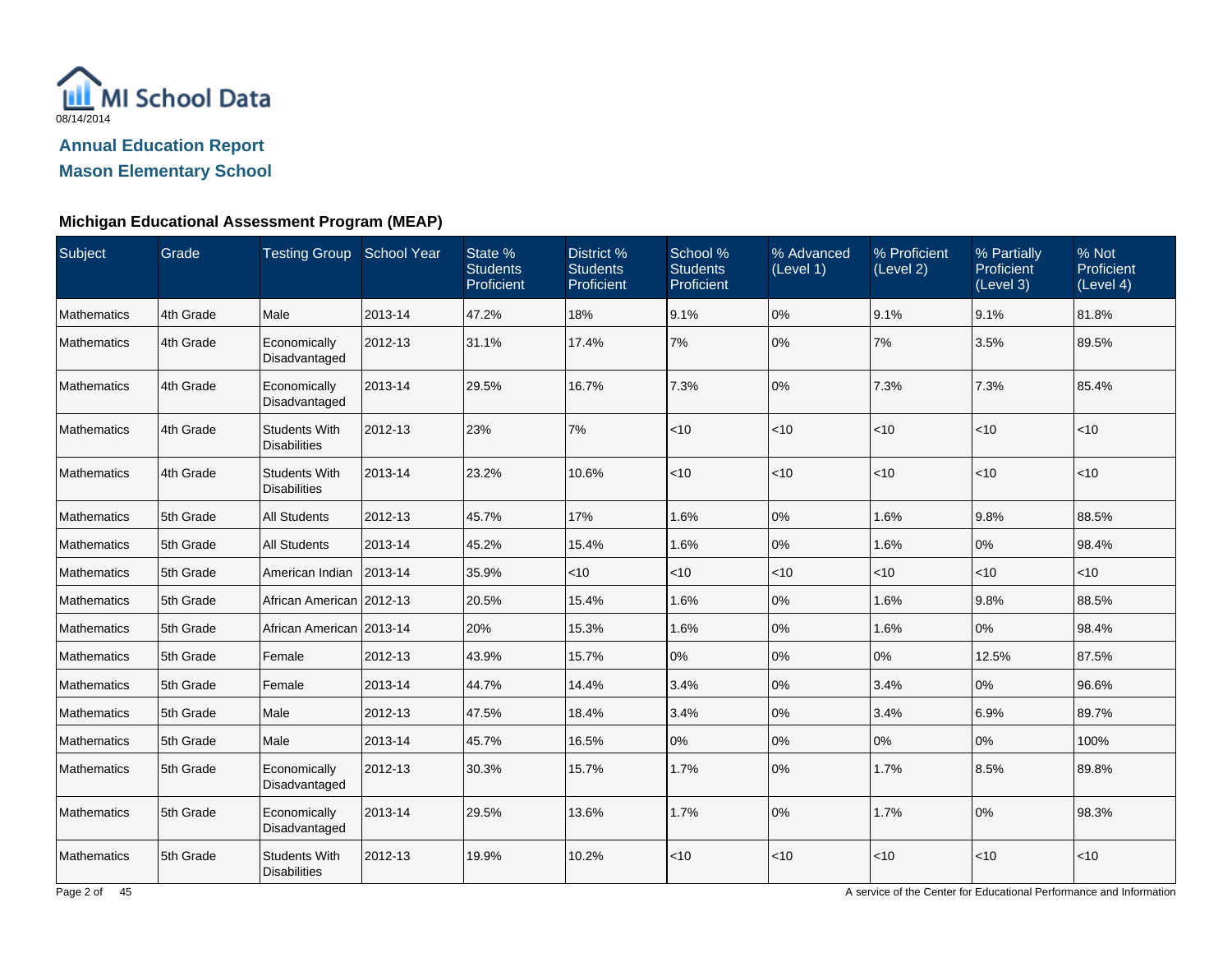MI School Data

08/14/2014

## Annual Education Report

## Mason Elementary School

### Michigan Educational Assessment Program (MEAP)

| Subject | Grade | Testing Group | School Year | State % Students Proficient | District % Students Proficient | School % Students Proficient | % Advanced (Level 1) | % Proficient (Level 2) | % Partially Proficient (Level 3) | % Not Proficient (Level 4) |
|---|---|---|---|---|---|---|---|---|---|---|
| Mathematics | 4th Grade | Male | 2013-14 | 47.2% | 18% | 9.1% | 0% | 9.1% | 9.1% | 81.8% |
| Mathematics | 4th Grade | Economically Disadvantaged | 2012-13 | 31.1% | 17.4% | 7% | 0% | 7% | 3.5% | 89.5% |
| Mathematics | 4th Grade | Economically Disadvantaged | 2013-14 | 29.5% | 16.7% | 7.3% | 0% | 7.3% | 7.3% | 85.4% |
| Mathematics | 4th Grade | Students With Disabilities | 2012-13 | 23% | 7% | <10 | <10 | <10 | <10 | <10 |
| Mathematics | 4th Grade | Students With Disabilities | 2013-14 | 23.2% | 10.6% | <10 | <10 | <10 | <10 | <10 |
| Mathematics | 5th Grade | All Students | 2012-13 | 45.7% | 17% | 1.6% | 0% | 1.6% | 9.8% | 88.5% |
| Mathematics | 5th Grade | All Students | 2013-14 | 45.2% | 15.4% | 1.6% | 0% | 1.6% | 0% | 98.4% |
| Mathematics | 5th Grade | American Indian | 2013-14 | 35.9% | <10 | <10 | <10 | <10 | <10 | <10 |
| Mathematics | 5th Grade | African American | 2012-13 | 20.5% | 15.4% | 1.6% | 0% | 1.6% | 9.8% | 88.5% |
| Mathematics | 5th Grade | African American | 2013-14 | 20% | 15.3% | 1.6% | 0% | 1.6% | 0% | 98.4% |
| Mathematics | 5th Grade | Female | 2012-13 | 43.9% | 15.7% | 0% | 0% | 0% | 12.5% | 87.5% |
| Mathematics | 5th Grade | Female | 2013-14 | 44.7% | 14.4% | 3.4% | 0% | 3.4% | 0% | 96.6% |
| Mathematics | 5th Grade | Male | 2012-13 | 47.5% | 18.4% | 3.4% | 0% | 3.4% | 6.9% | 89.7% |
| Mathematics | 5th Grade | Male | 2013-14 | 45.7% | 16.5% | 0% | 0% | 0% | 0% | 100% |
| Mathematics | 5th Grade | Economically Disadvantaged | 2012-13 | 30.3% | 15.7% | 1.7% | 0% | 1.7% | 8.5% | 89.8% |
| Mathematics | 5th Grade | Economically Disadvantaged | 2013-14 | 29.5% | 13.6% | 1.7% | 0% | 1.7% | 0% | 98.3% |
| Mathematics | 5th Grade | Students With Disabilities | 2012-13 | 19.9% | 10.2% | <10 | <10 | <10 | <10 | <10 |

A service of the Center for Educational Performance and Information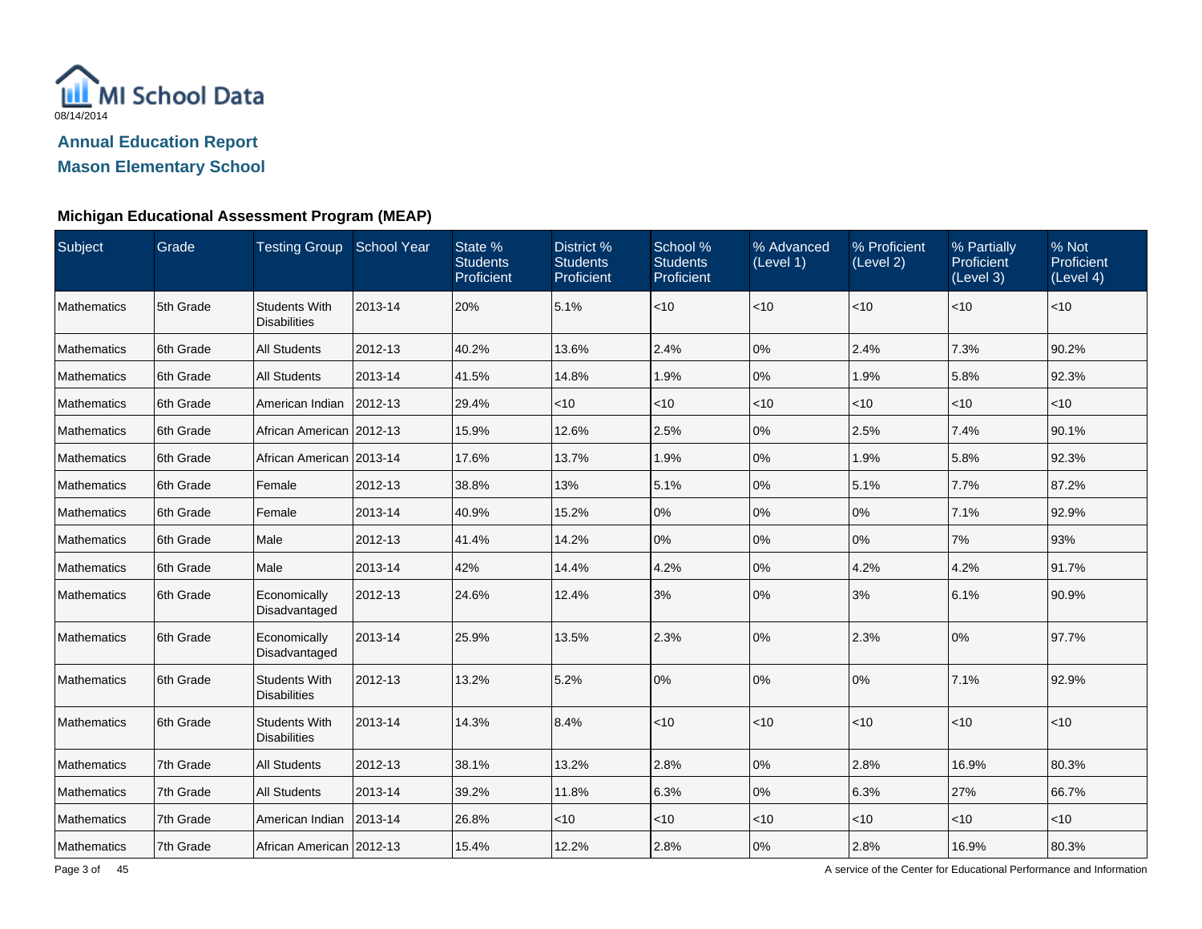MI School Data

08/14/2014

## Annual Education Report

## Mason Elementary School

### Michigan Educational Assessment Program (MEAP)

| Subject | Grade | Testing Group | School Year | State % Students Proficient | District % Students Proficient | School % Students Proficient | % Advanced (Level 1) | % Proficient (Level 2) | % Partially Proficient (Level 3) | % Not Proficient (Level 4) |
|---|---|---|---|---|---|---|---|---|---|---|
| Mathematics | 5th Grade | Students With Disabilities | 2013-14 | 20% | 5.1% | <10 | <10 | <10 | <10 | <10 |
| Mathematics | 6th Grade | All Students | 2012-13 | 40.2% | 13.6% | 2.4% | 0% | 2.4% | 7.3% | 90.2% |
| Mathematics | 6th Grade | All Students | 2013-14 | 41.5% | 14.8% | 1.9% | 0% | 1.9% | 5.8% | 92.3% |
| Mathematics | 6th Grade | American Indian | 2012-13 | 29.4% | <10 | <10 | <10 | <10 | <10 | <10 |
| Mathematics | 6th Grade | African American | 2012-13 | 15.9% | 12.6% | 2.5% | 0% | 2.5% | 7.4% | 90.1% |
| Mathematics | 6th Grade | African American | 2013-14 | 17.6% | 13.7% | 1.9% | 0% | 1.9% | 5.8% | 92.3% |
| Mathematics | 6th Grade | Female | 2012-13 | 38.8% | 13% | 5.1% | 0% | 5.1% | 7.7% | 87.2% |
| Mathematics | 6th Grade | Female | 2013-14 | 40.9% | 15.2% | 0% | 0% | 0% | 7.1% | 92.9% |
| Mathematics | 6th Grade | Male | 2012-13 | 41.4% | 14.2% | 0% | 0% | 0% | 7% | 93% |
| Mathematics | 6th Grade | Male | 2013-14 | 42% | 14.4% | 4.2% | 0% | 4.2% | 4.2% | 91.7% |
| Mathematics | 6th Grade | Economically Disadvantaged | 2012-13 | 24.6% | 12.4% | 3% | 0% | 3% | 6.1% | 90.9% |
| Mathematics | 6th Grade | Economically Disadvantaged | 2013-14 | 25.9% | 13.5% | 2.3% | 0% | 2.3% | 0% | 97.7% |
| Mathematics | 6th Grade | Students With Disabilities | 2012-13 | 13.2% | 5.2% | 0% | 0% | 0% | 7.1% | 92.9% |
| Mathematics | 6th Grade | Students With Disabilities | 2013-14 | 14.3% | 8.4% | <10 | <10 | <10 | <10 | <10 |
| Mathematics | 7th Grade | All Students | 2012-13 | 38.1% | 13.2% | 2.8% | 0% | 2.8% | 16.9% | 80.3% |
| Mathematics | 7th Grade | All Students | 2013-14 | 39.2% | 11.8% | 6.3% | 0% | 6.3% | 27% | 66.7% |
| Mathematics | 7th Grade | American Indian | 2013-14 | 26.8% | <10 | <10 | <10 | <10 | <10 | <10 |
| Mathematics | 7th Grade | African American | 2012-13 | 15.4% | 12.2% | 2.8% | 0% | 2.8% | 16.9% | 80.3% |

A service of the Center for Educational Performance and Information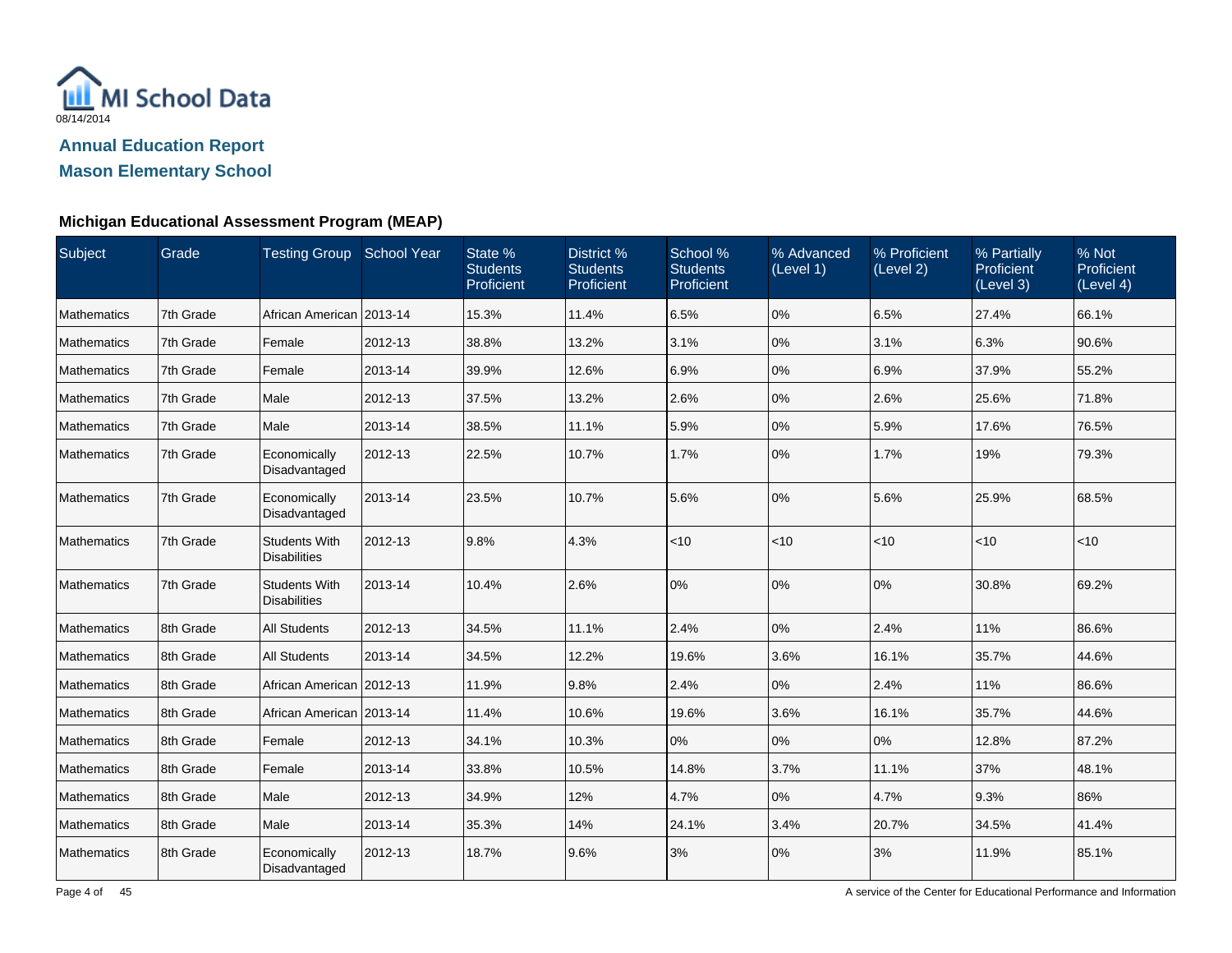MI School Data

08/14/2014

## Annual Education Report

## Mason Elementary School

### Michigan Educational Assessment Program (MEAP)

| Subject | Grade | Testing Group | School Year | State % Students Proficient | District % Students Proficient | School % Students Proficient | % Advanced (Level 1) | % Proficient (Level 2) | % Partially Proficient (Level 3) | % Not Proficient (Level 4) |
|---|---|---|---|---|---|---|---|---|---|---|
| Mathematics | 7th Grade | African American | 2013-14 | 15.3% | 11.4% | 6.5% | 0% | 6.5% | 27.4% | 66.1% |
| Mathematics | 7th Grade | Female | 2012-13 | 38.8% | 13.2% | 3.1% | 0% | 3.1% | 6.3% | 90.6% |
| Mathematics | 7th Grade | Female | 2013-14 | 39.9% | 12.6% | 6.9% | 0% | 6.9% | 37.9% | 55.2% |
| Mathematics | 7th Grade | Male | 2012-13 | 37.5% | 13.2% | 2.6% | 0% | 2.6% | 25.6% | 71.8% |
| Mathematics | 7th Grade | Male | 2013-14 | 38.5% | 11.1% | 5.9% | 0% | 5.9% | 17.6% | 76.5% |
| Mathematics | 7th Grade | Economically Disadvantaged | 2012-13 | 22.5% | 10.7% | 1.7% | 0% | 1.7% | 19% | 79.3% |
| Mathematics | 7th Grade | Economically Disadvantaged | 2013-14 | 23.5% | 10.7% | 5.6% | 0% | 5.6% | 25.9% | 68.5% |
| Mathematics | 7th Grade | Students With Disabilities | 2012-13 | 9.8% | 4.3% | <10 | <10 | <10 | <10 | <10 |
| Mathematics | 7th Grade | Students With Disabilities | 2013-14 | 10.4% | 2.6% | 0% | 0% | 0% | 30.8% | 69.2% |
| Mathematics | 8th Grade | All Students | 2012-13 | 34.5% | 11.1% | 2.4% | 0% | 2.4% | 11% | 86.6% |
| Mathematics | 8th Grade | All Students | 2013-14 | 34.5% | 12.2% | 19.6% | 3.6% | 16.1% | 35.7% | 44.6% |
| Mathematics | 8th Grade | African American | 2012-13 | 11.9% | 9.8% | 2.4% | 0% | 2.4% | 11% | 86.6% |
| Mathematics | 8th Grade | African American | 2013-14 | 11.4% | 10.6% | 19.6% | 3.6% | 16.1% | 35.7% | 44.6% |
| Mathematics | 8th Grade | Female | 2012-13 | 34.1% | 10.3% | 0% | 0% | 0% | 12.8% | 87.2% |
| Mathematics | 8th Grade | Female | 2013-14 | 33.8% | 10.5% | 14.8% | 3.7% | 11.1% | 37% | 48.1% |
| Mathematics | 8th Grade | Male | 2012-13 | 34.9% | 12% | 4.7% | 0% | 4.7% | 9.3% | 86% |
| Mathematics | 8th Grade | Male | 2013-14 | 35.3% | 14% | 24.1% | 3.4% | 20.7% | 34.5% | 41.4% |
| Mathematics | 8th Grade | Economically Disadvantaged | 2012-13 | 18.7% | 9.6% | 3% | 0% | 3% | 11.9% | 85.1% |

A service of the Center for Educational Performance and Information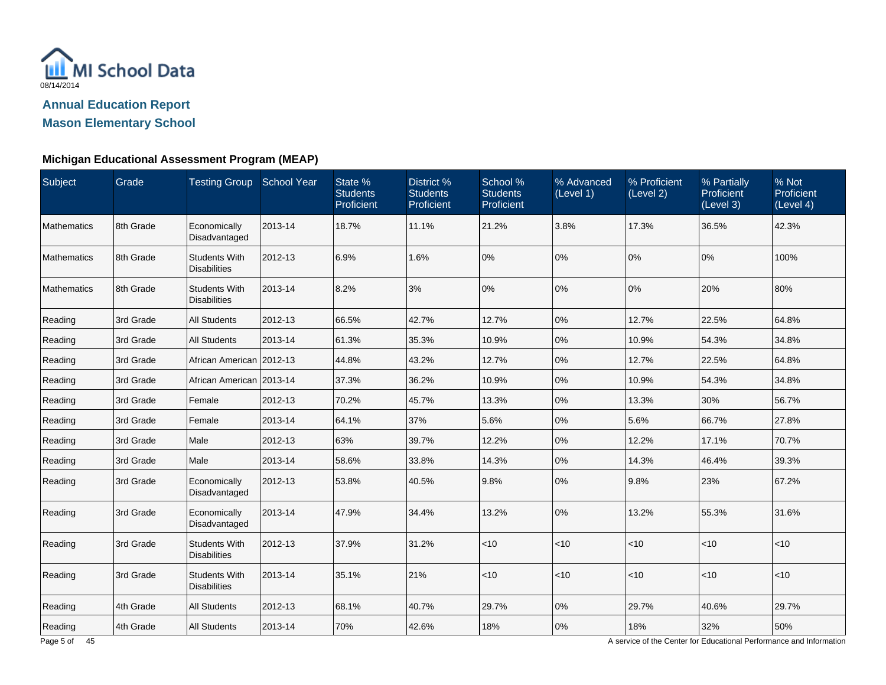MI School Data

08/14/2014

## Annual Education Report

## Mason Elementary School

### Michigan Educational Assessment Program (MEAP)

| Subject | Grade | Testing Group | School Year | State % Students Proficient | District % Students Proficient | School % Students Proficient | % Advanced (Level 1) | % Proficient (Level 2) | % Partially Proficient (Level 3) | % Not Proficient (Level 4) |
|---|---|---|---|---|---|---|---|---|---|---|
| Mathematics | 8th Grade | Economically Disadvantaged | 2013-14 | 18.7% | 11.1% | 21.2% | 3.8% | 17.3% | 36.5% | 42.3% |
| Mathematics | 8th Grade | Students With Disabilities | 2012-13 | 6.9% | 1.6% | 0% | 0% | 0% | 0% | 100% |
| Mathematics | 8th Grade | Students With Disabilities | 2013-14 | 8.2% | 3% | 0% | 0% | 0% | 20% | 80% |
| Reading | 3rd Grade | All Students | 2012-13 | 66.5% | 42.7% | 12.7% | 0% | 12.7% | 22.5% | 64.8% |
| Reading | 3rd Grade | All Students | 2013-14 | 61.3% | 35.3% | 10.9% | 0% | 10.9% | 54.3% | 34.8% |
| Reading | 3rd Grade | African American | 2012-13 | 44.8% | 43.2% | 12.7% | 0% | 12.7% | 22.5% | 64.8% |
| Reading | 3rd Grade | African American | 2013-14 | 37.3% | 36.2% | 10.9% | 0% | 10.9% | 54.3% | 34.8% |
| Reading | 3rd Grade | Female | 2012-13 | 70.2% | 45.7% | 13.3% | 0% | 13.3% | 30% | 56.7% |
| Reading | 3rd Grade | Female | 2013-14 | 64.1% | 37% | 5.6% | 0% | 5.6% | 66.7% | 27.8% |
| Reading | 3rd Grade | Male | 2012-13 | 63% | 39.7% | 12.2% | 0% | 12.2% | 17.1% | 70.7% |
| Reading | 3rd Grade | Male | 2013-14 | 58.6% | 33.8% | 14.3% | 0% | 14.3% | 46.4% | 39.3% |
| Reading | 3rd Grade | Economically Disadvantaged | 2012-13 | 53.8% | 40.5% | 9.8% | 0% | 9.8% | 23% | 67.2% |
| Reading | 3rd Grade | Economically Disadvantaged | 2013-14 | 47.9% | 34.4% | 13.2% | 0% | 13.2% | 55.3% | 31.6% |
| Reading | 3rd Grade | Students With Disabilities | 2012-13 | 37.9% | 31.2% | <10 | <10 | <10 | <10 | <10 |
| Reading | 3rd Grade | Students With Disabilities | 2013-14 | 35.1% | 21% | <10 | <10 | <10 | <10 | <10 |
| Reading | 4th Grade | All Students | 2012-13 | 68.1% | 40.7% | 29.7% | 0% | 29.7% | 40.6% | 29.7% |
| Reading | 4th Grade | All Students | 2013-14 | 70% | 42.6% | 18% | 0% | 18% | 32% | 50% |

A service of the Center for Educational Performance and Information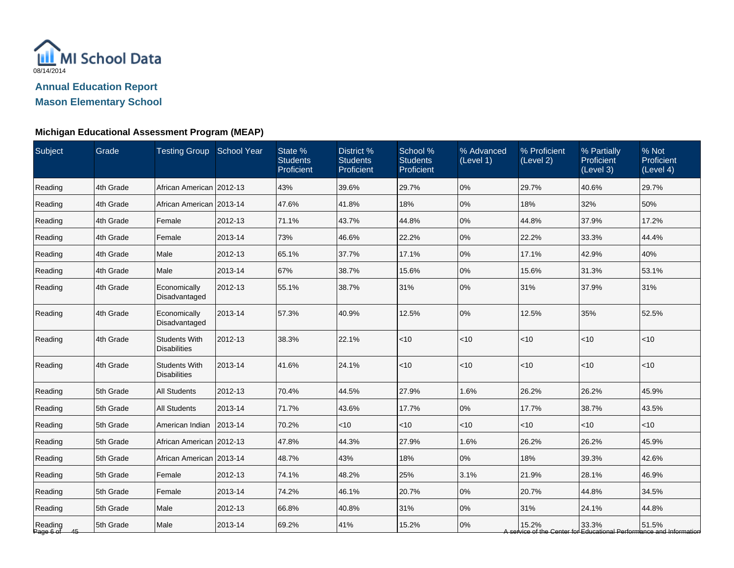MI School Data
08/14/2014

## Annual Education Report
## Mason Elementary School

### Michigan Educational Assessment Program (MEAP)

| Subject | Grade | Testing Group | School Year | State % Students Proficient | District % Students Proficient | School % Students Proficient | % Advanced (Level 1) | % Proficient (Level 2) | % Partially Proficient (Level 3) | % Not Proficient (Level 4) |
|---|---|---|---|---|---|---|---|---|---|---|
| Reading | 4th Grade | African American | 2012-13 | 43% | 39.6% | 29.7% | 0% | 29.7% | 40.6% | 29.7% |
| Reading | 4th Grade | African American | 2013-14 | 47.6% | 41.8% | 18% | 0% | 18% | 32% | 50% |
| Reading | 4th Grade | Female | 2012-13 | 71.1% | 43.7% | 44.8% | 0% | 44.8% | 37.9% | 17.2% |
| Reading | 4th Grade | Female | 2013-14 | 73% | 46.6% | 22.2% | 0% | 22.2% | 33.3% | 44.4% |
| Reading | 4th Grade | Male | 2012-13 | 65.1% | 37.7% | 17.1% | 0% | 17.1% | 42.9% | 40% |
| Reading | 4th Grade | Male | 2013-14 | 67% | 38.7% | 15.6% | 0% | 15.6% | 31.3% | 53.1% |
| Reading | 4th Grade | Economically Disadvantaged | 2012-13 | 55.1% | 38.7% | 31% | 0% | 31% | 37.9% | 31% |
| Reading | 4th Grade | Economically Disadvantaged | 2013-14 | 57.3% | 40.9% | 12.5% | 0% | 12.5% | 35% | 52.5% |
| Reading | 4th Grade | Students With Disabilities | 2012-13 | 38.3% | 22.1% | <10 | <10 | <10 | <10 | <10 |
| Reading | 4th Grade | Students With Disabilities | 2013-14 | 41.6% | 24.1% | <10 | <10 | <10 | <10 | <10 |
| Reading | 5th Grade | All Students | 2012-13 | 70.4% | 44.5% | 27.9% | 1.6% | 26.2% | 26.2% | 45.9% |
| Reading | 5th Grade | All Students | 2013-14 | 71.7% | 43.6% | 17.7% | 0% | 17.7% | 38.7% | 43.5% |
| Reading | 5th Grade | American Indian | 2013-14 | 70.2% | <10 | <10 | <10 | <10 | <10 | <10 |
| Reading | 5th Grade | African American | 2012-13 | 47.8% | 44.3% | 27.9% | 1.6% | 26.2% | 26.2% | 45.9% |
| Reading | 5th Grade | African American | 2013-14 | 48.7% | 43% | 18% | 0% | 18% | 39.3% | 42.6% |
| Reading | 5th Grade | Female | 2012-13 | 74.1% | 48.2% | 25% | 3.1% | 21.9% | 28.1% | 46.9% |
| Reading | 5th Grade | Female | 2013-14 | 74.2% | 46.1% | 20.7% | 0% | 20.7% | 44.8% | 34.5% |
| Reading | 5th Grade | Male | 2012-13 | 66.8% | 40.8% | 31% | 0% | 31% | 24.1% | 44.8% |
| Reading | 5th Grade | Male | 2013-14 | 69.2% | 41% | 15.2% | 0% | 15.2% | 33.3% | 51.5% |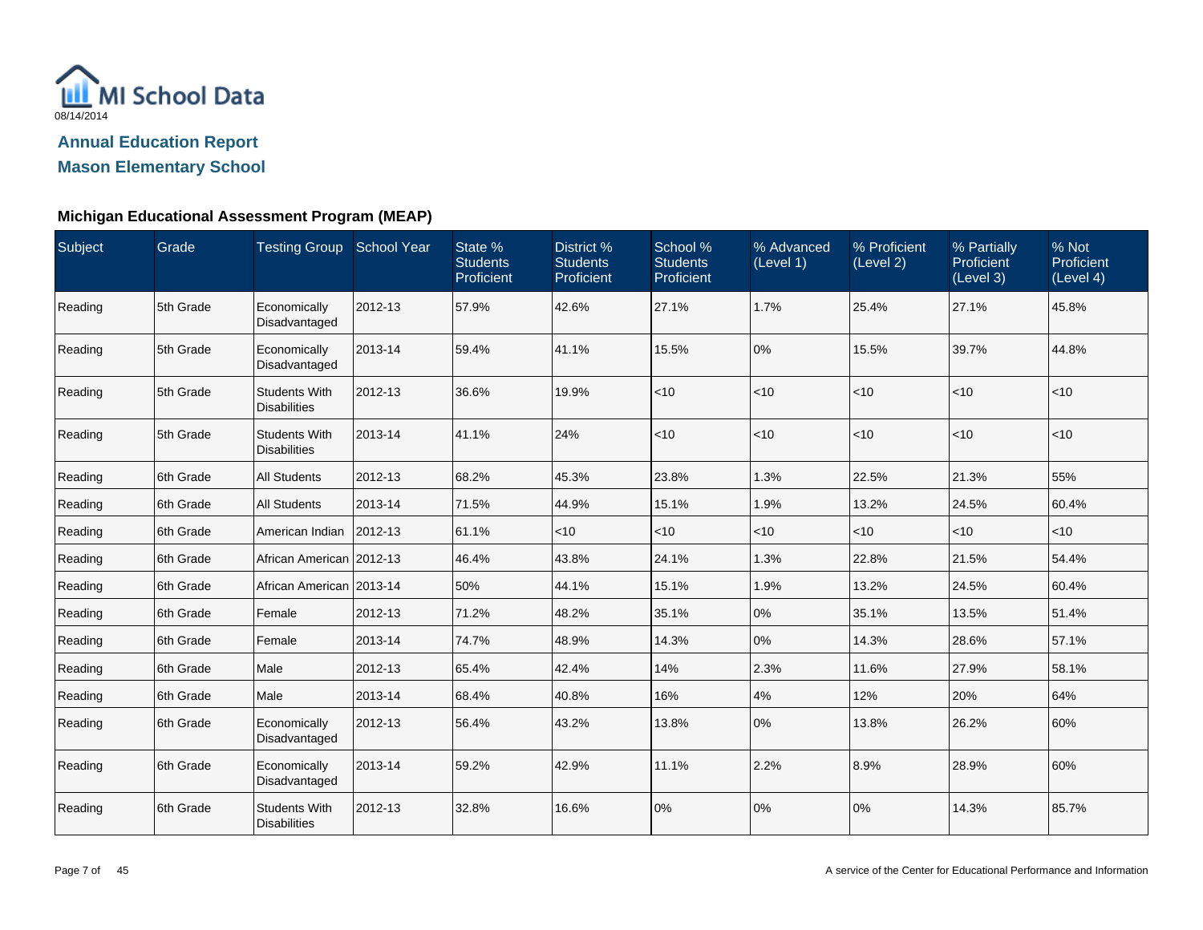MI School Data

08/14/2014

## Annual Education Report

## Mason Elementary School

### Michigan Educational Assessment Program (MEAP)

| Subject | Grade | Testing Group | School Year | State % Students Proficient | District % Students Proficient | School % Students Proficient | % Advanced (Level 1) | % Proficient (Level 2) | % Partially Proficient (Level 3) | % Not Proficient (Level 4) |
|---|---|---|---|---|---|---|---|---|---|---|
| Reading | 5th Grade | Economically Disadvantaged | 2012-13 | 57.9% | 42.6% | 27.1% | 1.7% | 25.4% | 27.1% | 45.8% |
| Reading | 5th Grade | Economically Disadvantaged | 2013-14 | 59.4% | 41.1% | 15.5% | 0% | 15.5% | 39.7% | 44.8% |
| Reading | 5th Grade | Students With Disabilities | 2012-13 | 36.6% | 19.9% | <10 | <10 | <10 | <10 | <10 |
| Reading | 5th Grade | Students With Disabilities | 2013-14 | 41.1% | 24% | <10 | <10 | <10 | <10 | <10 |
| Reading | 6th Grade | All Students | 2012-13 | 68.2% | 45.3% | 23.8% | 1.3% | 22.5% | 21.3% | 55% |
| Reading | 6th Grade | All Students | 2013-14 | 71.5% | 44.9% | 15.1% | 1.9% | 13.2% | 24.5% | 60.4% |
| Reading | 6th Grade | American Indian | 2012-13 | 61.1% | <10 | <10 | <10 | <10 | <10 | <10 |
| Reading | 6th Grade | African American | 2012-13 | 46.4% | 43.8% | 24.1% | 1.3% | 22.8% | 21.5% | 54.4% |
| Reading | 6th Grade | African American | 2013-14 | 50% | 44.1% | 15.1% | 1.9% | 13.2% | 24.5% | 60.4% |
| Reading | 6th Grade | Female | 2012-13 | 71.2% | 48.2% | 35.1% | 0% | 35.1% | 13.5% | 51.4% |
| Reading | 6th Grade | Female | 2013-14 | 74.7% | 48.9% | 14.3% | 0% | 14.3% | 28.6% | 57.1% |
| Reading | 6th Grade | Male | 2012-13 | 65.4% | 42.4% | 14% | 2.3% | 11.6% | 27.9% | 58.1% |
| Reading | 6th Grade | Male | 2013-14 | 68.4% | 40.8% | 16% | 4% | 12% | 20% | 64% |
| Reading | 6th Grade | Economically Disadvantaged | 2012-13 | 56.4% | 43.2% | 13.8% | 0% | 13.8% | 26.2% | 60% |
| Reading | 6th Grade | Economically Disadvantaged | 2013-14 | 59.2% | 42.9% | 11.1% | 2.2% | 8.9% | 28.9% | 60% |
| Reading | 6th Grade | Students With Disabilities | 2012-13 | 32.8% | 16.6% | 0% | 0% | 0% | 14.3% | 85.7% |

A service of the Center for Educational Performance and Information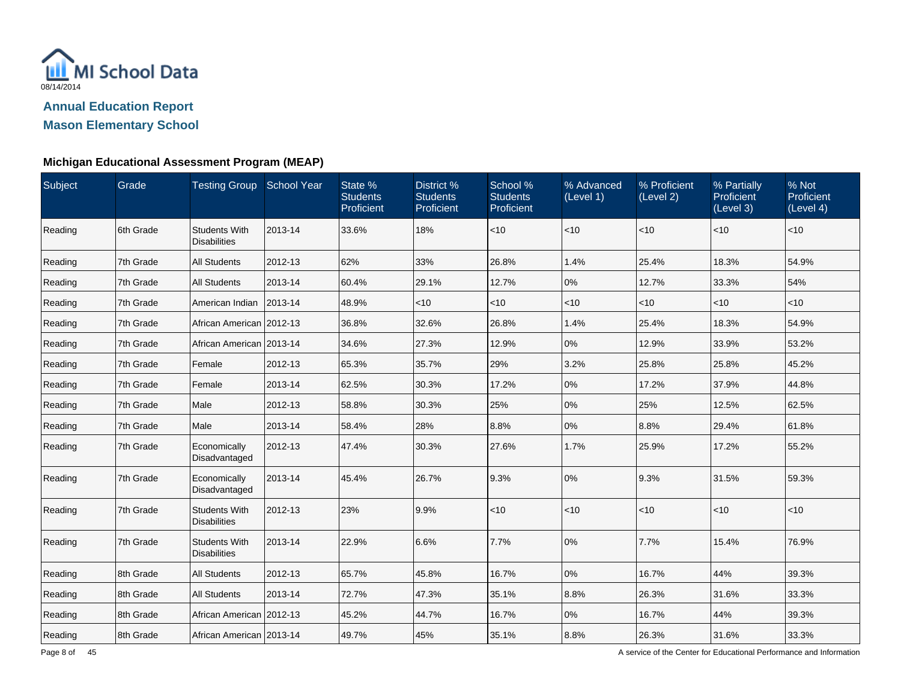MI School Data

08/14/2014

## Annual Education Report

## Mason Elementary School

### Michigan Educational Assessment Program (MEAP)

| Subject | Grade | Testing Group | School Year | State % Students Proficient | District % Students Proficient | School % Students Proficient | % Advanced (Level 1) | % Proficient (Level 2) | % Partially Proficient (Level 3) | % Not Proficient (Level 4) |
|---|---|---|---|---|---|---|---|---|---|---|
| Reading | 6th Grade | Students With Disabilities | 2013-14 | 33.6% | 18% | <10 | <10 | <10 | <10 | <10 |
| Reading | 7th Grade | All Students | 2012-13 | 62% | 33% | 26.8% | 1.4% | 25.4% | 18.3% | 54.9% |
| Reading | 7th Grade | All Students | 2013-14 | 60.4% | 29.1% | 12.7% | 0% | 12.7% | 33.3% | 54% |
| Reading | 7th Grade | American Indian | 2013-14 | 48.9% | <10 | <10 | <10 | <10 | <10 | <10 |
| Reading | 7th Grade | African American | 2012-13 | 36.8% | 32.6% | 26.8% | 1.4% | 25.4% | 18.3% | 54.9% |
| Reading | 7th Grade | African American | 2013-14 | 34.6% | 27.3% | 12.9% | 0% | 12.9% | 33.9% | 53.2% |
| Reading | 7th Grade | Female | 2012-13 | 65.3% | 35.7% | 29% | 3.2% | 25.8% | 25.8% | 45.2% |
| Reading | 7th Grade | Female | 2013-14 | 62.5% | 30.3% | 17.2% | 0% | 17.2% | 37.9% | 44.8% |
| Reading | 7th Grade | Male | 2012-13 | 58.8% | 30.3% | 25% | 0% | 25% | 12.5% | 62.5% |
| Reading | 7th Grade | Male | 2013-14 | 58.4% | 28% | 8.8% | 0% | 8.8% | 29.4% | 61.8% |
| Reading | 7th Grade | Economically Disadvantaged | 2012-13 | 47.4% | 30.3% | 27.6% | 1.7% | 25.9% | 17.2% | 55.2% |
| Reading | 7th Grade | Economically Disadvantaged | 2013-14 | 45.4% | 26.7% | 9.3% | 0% | 9.3% | 31.5% | 59.3% |
| Reading | 7th Grade | Students With Disabilities | 2012-13 | 23% | 9.9% | <10 | <10 | <10 | <10 | <10 |
| Reading | 7th Grade | Students With Disabilities | 2013-14 | 22.9% | 6.6% | 7.7% | 0% | 7.7% | 15.4% | 76.9% |
| Reading | 8th Grade | All Students | 2012-13 | 65.7% | 45.8% | 16.7% | 0% | 16.7% | 44% | 39.3% |
| Reading | 8th Grade | All Students | 2013-14 | 72.7% | 47.3% | 35.1% | 8.8% | 26.3% | 31.6% | 33.3% |
| Reading | 8th Grade | African American | 2012-13 | 45.2% | 44.7% | 16.7% | 0% | 16.7% | 44% | 39.3% |
| Reading | 8th Grade | African American | 2013-14 | 49.7% | 45% | 35.1% | 8.8% | 26.3% | 31.6% | 33.3% |

A service of the Center for Educational Performance and Information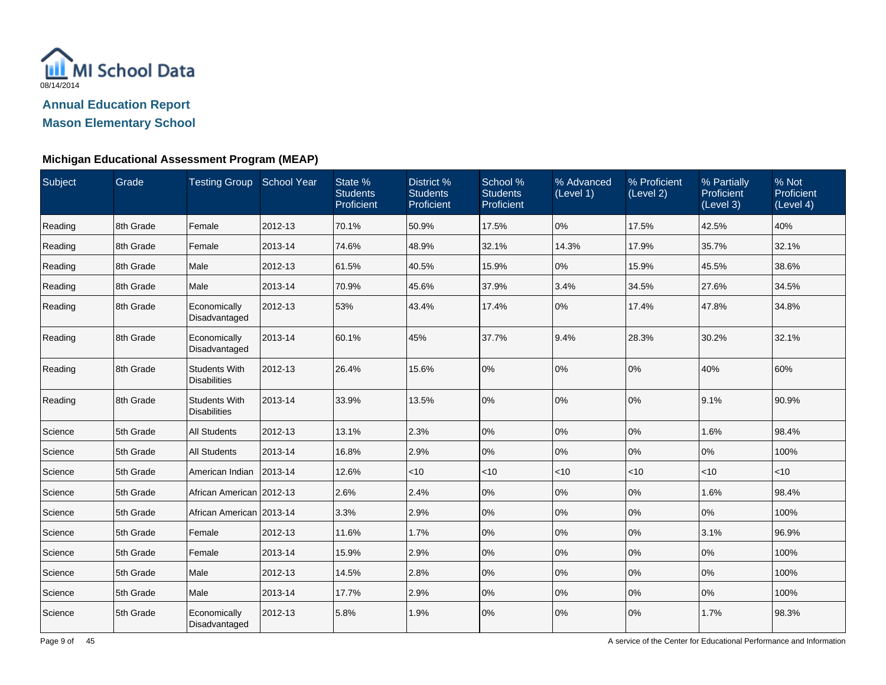MI School Data
08/14/2014

## Annual Education Report

## Mason Elementary School

### Michigan Educational Assessment Program (MEAP)

| Subject | Grade | Testing Group | School Year | State % Students Proficient | District % Students Proficient | School % Students Proficient | % Advanced (Level 1) | % Proficient (Level 2) | % Partially Proficient (Level 3) | % Not Proficient (Level 4) |
|---|---|---|---|---|---|---|---|---|---|---|
| Reading | 8th Grade | Female | 2012-13 | 70.1% | 50.9% | 17.5% | 0% | 17.5% | 42.5% | 40% |
| Reading | 8th Grade | Female | 2013-14 | 74.6% | 48.9% | 32.1% | 14.3% | 17.9% | 35.7% | 32.1% |
| Reading | 8th Grade | Male | 2012-13 | 61.5% | 40.5% | 15.9% | 0% | 15.9% | 45.5% | 38.6% |
| Reading | 8th Grade | Male | 2013-14 | 70.9% | 45.6% | 37.9% | 3.4% | 34.5% | 27.6% | 34.5% |
| Reading | 8th Grade | Economically Disadvantaged | 2012-13 | 53% | 43.4% | 17.4% | 0% | 17.4% | 47.8% | 34.8% |
| Reading | 8th Grade | Economically Disadvantaged | 2013-14 | 60.1% | 45% | 37.7% | 9.4% | 28.3% | 30.2% | 32.1% |
| Reading | 8th Grade | Students With Disabilities | 2012-13 | 26.4% | 15.6% | 0% | 0% | 0% | 40% | 60% |
| Reading | 8th Grade | Students With Disabilities | 2013-14 | 33.9% | 13.5% | 0% | 0% | 0% | 9.1% | 90.9% |
| Science | 5th Grade | All Students | 2012-13 | 13.1% | 2.3% | 0% | 0% | 0% | 1.6% | 98.4% |
| Science | 5th Grade | All Students | 2013-14 | 16.8% | 2.9% | 0% | 0% | 0% | 0% | 100% |
| Science | 5th Grade | American Indian | 2013-14 | 12.6% | <10 | <10 | <10 | <10 | <10 | <10 |
| Science | 5th Grade | African American | 2012-13 | 2.6% | 2.4% | 0% | 0% | 0% | 1.6% | 98.4% |
| Science | 5th Grade | African American | 2013-14 | 3.3% | 2.9% | 0% | 0% | 0% | 0% | 100% |
| Science | 5th Grade | Female | 2012-13 | 11.6% | 1.7% | 0% | 0% | 0% | 3.1% | 96.9% |
| Science | 5th Grade | Female | 2013-14 | 15.9% | 2.9% | 0% | 0% | 0% | 0% | 100% |
| Science | 5th Grade | Male | 2012-13 | 14.5% | 2.8% | 0% | 0% | 0% | 0% | 100% |
| Science | 5th Grade | Male | 2013-14 | 17.7% | 2.9% | 0% | 0% | 0% | 0% | 100% |
| Science | 5th Grade | Economically Disadvantaged | 2012-13 | 5.8% | 1.9% | 0% | 0% | 0% | 1.7% | 98.3% |

A service of the Center for Educational Performance and Information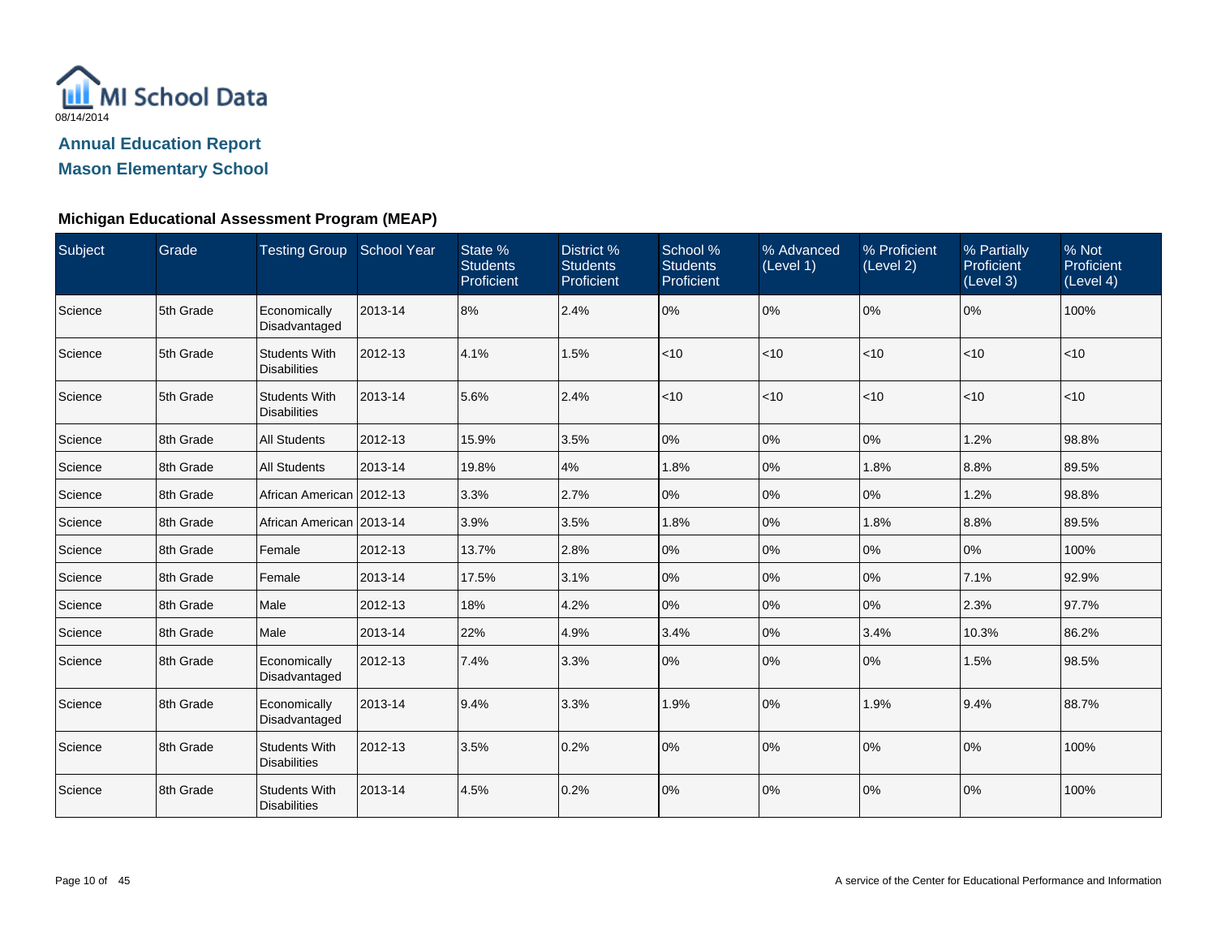MI School Data

08/14/2014

## Annual Education Report

## Mason Elementary School

### Michigan Educational Assessment Program (MEAP)

| Subject | Grade | Testing Group | School Year | State % Students Proficient | District % Students Proficient | School % Students Proficient | % Advanced (Level 1) | % Proficient (Level 2) | % Partially Proficient (Level 3) | % Not Proficient (Level 4) |
|---|---|---|---|---|---|---|---|---|---|---|
| Science | 5th Grade | Economically Disadvantaged | 2013-14 | 8% | 2.4% | 0% | 0% | 0% | 0% | 100% |
| Science | 5th Grade | Students With Disabilities | 2012-13 | 4.1% | 1.5% | <10 | <10 | <10 | <10 | <10 |
| Science | 5th Grade | Students With Disabilities | 2013-14 | 5.6% | 2.4% | <10 | <10 | <10 | <10 | <10 |
| Science | 8th Grade | All Students | 2012-13 | 15.9% | 3.5% | 0% | 0% | 0% | 1.2% | 98.8% |
| Science | 8th Grade | All Students | 2013-14 | 19.8% | 4% | 1.8% | 0% | 1.8% | 8.8% | 89.5% |
| Science | 8th Grade | African American | 2012-13 | 3.3% | 2.7% | 0% | 0% | 0% | 1.2% | 98.8% |
| Science | 8th Grade | African American | 2013-14 | 3.9% | 3.5% | 1.8% | 0% | 1.8% | 8.8% | 89.5% |
| Science | 8th Grade | Female | 2012-13 | 13.7% | 2.8% | 0% | 0% | 0% | 0% | 100% |
| Science | 8th Grade | Female | 2013-14 | 17.5% | 3.1% | 0% | 0% | 0% | 7.1% | 92.9% |
| Science | 8th Grade | Male | 2012-13 | 18% | 4.2% | 0% | 0% | 0% | 2.3% | 97.7% |
| Science | 8th Grade | Male | 2013-14 | 22% | 4.9% | 3.4% | 0% | 3.4% | 10.3% | 86.2% |
| Science | 8th Grade | Economically Disadvantaged | 2012-13 | 7.4% | 3.3% | 0% | 0% | 0% | 1.5% | 98.5% |
| Science | 8th Grade | Economically Disadvantaged | 2013-14 | 9.4% | 3.3% | 1.9% | 0% | 1.9% | 9.4% | 88.7% |
| Science | 8th Grade | Students With Disabilities | 2012-13 | 3.5% | 0.2% | 0% | 0% | 0% | 0% | 100% |
| Science | 8th Grade | Students With Disabilities | 2013-14 | 4.5% | 0.2% | 0% | 0% | 0% | 0% | 100% |

A service of the Center for Educational Performance and Information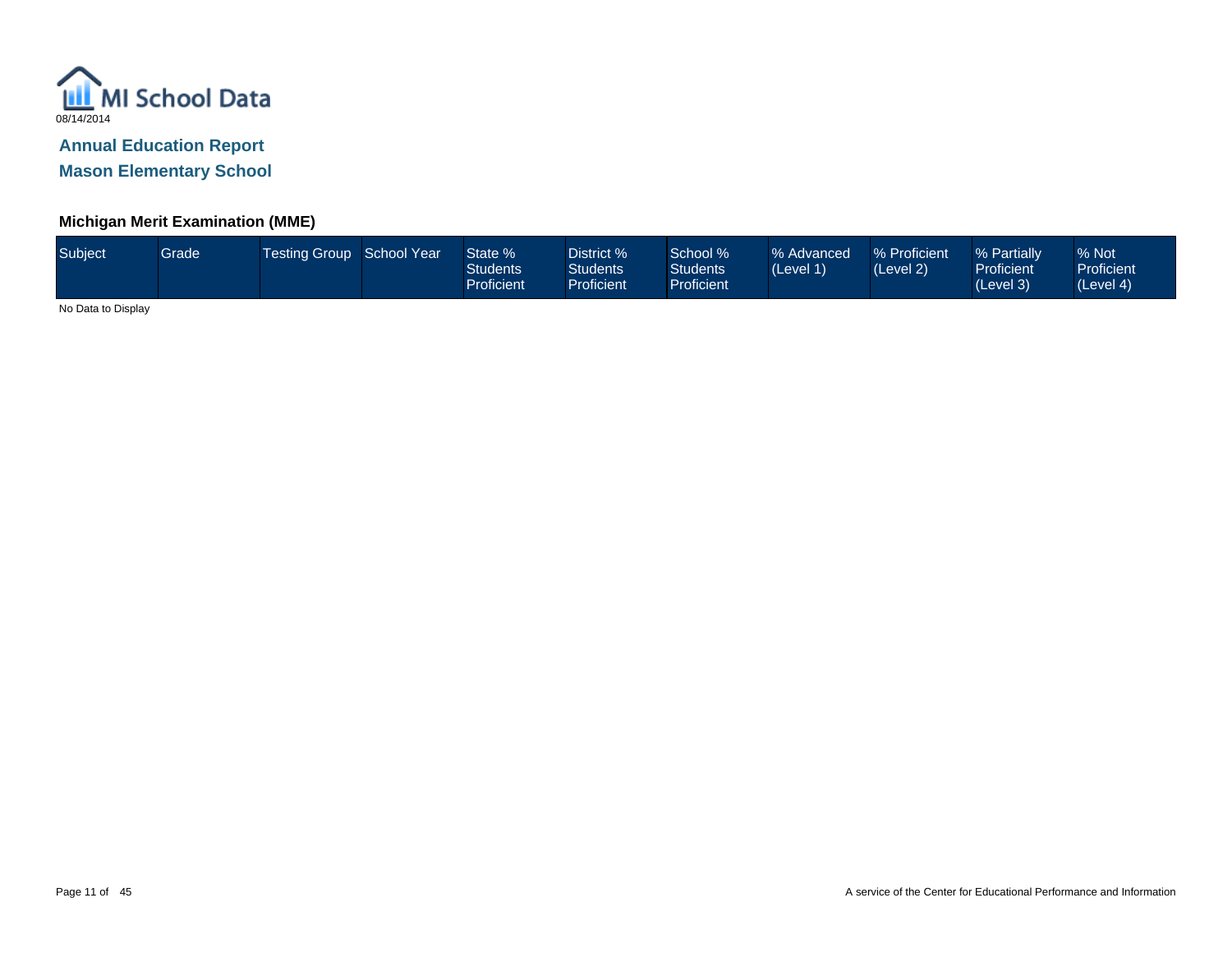08/14/2014

## Annual Education Report

## Mason Elementary School

### Michigan Merit Examination (MME)

| Subject | Grade | Testing Group | School Year | State % Students Proficient | District % Students Proficient | School % Students Proficient | % Advanced (Level 1) | % Proficient (Level 2) | % Partially Proficient (Level 3) | % Not Proficient (Level 4) |
|---|---|---|---|---|---|---|---|---|---|---|

No Data to Display

A service of the Center for Educational Performance and Information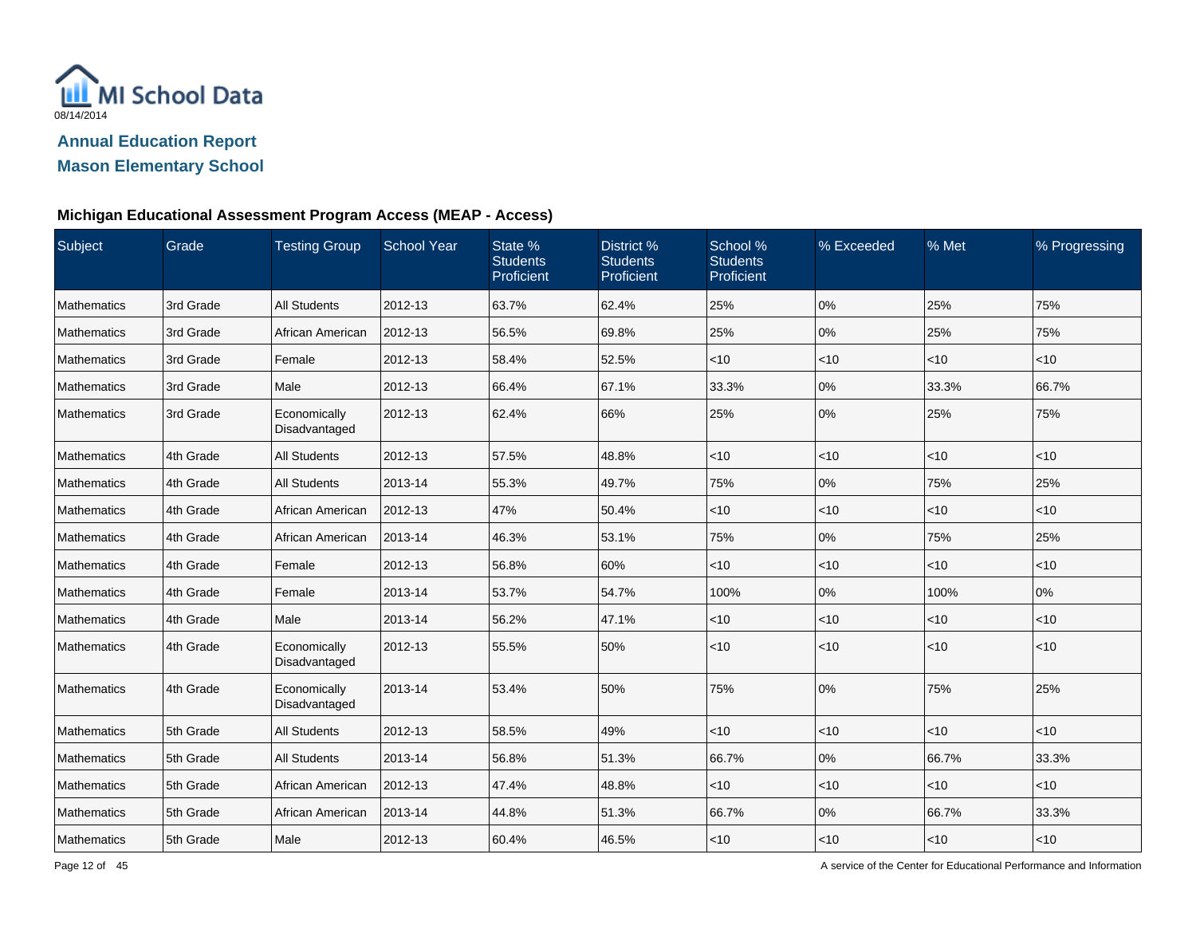MI School Data

08/14/2014

## Annual Education Report

## Mason Elementary School

### Michigan Educational Assessment Program Access (MEAP - Access)

| Subject | Grade | Testing Group | School Year | State % Students Proficient | District % Students Proficient | School % Students Proficient | % Exceeded | % Met | % Progressing |
|---|---|---|---|---|---|---|---|---|---|
| Mathematics | 3rd Grade | All Students | 2012-13 | 63.7% | 62.4% | 25% | 0% | 25% | 75% |
| Mathematics | 3rd Grade | African American | 2012-13 | 56.5% | 69.8% | 25% | 0% | 25% | 75% |
| Mathematics | 3rd Grade | Female | 2012-13 | 58.4% | 52.5% | <10 | <10 | <10 | <10 |
| Mathematics | 3rd Grade | Male | 2012-13 | 66.4% | 67.1% | 33.3% | 0% | 33.3% | 66.7% |
| Mathematics | 3rd Grade | Economically Disadvantaged | 2012-13 | 62.4% | 66% | 25% | 0% | 25% | 75% |
| Mathematics | 4th Grade | All Students | 2012-13 | 57.5% | 48.8% | <10 | <10 | <10 | <10 |
| Mathematics | 4th Grade | All Students | 2013-14 | 55.3% | 49.7% | 75% | 0% | 75% | 25% |
| Mathematics | 4th Grade | African American | 2012-13 | 47% | 50.4% | <10 | <10 | <10 | <10 |
| Mathematics | 4th Grade | African American | 2013-14 | 46.3% | 53.1% | 75% | 0% | 75% | 25% |
| Mathematics | 4th Grade | Female | 2012-13 | 56.8% | 60% | <10 | <10 | <10 | <10 |
| Mathematics | 4th Grade | Female | 2013-14 | 53.7% | 54.7% | 100% | 0% | 100% | 0% |
| Mathematics | 4th Grade | Male | 2013-14 | 56.2% | 47.1% | <10 | <10 | <10 | <10 |
| Mathematics | 4th Grade | Economically Disadvantaged | 2012-13 | 55.5% | 50% | <10 | <10 | <10 | <10 |
| Mathematics | 4th Grade | Economically Disadvantaged | 2013-14 | 53.4% | 50% | 75% | 0% | 75% | 25% |
| Mathematics | 5th Grade | All Students | 2012-13 | 58.5% | 49% | <10 | <10 | <10 | <10 |
| Mathematics | 5th Grade | All Students | 2013-14 | 56.8% | 51.3% | 66.7% | 0% | 66.7% | 33.3% |
| Mathematics | 5th Grade | African American | 2012-13 | 47.4% | 48.8% | <10 | <10 | <10 | <10 |
| Mathematics | 5th Grade | African American | 2013-14 | 44.8% | 51.3% | 66.7% | 0% | 66.7% | 33.3% |
| Mathematics | 5th Grade | Male | 2012-13 | 60.4% | 46.5% | <10 | <10 | <10 | <10 |

A service of the Center for Educational Performance and Information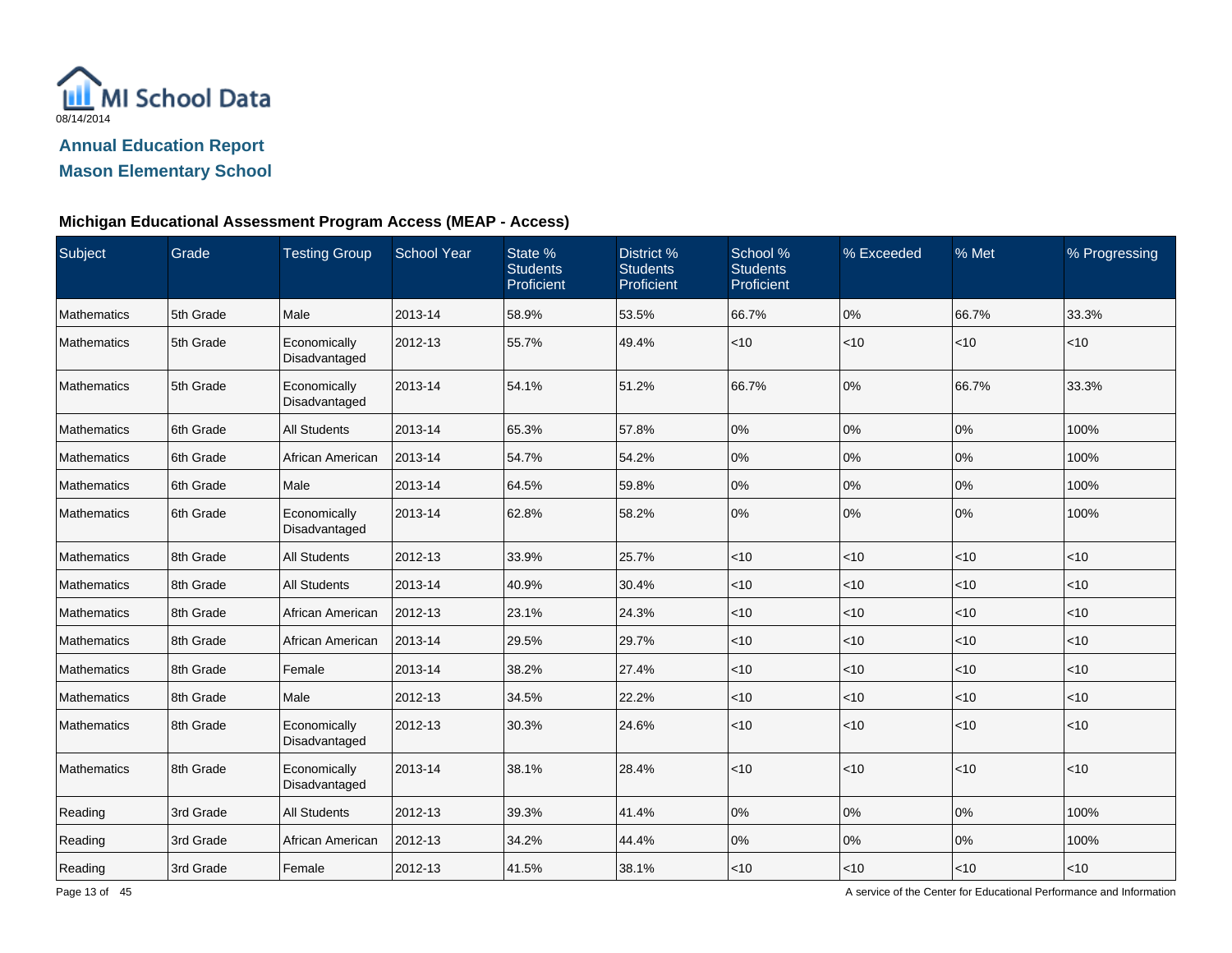# Annual Education Report

## Mason Elementary School

### Michigan Educational Assessment Program Access (MEAP - Access)

| Subject | Grade | Testing Group | School Year | State % Students Proficient | District % Students Proficient | School % Students Proficient | % Exceeded | % Met | % Progressing |
|---|---|---|---|---|---|---|---|---|---|
| Mathematics | 5th Grade | Male | 2013-14 | 58.9% | 53.5% | 66.7% | 0% | 66.7% | 33.3% |
| Mathematics | 5th Grade | Economically Disadvantaged | 2012-13 | 55.7% | 49.4% | <10 | <10 | <10 | <10 |
| Mathematics | 5th Grade | Economically Disadvantaged | 2013-14 | 54.1% | 51.2% | 66.7% | 0% | 66.7% | 33.3% |
| Mathematics | 6th Grade | All Students | 2013-14 | 65.3% | 57.8% | 0% | 0% | 0% | 100% |
| Mathematics | 6th Grade | African American | 2013-14 | 54.7% | 54.2% | 0% | 0% | 0% | 100% |
| Mathematics | 6th Grade | Male | 2013-14 | 64.5% | 59.8% | 0% | 0% | 0% | 100% |
| Mathematics | 6th Grade | Economically Disadvantaged | 2013-14 | 62.8% | 58.2% | 0% | 0% | 0% | 100% |
| Mathematics | 8th Grade | All Students | 2012-13 | 33.9% | 25.7% | <10 | <10 | <10 | <10 |
| Mathematics | 8th Grade | All Students | 2013-14 | 40.9% | 30.4% | <10 | <10 | <10 | <10 |
| Mathematics | 8th Grade | African American | 2012-13 | 23.1% | 24.3% | <10 | <10 | <10 | <10 |
| Mathematics | 8th Grade | African American | 2013-14 | 29.5% | 29.7% | <10 | <10 | <10 | <10 |
| Mathematics | 8th Grade | Female | 2013-14 | 38.2% | 27.4% | <10 | <10 | <10 | <10 |
| Mathematics | 8th Grade | Male | 2012-13 | 34.5% | 22.2% | <10 | <10 | <10 | <10 |
| Mathematics | 8th Grade | Economically Disadvantaged | 2012-13 | 30.3% | 24.6% | <10 | <10 | <10 | <10 |
| Mathematics | 8th Grade | Economically Disadvantaged | 2013-14 | 38.1% | 28.4% | <10 | <10 | <10 | <10 |
| Reading | 3rd Grade | All Students | 2012-13 | 39.3% | 41.4% | 0% | 0% | 0% | 100% |
| Reading | 3rd Grade | African American | 2012-13 | 34.2% | 44.4% | 0% | 0% | 0% | 100% |
| Reading | 3rd Grade | Female | 2012-13 | 41.5% | 38.1% | <10 | <10 | <10 | <10 |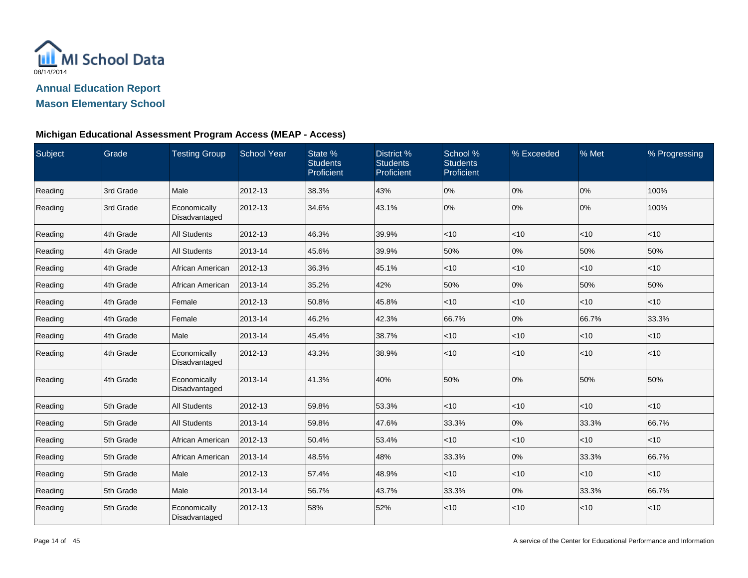MI School Data

08/14/2014

## Annual Education Report

## Mason Elementary School

### Michigan Educational Assessment Program Access (MEAP - Access)

| Subject | Grade | Testing Group | School Year | State % Students Proficient | District % Students Proficient | School % Students Proficient | % Exceeded | % Met | % Progressing |
|---|---|---|---|---|---|---|---|---|---|
| Reading | 3rd Grade | Male | 2012-13 | 38.3% | 43% | 0% | 0% | 0% | 100% |
| Reading | 3rd Grade | Economically Disadvantaged | 2012-13 | 34.6% | 43.1% | 0% | 0% | 0% | 100% |
| Reading | 4th Grade | All Students | 2012-13 | 46.3% | 39.9% | <10 | <10 | <10 | <10 |
| Reading | 4th Grade | All Students | 2013-14 | 45.6% | 39.9% | 50% | 0% | 50% | 50% |
| Reading | 4th Grade | African American | 2012-13 | 36.3% | 45.1% | <10 | <10 | <10 | <10 |
| Reading | 4th Grade | African American | 2013-14 | 35.2% | 42% | 50% | 0% | 50% | 50% |
| Reading | 4th Grade | Female | 2012-13 | 50.8% | 45.8% | <10 | <10 | <10 | <10 |
| Reading | 4th Grade | Female | 2013-14 | 46.2% | 42.3% | 66.7% | 0% | 66.7% | 33.3% |
| Reading | 4th Grade | Male | 2013-14 | 45.4% | 38.7% | <10 | <10 | <10 | <10 |
| Reading | 4th Grade | Economically Disadvantaged | 2012-13 | 43.3% | 38.9% | <10 | <10 | <10 | <10 |
| Reading | 4th Grade | Economically Disadvantaged | 2013-14 | 41.3% | 40% | 50% | 0% | 50% | 50% |
| Reading | 5th Grade | All Students | 2012-13 | 59.8% | 53.3% | <10 | <10 | <10 | <10 |
| Reading | 5th Grade | All Students | 2013-14 | 59.8% | 47.6% | 33.3% | 0% | 33.3% | 66.7% |
| Reading | 5th Grade | African American | 2012-13 | 50.4% | 53.4% | <10 | <10 | <10 | <10 |
| Reading | 5th Grade | African American | 2013-14 | 48.5% | 48% | 33.3% | 0% | 33.3% | 66.7% |
| Reading | 5th Grade | Male | 2012-13 | 57.4% | 48.9% | <10 | <10 | <10 | <10 |
| Reading | 5th Grade | Male | 2013-14 | 56.7% | 43.7% | 33.3% | 0% | 33.3% | 66.7% |
| Reading | 5th Grade | Economically Disadvantaged | 2012-13 | 58% | 52% | <10 | <10 | <10 | <10 |

A service of the Center for Educational Performance and Information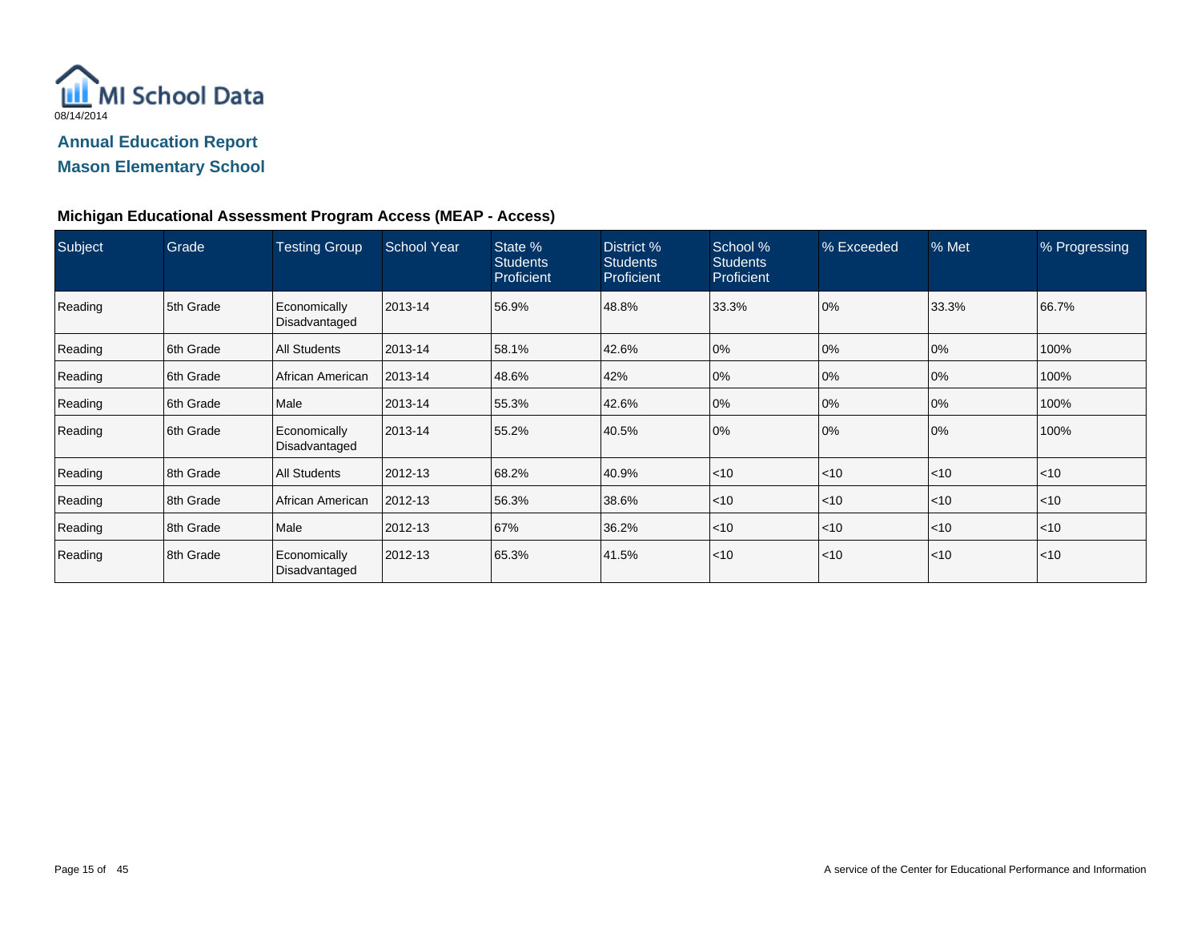MI School Data

08/14/2014

## Annual Education Report

## Mason Elementary School

### Michigan Educational Assessment Program Access (MEAP - Access)

| Subject | Grade | Testing Group | School Year | State % Students Proficient | District % Students Proficient | School % Students Proficient | % Exceeded | % Met | % Progressing |
|---|---|---|---|---|---|---|---|---|---|
| Reading | 5th Grade | Economically Disadvantaged | 2013-14 | 56.9% | 48.8% | 33.3% | 0% | 33.3% | 66.7% |
| Reading | 6th Grade | All Students | 2013-14 | 58.1% | 42.6% | 0% | 0% | 0% | 100% |
| Reading | 6th Grade | African American | 2013-14 | 48.6% | 42% | 0% | 0% | 0% | 100% |
| Reading | 6th Grade | Male | 2013-14 | 55.3% | 42.6% | 0% | 0% | 0% | 100% |
| Reading | 6th Grade | Economically Disadvantaged | 2013-14 | 55.2% | 40.5% | 0% | 0% | 0% | 100% |
| Reading | 8th Grade | All Students | 2012-13 | 68.2% | 40.9% | <10 | <10 | <10 | <10 |
| Reading | 8th Grade | African American | 2012-13 | 56.3% | 38.6% | <10 | <10 | <10 | <10 |
| Reading | 8th Grade | Male | 2012-13 | 67% | 36.2% | <10 | <10 | <10 | <10 |
| Reading | 8th Grade | Economically Disadvantaged | 2012-13 | 65.3% | 41.5% | <10 | <10 | <10 | <10 |

A service of the Center for Educational Performance and Information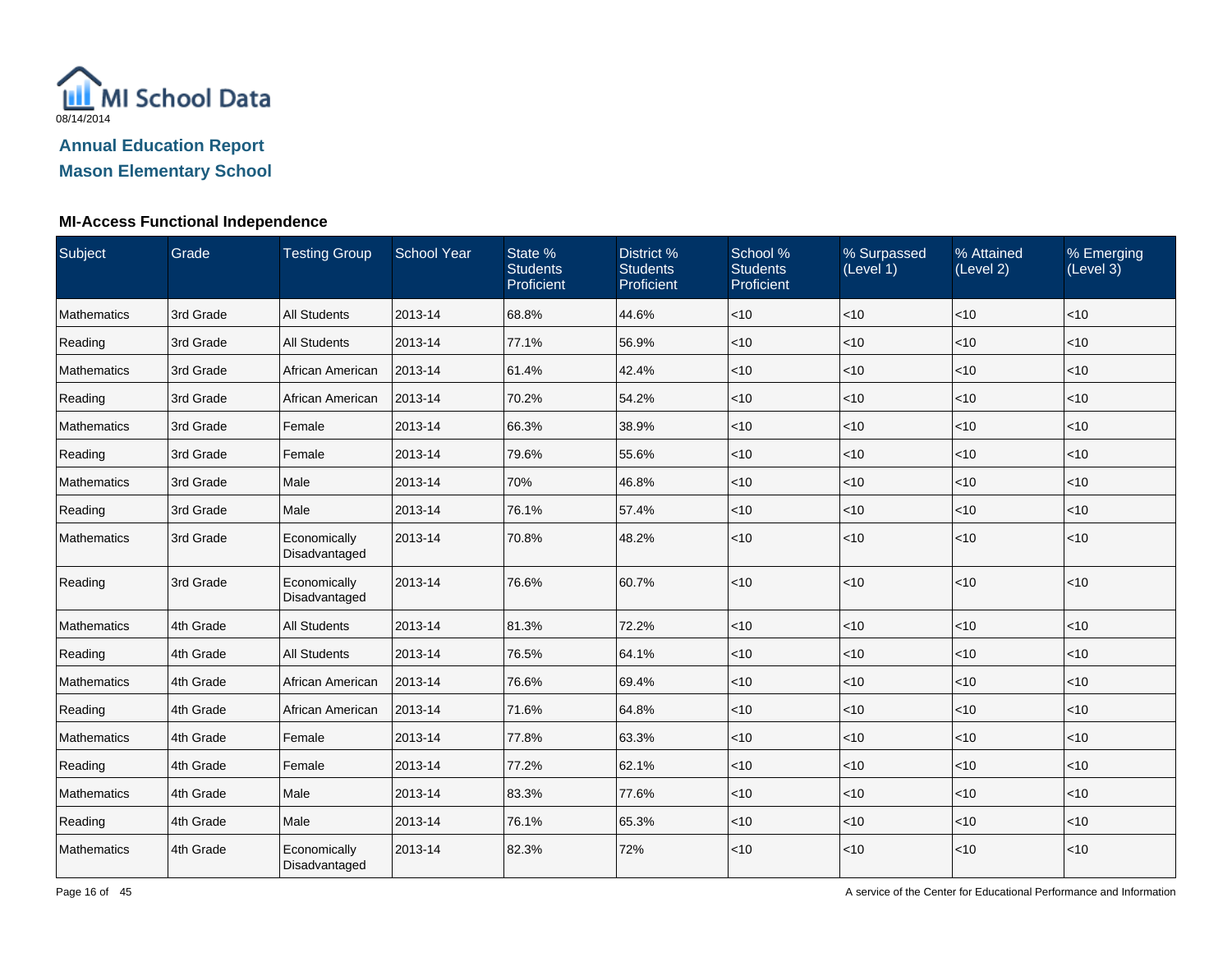MI School Data
08/14/2014

## Annual Education Report

## Mason Elementary School

### MI-Access Functional Independence

| Subject | Grade | Testing Group | School Year | State % Students Proficient | District % Students Proficient | School % Students Proficient | % Surpassed (Level 1) | % Attained (Level 2) | % Emerging (Level 3) |
|---|---|---|---|---|---|---|---|---|---|
| Mathematics | 3rd Grade | All Students | 2013-14 | 68.8% | 44.6% | <10 | <10 | <10 | <10 |
| Reading | 3rd Grade | All Students | 2013-14 | 77.1% | 56.9% | <10 | <10 | <10 | <10 |
| Mathematics | 3rd Grade | African American | 2013-14 | 61.4% | 42.4% | <10 | <10 | <10 | <10 |
| Reading | 3rd Grade | African American | 2013-14 | 70.2% | 54.2% | <10 | <10 | <10 | <10 |
| Mathematics | 3rd Grade | Female | 2013-14 | 66.3% | 38.9% | <10 | <10 | <10 | <10 |
| Reading | 3rd Grade | Female | 2013-14 | 79.6% | 55.6% | <10 | <10 | <10 | <10 |
| Mathematics | 3rd Grade | Male | 2013-14 | 70% | 46.8% | <10 | <10 | <10 | <10 |
| Reading | 3rd Grade | Male | 2013-14 | 76.1% | 57.4% | <10 | <10 | <10 | <10 |
| Mathematics | 3rd Grade | Economically Disadvantaged | 2013-14 | 70.8% | 48.2% | <10 | <10 | <10 | <10 |
| Reading | 3rd Grade | Economically Disadvantaged | 2013-14 | 76.6% | 60.7% | <10 | <10 | <10 | <10 |
| Mathematics | 4th Grade | All Students | 2013-14 | 81.3% | 72.2% | <10 | <10 | <10 | <10 |
| Reading | 4th Grade | All Students | 2013-14 | 76.5% | 64.1% | <10 | <10 | <10 | <10 |
| Mathematics | 4th Grade | African American | 2013-14 | 76.6% | 69.4% | <10 | <10 | <10 | <10 |
| Reading | 4th Grade | African American | 2013-14 | 71.6% | 64.8% | <10 | <10 | <10 | <10 |
| Mathematics | 4th Grade | Female | 2013-14 | 77.8% | 63.3% | <10 | <10 | <10 | <10 |
| Reading | 4th Grade | Female | 2013-14 | 77.2% | 62.1% | <10 | <10 | <10 | <10 |
| Mathematics | 4th Grade | Male | 2013-14 | 83.3% | 77.6% | <10 | <10 | <10 | <10 |
| Reading | 4th Grade | Male | 2013-14 | 76.1% | 65.3% | <10 | <10 | <10 | <10 |
| Mathematics | 4th Grade | Economically Disadvantaged | 2013-14 | 82.3% | 72% | <10 | <10 | <10 | <10 |

A service of the Center for Educational Performance and Information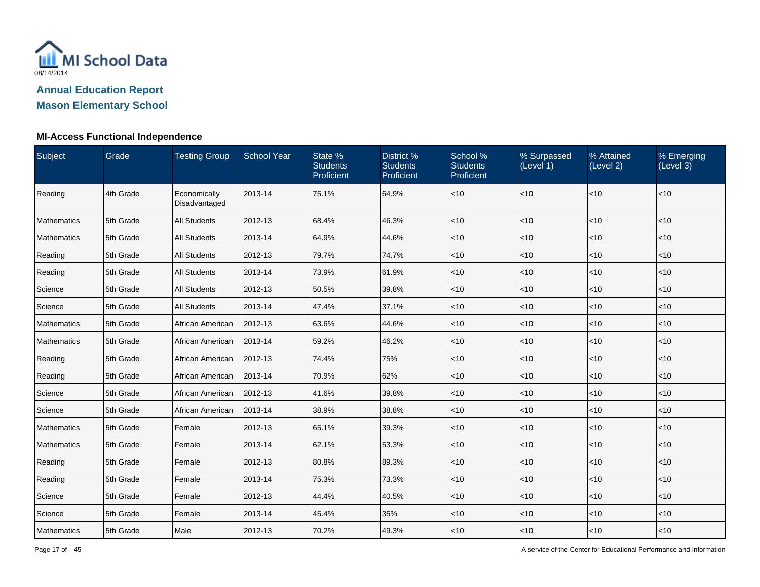# Annual Education Report

## Mason Elementary School

### MI-Access Functional Independence

| Subject | Grade | Testing Group | School Year | State % Students Proficient | District % Students Proficient | School % Students Proficient | % Surpassed (Level 1) | % Attained (Level 2) | % Emerging (Level 3) |
|---|---|---|---|---|---|---|---|---|---|
| Reading | 4th Grade | Economically Disadvantaged | 2013-14 | 75.1% | 64.9% | <10 | <10 | <10 | <10 |
| Mathematics | 5th Grade | All Students | 2012-13 | 68.4% | 46.3% | <10 | <10 | <10 | <10 |
| Mathematics | 5th Grade | All Students | 2013-14 | 64.9% | 44.6% | <10 | <10 | <10 | <10 |
| Reading | 5th Grade | All Students | 2012-13 | 79.7% | 74.7% | <10 | <10 | <10 | <10 |
| Reading | 5th Grade | All Students | 2013-14 | 73.9% | 61.9% | <10 | <10 | <10 | <10 |
| Science | 5th Grade | All Students | 2012-13 | 50.5% | 39.8% | <10 | <10 | <10 | <10 |
| Science | 5th Grade | All Students | 2013-14 | 47.4% | 37.1% | <10 | <10 | <10 | <10 |
| Mathematics | 5th Grade | African American | 2012-13 | 63.6% | 44.6% | <10 | <10 | <10 | <10 |
| Mathematics | 5th Grade | African American | 2013-14 | 59.2% | 46.2% | <10 | <10 | <10 | <10 |
| Reading | 5th Grade | African American | 2012-13 | 74.4% | 75% | <10 | <10 | <10 | <10 |
| Reading | 5th Grade | African American | 2013-14 | 70.9% | 62% | <10 | <10 | <10 | <10 |
| Science | 5th Grade | African American | 2012-13 | 41.6% | 39.8% | <10 | <10 | <10 | <10 |
| Science | 5th Grade | African American | 2013-14 | 38.9% | 38.8% | <10 | <10 | <10 | <10 |
| Mathematics | 5th Grade | Female | 2012-13 | 65.1% | 39.3% | <10 | <10 | <10 | <10 |
| Mathematics | 5th Grade | Female | 2013-14 | 62.1% | 53.3% | <10 | <10 | <10 | <10 |
| Reading | 5th Grade | Female | 2012-13 | 80.8% | 89.3% | <10 | <10 | <10 | <10 |
| Reading | 5th Grade | Female | 2013-14 | 75.3% | 73.3% | <10 | <10 | <10 | <10 |
| Science | 5th Grade | Female | 2012-13 | 44.4% | 40.5% | <10 | <10 | <10 | <10 |
| Science | 5th Grade | Female | 2013-14 | 45.4% | 35% | <10 | <10 | <10 | <10 |
| Mathematics | 5th Grade | Male | 2012-13 | 70.2% | 49.3% | <10 | <10 | <10 | <10 |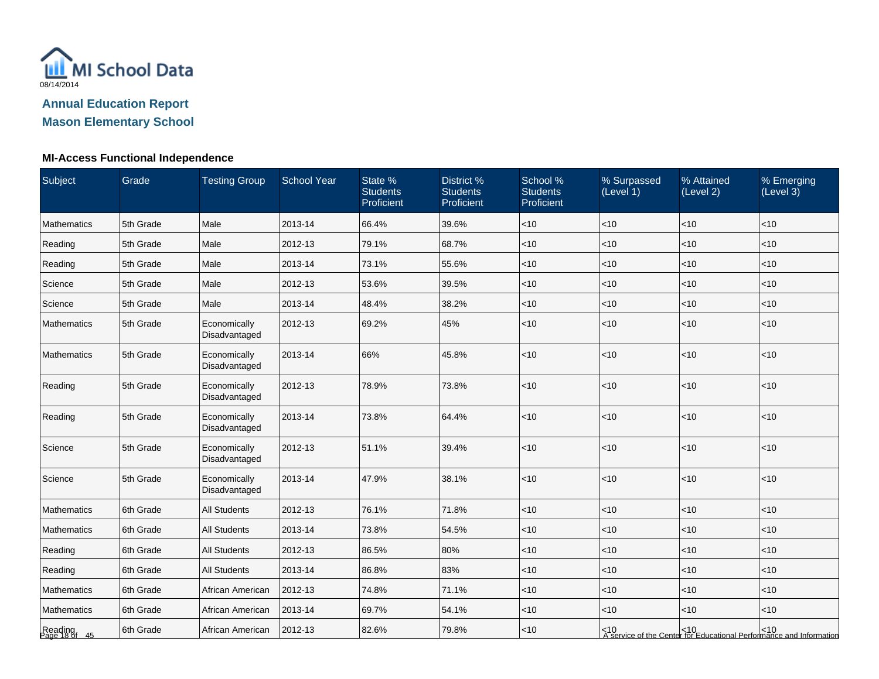08/14/2014

## Annual Education Report
## Mason Elementary School

### MI-Access Functional Independence

| Subject | Grade | Testing Group | School Year | State % Students Proficient | District % Students Proficient | School % Students Proficient | % Surpassed (Level 1) | % Attained (Level 2) | % Emerging (Level 3) |
|---|---|---|---|---|---|---|---|---|---|
| Mathematics | 5th Grade | Male | 2013-14 | 66.4% | 39.6% | <10 | <10 | <10 | <10 |
| Reading | 5th Grade | Male | 2012-13 | 79.1% | 68.7% | <10 | <10 | <10 | <10 |
| Reading | 5th Grade | Male | 2013-14 | 73.1% | 55.6% | <10 | <10 | <10 | <10 |
| Science | 5th Grade | Male | 2012-13 | 53.6% | 39.5% | <10 | <10 | <10 | <10 |
| Science | 5th Grade | Male | 2013-14 | 48.4% | 38.2% | <10 | <10 | <10 | <10 |
| Mathematics | 5th Grade | Economically Disadvantaged | 2012-13 | 69.2% | 45% | <10 | <10 | <10 | <10 |
| Mathematics | 5th Grade | Economically Disadvantaged | 2013-14 | 66% | 45.8% | <10 | <10 | <10 | <10 |
| Reading | 5th Grade | Economically Disadvantaged | 2012-13 | 78.9% | 73.8% | <10 | <10 | <10 | <10 |
| Reading | 5th Grade | Economically Disadvantaged | 2013-14 | 73.8% | 64.4% | <10 | <10 | <10 | <10 |
| Science | 5th Grade | Economically Disadvantaged | 2012-13 | 51.1% | 39.4% | <10 | <10 | <10 | <10 |
| Science | 5th Grade | Economically Disadvantaged | 2013-14 | 47.9% | 38.1% | <10 | <10 | <10 | <10 |
| Mathematics | 6th Grade | All Students | 2012-13 | 76.1% | 71.8% | <10 | <10 | <10 | <10 |
| Mathematics | 6th Grade | All Students | 2013-14 | 73.8% | 54.5% | <10 | <10 | <10 | <10 |
| Reading | 6th Grade | All Students | 2012-13 | 86.5% | 80% | <10 | <10 | <10 | <10 |
| Reading | 6th Grade | All Students | 2013-14 | 86.8% | 83% | <10 | <10 | <10 | <10 |
| Mathematics | 6th Grade | African American | 2012-13 | 74.8% | 71.1% | <10 | <10 | <10 | <10 |
| Mathematics | 6th Grade | African American | 2013-14 | 69.7% | 54.1% | <10 | <10 | <10 | <10 |
| Reading | 6th Grade | African American | 2012-13 | 82.6% | 79.8% | <10 | <10 | <10 | <10 |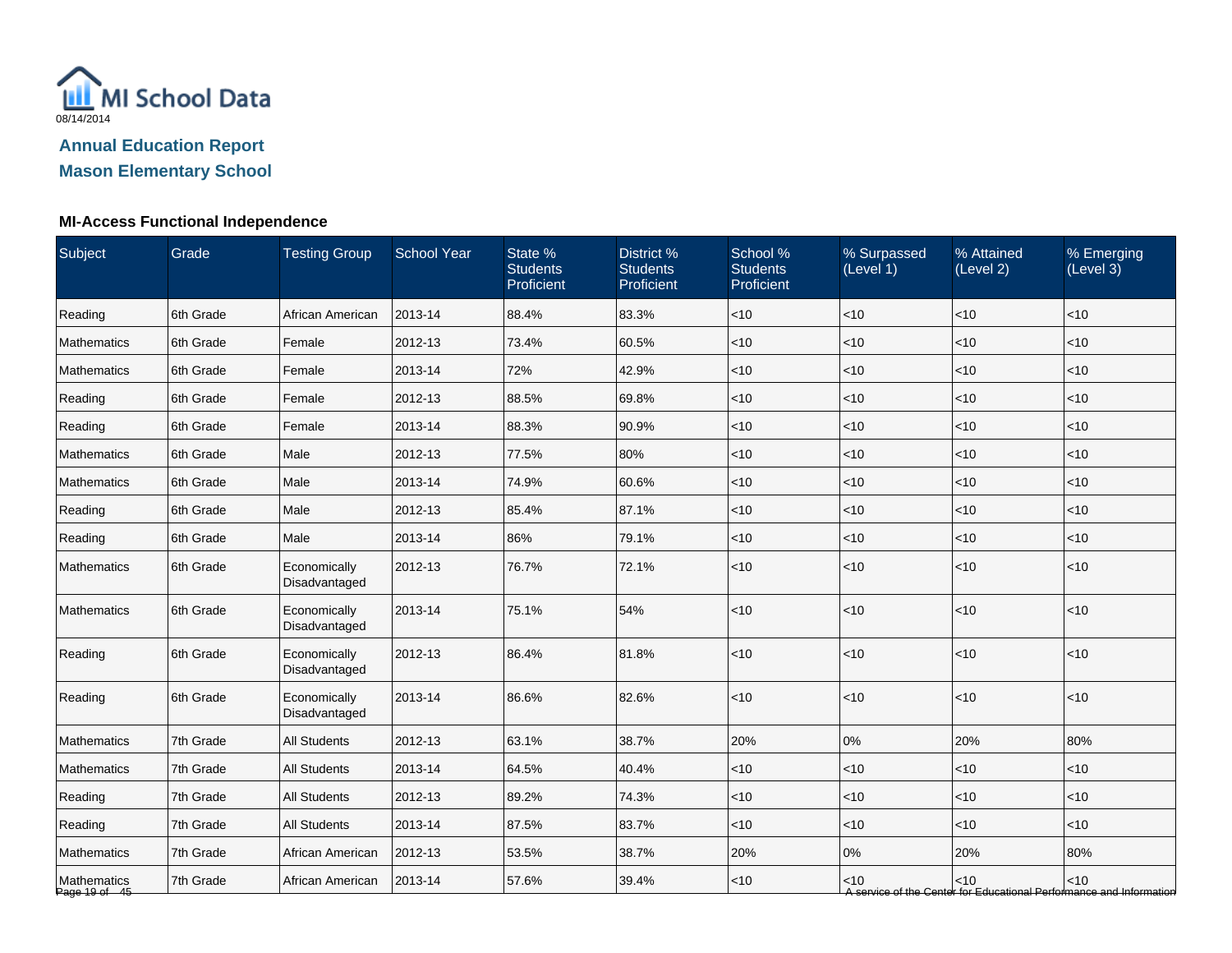MI School Data

08/14/2014

## Annual Education Report

## Mason Elementary School

### MI-Access Functional Independence

| Subject | Grade | Testing Group | School Year | State % Students Proficient | District % Students Proficient | School % Students Proficient | % Surpassed (Level 1) | % Attained (Level 2) | % Emerging (Level 3) |
|---|---|---|---|---|---|---|---|---|---|
| Reading | 6th Grade | African American | 2013-14 | 88.4% | 83.3% | <10 | <10 | <10 | <10 |
| Mathematics | 6th Grade | Female | 2012-13 | 73.4% | 60.5% | <10 | <10 | <10 | <10 |
| Mathematics | 6th Grade | Female | 2013-14 | 72% | 42.9% | <10 | <10 | <10 | <10 |
| Reading | 6th Grade | Female | 2012-13 | 88.5% | 69.8% | <10 | <10 | <10 | <10 |
| Reading | 6th Grade | Female | 2013-14 | 88.3% | 90.9% | <10 | <10 | <10 | <10 |
| Mathematics | 6th Grade | Male | 2012-13 | 77.5% | 80% | <10 | <10 | <10 | <10 |
| Mathematics | 6th Grade | Male | 2013-14 | 74.9% | 60.6% | <10 | <10 | <10 | <10 |
| Reading | 6th Grade | Male | 2012-13 | 85.4% | 87.1% | <10 | <10 | <10 | <10 |
| Reading | 6th Grade | Male | 2013-14 | 86% | 79.1% | <10 | <10 | <10 | <10 |
| Mathematics | 6th Grade | Economically Disadvantaged | 2012-13 | 76.7% | 72.1% | <10 | <10 | <10 | <10 |
| Mathematics | 6th Grade | Economically Disadvantaged | 2013-14 | 75.1% | 54% | <10 | <10 | <10 | <10 |
| Reading | 6th Grade | Economically Disadvantaged | 2012-13 | 86.4% | 81.8% | <10 | <10 | <10 | <10 |
| Reading | 6th Grade | Economically Disadvantaged | 2013-14 | 86.6% | 82.6% | <10 | <10 | <10 | <10 |
| Mathematics | 7th Grade | All Students | 2012-13 | 63.1% | 38.7% | 20% | 0% | 20% | 80% |
| Mathematics | 7th Grade | All Students | 2013-14 | 64.5% | 40.4% | <10 | <10 | <10 | <10 |
| Reading | 7th Grade | All Students | 2012-13 | 89.2% | 74.3% | <10 | <10 | <10 | <10 |
| Reading | 7th Grade | All Students | 2013-14 | 87.5% | 83.7% | <10 | <10 | <10 | <10 |
| Mathematics | 7th Grade | African American | 2012-13 | 53.5% | 38.7% | 20% | 0% | 20% | 80% |
| Mathematics | 7th Grade | African American | 2013-14 | 57.6% | 39.4% | <10 | <10 | <10 | <10 |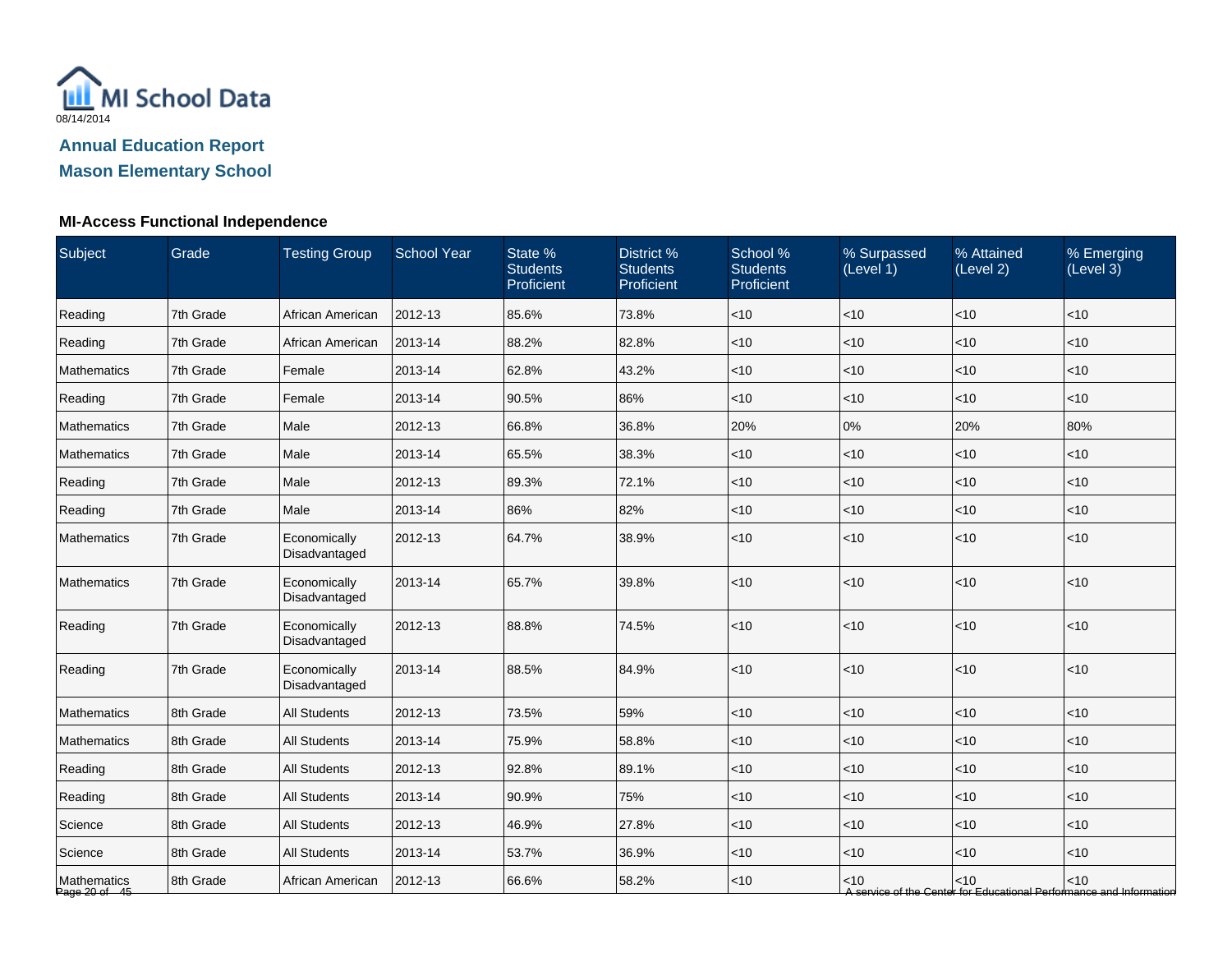MI School Data

08/14/2014

## Annual Education Report
## Mason Elementary School

### MI-Access Functional Independence

| Subject | Grade | Testing Group | School Year | State % Students Proficient | District % Students Proficient | School % Students Proficient | % Surpassed (Level 1) | % Attained (Level 2) | % Emerging (Level 3) |
|---|---|---|---|---|---|---|---|---|---|
| Reading | 7th Grade | African American | 2012-13 | 85.6% | 73.8% | <10 | <10 | <10 | <10 |
| Reading | 7th Grade | African American | 2013-14 | 88.2% | 82.8% | <10 | <10 | <10 | <10 |
| Mathematics | 7th Grade | Female | 2013-14 | 62.8% | 43.2% | <10 | <10 | <10 | <10 |
| Reading | 7th Grade | Female | 2013-14 | 90.5% | 86% | <10 | <10 | <10 | <10 |
| Mathematics | 7th Grade | Male | 2012-13 | 66.8% | 36.8% | 20% | 0% | 20% | 80% |
| Mathematics | 7th Grade | Male | 2013-14 | 65.5% | 38.3% | <10 | <10 | <10 | <10 |
| Reading | 7th Grade | Male | 2012-13 | 89.3% | 72.1% | <10 | <10 | <10 | <10 |
| Reading | 7th Grade | Male | 2013-14 | 86% | 82% | <10 | <10 | <10 | <10 |
| Mathematics | 7th Grade | Economically Disadvantaged | 2012-13 | 64.7% | 38.9% | <10 | <10 | <10 | <10 |
| Mathematics | 7th Grade | Economically Disadvantaged | 2013-14 | 65.7% | 39.8% | <10 | <10 | <10 | <10 |
| Reading | 7th Grade | Economically Disadvantaged | 2012-13 | 88.8% | 74.5% | <10 | <10 | <10 | <10 |
| Reading | 7th Grade | Economically Disadvantaged | 2013-14 | 88.5% | 84.9% | <10 | <10 | <10 | <10 |
| Mathematics | 8th Grade | All Students | 2012-13 | 73.5% | 59% | <10 | <10 | <10 | <10 |
| Mathematics | 8th Grade | All Students | 2013-14 | 75.9% | 58.8% | <10 | <10 | <10 | <10 |
| Reading | 8th Grade | All Students | 2012-13 | 92.8% | 89.1% | <10 | <10 | <10 | <10 |
| Reading | 8th Grade | All Students | 2013-14 | 90.9% | 75% | <10 | <10 | <10 | <10 |
| Science | 8th Grade | All Students | 2012-13 | 46.9% | 27.8% | <10 | <10 | <10 | <10 |
| Science | 8th Grade | All Students | 2013-14 | 53.7% | 36.9% | <10 | <10 | <10 | <10 |
| Mathematics | 8th Grade | African American | 2012-13 | 66.6% | 58.2% | <10 | <10 | <10 | <10 |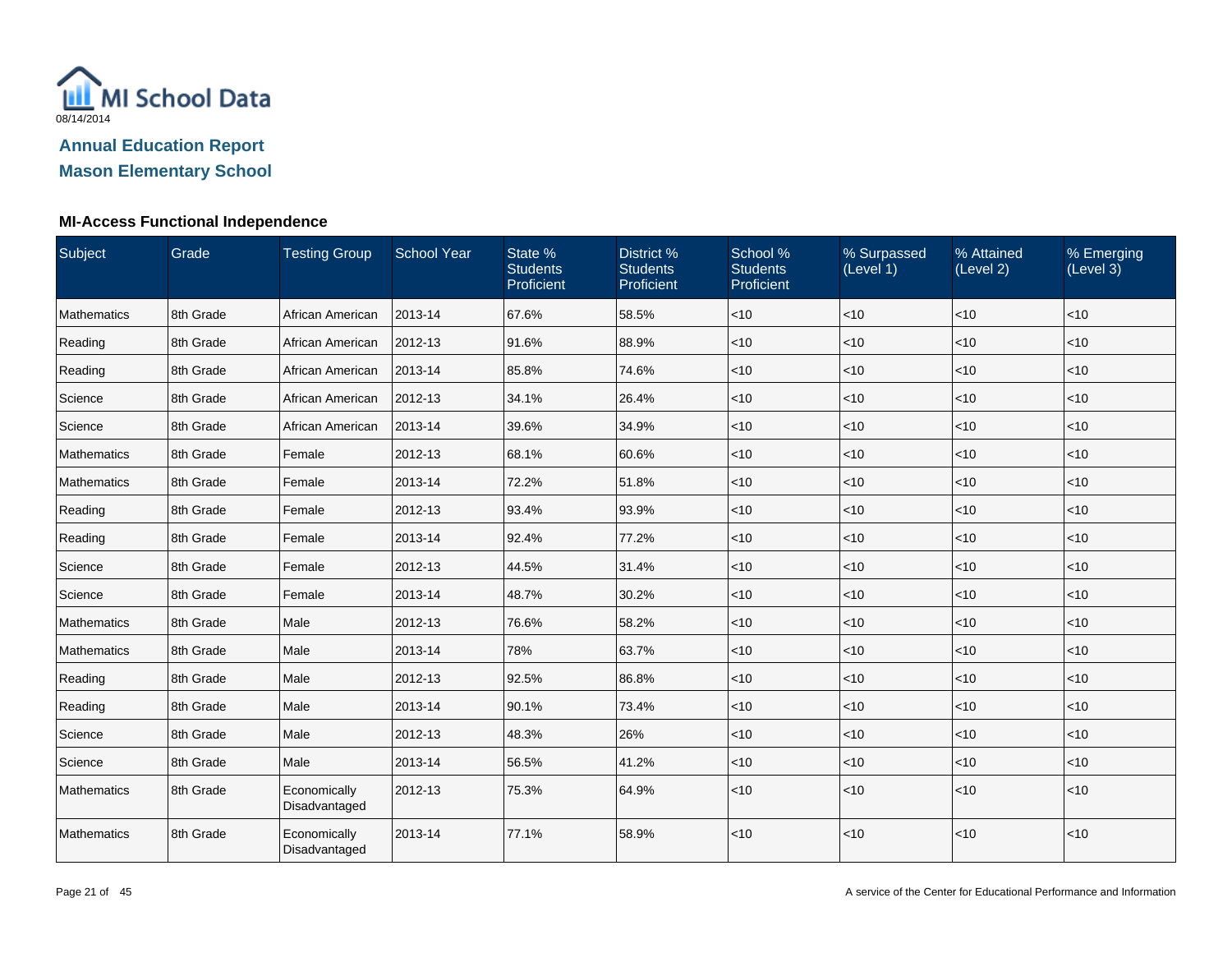MI School Data

08/14/2014

## Annual Education Report

## Mason Elementary School

### MI-Access Functional Independence

| Subject | Grade | Testing Group | School Year | State % Students Proficient | District % Students Proficient | School % Students Proficient | % Surpassed (Level 1) | % Attained (Level 2) | % Emerging (Level 3) |
|---|---|---|---|---|---|---|---|---|---|
| Mathematics | 8th Grade | African American | 2013-14 | 67.6% | 58.5% | <10 | <10 | <10 | <10 |
| Reading | 8th Grade | African American | 2012-13 | 91.6% | 88.9% | <10 | <10 | <10 | <10 |
| Reading | 8th Grade | African American | 2013-14 | 85.8% | 74.6% | <10 | <10 | <10 | <10 |
| Science | 8th Grade | African American | 2012-13 | 34.1% | 26.4% | <10 | <10 | <10 | <10 |
| Science | 8th Grade | African American | 2013-14 | 39.6% | 34.9% | <10 | <10 | <10 | <10 |
| Mathematics | 8th Grade | Female | 2012-13 | 68.1% | 60.6% | <10 | <10 | <10 | <10 |
| Mathematics | 8th Grade | Female | 2013-14 | 72.2% | 51.8% | <10 | <10 | <10 | <10 |
| Reading | 8th Grade | Female | 2012-13 | 93.4% | 93.9% | <10 | <10 | <10 | <10 |
| Reading | 8th Grade | Female | 2013-14 | 92.4% | 77.2% | <10 | <10 | <10 | <10 |
| Science | 8th Grade | Female | 2012-13 | 44.5% | 31.4% | <10 | <10 | <10 | <10 |
| Science | 8th Grade | Female | 2013-14 | 48.7% | 30.2% | <10 | <10 | <10 | <10 |
| Mathematics | 8th Grade | Male | 2012-13 | 76.6% | 58.2% | <10 | <10 | <10 | <10 |
| Mathematics | 8th Grade | Male | 2013-14 | 78% | 63.7% | <10 | <10 | <10 | <10 |
| Reading | 8th Grade | Male | 2012-13 | 92.5% | 86.8% | <10 | <10 | <10 | <10 |
| Reading | 8th Grade | Male | 2013-14 | 90.1% | 73.4% | <10 | <10 | <10 | <10 |
| Science | 8th Grade | Male | 2012-13 | 48.3% | 26% | <10 | <10 | <10 | <10 |
| Science | 8th Grade | Male | 2013-14 | 56.5% | 41.2% | <10 | <10 | <10 | <10 |
| Mathematics | 8th Grade | Economically Disadvantaged | 2012-13 | 75.3% | 64.9% | <10 | <10 | <10 | <10 |
| Mathematics | 8th Grade | Economically Disadvantaged | 2013-14 | 77.1% | 58.9% | <10 | <10 | <10 | <10 |

A service of the Center for Educational Performance and Information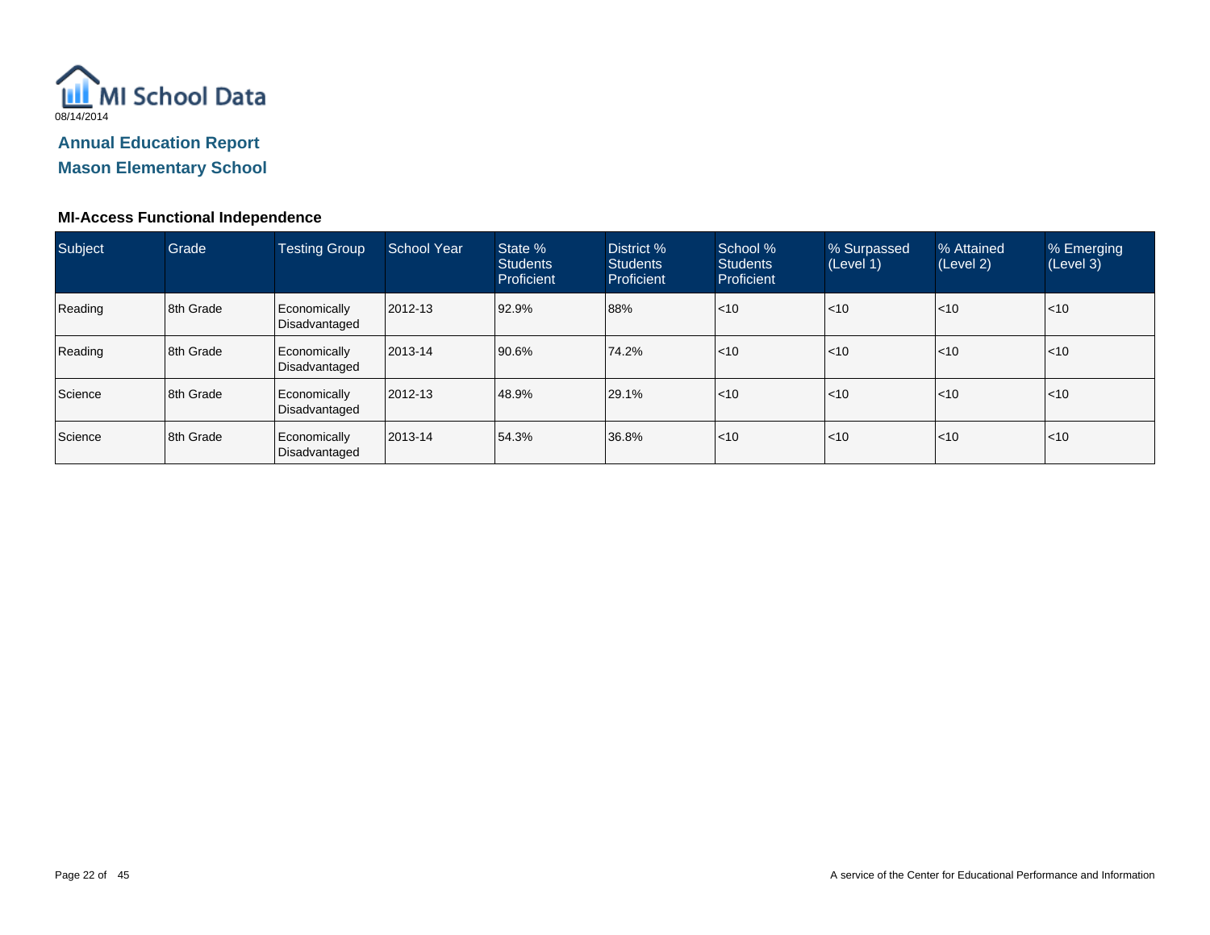MI School Data

08/14/2014

## Annual Education Report

## Mason Elementary School

### MI-Access Functional Independence

| Subject | Grade | Testing Group | School Year | State % Students Proficient | District % Students Proficient | School % Students Proficient | % Surpassed (Level 1) | % Attained (Level 2) | % Emerging (Level 3) |
|---|---|---|---|---|---|---|---|---|---|
| Reading | 8th Grade | Economically Disadvantaged | 2012-13 | 92.9% | 88% | <10 | <10 | <10 | <10 |
| Reading | 8th Grade | Economically Disadvantaged | 2013-14 | 90.6% | 74.2% | <10 | <10 | <10 | <10 |
| Science | 8th Grade | Economically Disadvantaged | 2012-13 | 48.9% | 29.1% | <10 | <10 | <10 | <10 |
| Science | 8th Grade | Economically Disadvantaged | 2013-14 | 54.3% | 36.8% | <10 | <10 | <10 | <10 |

A service of the Center for Educational Performance and Information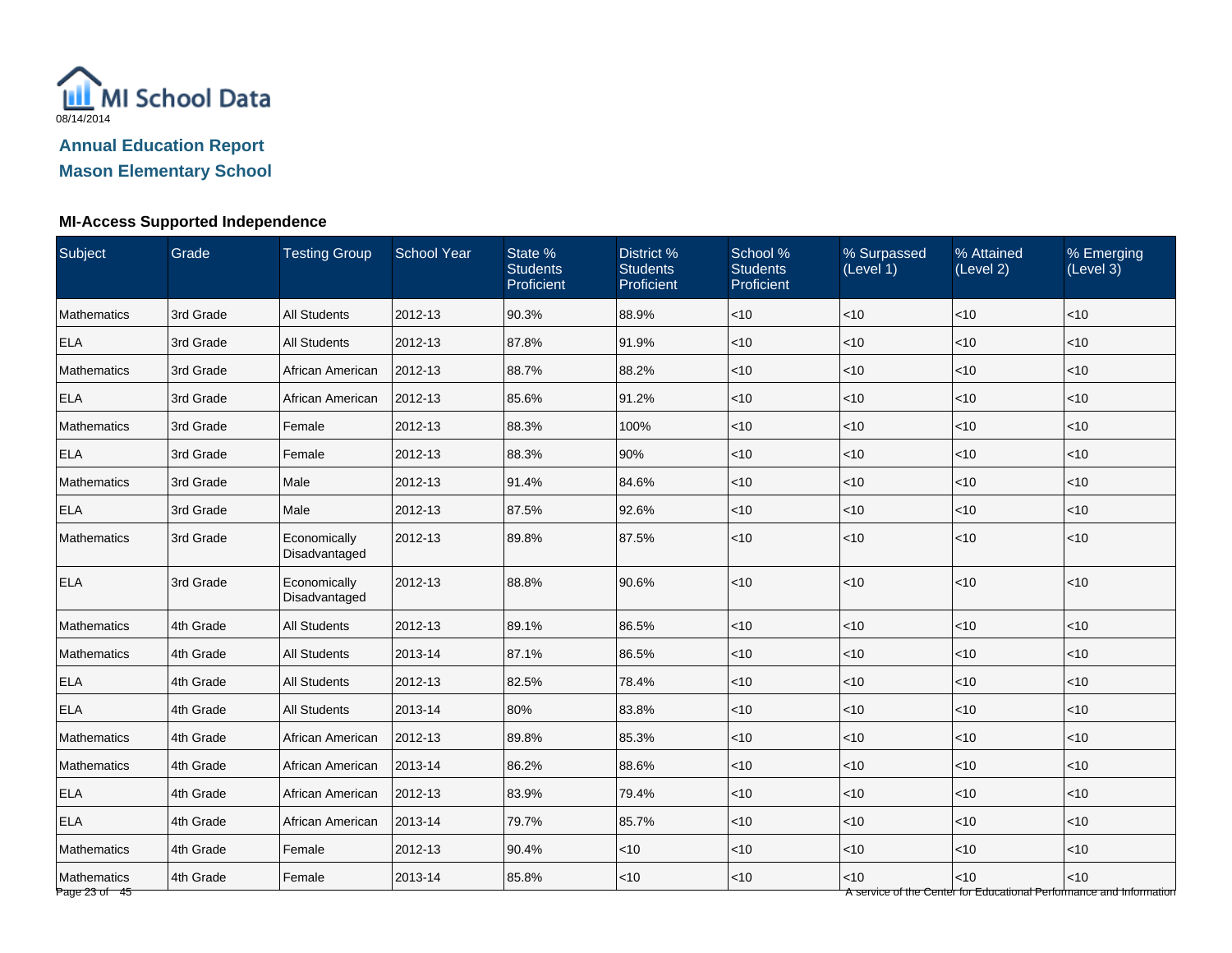MI School Data

08/14/2014

## Annual Education Report

## Mason Elementary School

### MI-Access Supported Independence

| Subject | Grade | Testing Group | School Year | State % Students Proficient | District % Students Proficient | School % Students Proficient | % Surpassed (Level 1) | % Attained (Level 2) | % Emerging (Level 3) |
|---|---|---|---|---|---|---|---|---|---|
| Mathematics | 3rd Grade | All Students | 2012-13 | 90.3% | 88.9% | <10 | <10 | <10 | <10 |
| ELA | 3rd Grade | All Students | 2012-13 | 87.8% | 91.9% | <10 | <10 | <10 | <10 |
| Mathematics | 3rd Grade | African American | 2012-13 | 88.7% | 88.2% | <10 | <10 | <10 | <10 |
| ELA | 3rd Grade | African American | 2012-13 | 85.6% | 91.2% | <10 | <10 | <10 | <10 |
| Mathematics | 3rd Grade | Female | 2012-13 | 88.3% | 100% | <10 | <10 | <10 | <10 |
| ELA | 3rd Grade | Female | 2012-13 | 88.3% | 90% | <10 | <10 | <10 | <10 |
| Mathematics | 3rd Grade | Male | 2012-13 | 91.4% | 84.6% | <10 | <10 | <10 | <10 |
| ELA | 3rd Grade | Male | 2012-13 | 87.5% | 92.6% | <10 | <10 | <10 | <10 |
| Mathematics | 3rd Grade | Economically Disadvantaged | 2012-13 | 89.8% | 87.5% | <10 | <10 | <10 | <10 |
| ELA | 3rd Grade | Economically Disadvantaged | 2012-13 | 88.8% | 90.6% | <10 | <10 | <10 | <10 |
| Mathematics | 4th Grade | All Students | 2012-13 | 89.1% | 86.5% | <10 | <10 | <10 | <10 |
| Mathematics | 4th Grade | All Students | 2013-14 | 87.1% | 86.5% | <10 | <10 | <10 | <10 |
| ELA | 4th Grade | All Students | 2012-13 | 82.5% | 78.4% | <10 | <10 | <10 | <10 |
| ELA | 4th Grade | All Students | 2013-14 | 80% | 83.8% | <10 | <10 | <10 | <10 |
| Mathematics | 4th Grade | African American | 2012-13 | 89.8% | 85.3% | <10 | <10 | <10 | <10 |
| Mathematics | 4th Grade | African American | 2013-14 | 86.2% | 88.6% | <10 | <10 | <10 | <10 |
| ELA | 4th Grade | African American | 2012-13 | 83.9% | 79.4% | <10 | <10 | <10 | <10 |
| ELA | 4th Grade | African American | 2013-14 | 79.7% | 85.7% | <10 | <10 | <10 | <10 |
| Mathematics | 4th Grade | Female | 2012-13 | 90.4% | <10 | <10 | <10 | <10 | <10 |
| Mathematics | 4th Grade | Female | 2013-14 | 85.8% | <10 | <10 | <10 | <10 | <10 |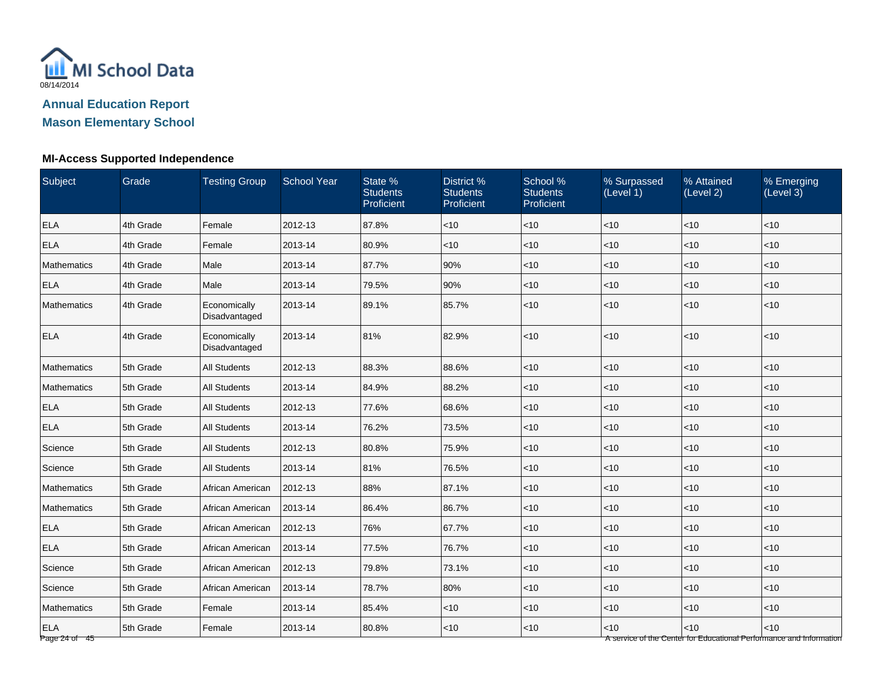MI School Data

08/14/2014

## Annual Education Report

## Mason Elementary School

### MI-Access Supported Independence

| Subject | Grade | Testing Group | School Year | State % Students Proficient | District % Students Proficient | School % Students Proficient | % Surpassed (Level 1) | % Attained (Level 2) | % Emerging (Level 3) |
|---|---|---|---|---|---|---|---|---|---|
| ELA | 4th Grade | Female | 2012-13 | 87.8% | <10 | <10 | <10 | <10 | <10 |
| ELA | 4th Grade | Female | 2013-14 | 80.9% | <10 | <10 | <10 | <10 | <10 |
| Mathematics | 4th Grade | Male | 2013-14 | 87.7% | 90% | <10 | <10 | <10 | <10 |
| ELA | 4th Grade | Male | 2013-14 | 79.5% | 90% | <10 | <10 | <10 | <10 |
| Mathematics | 4th Grade | Economically Disadvantaged | 2013-14 | 89.1% | 85.7% | <10 | <10 | <10 | <10 |
| ELA | 4th Grade | Economically Disadvantaged | 2013-14 | 81% | 82.9% | <10 | <10 | <10 | <10 |
| Mathematics | 5th Grade | All Students | 2012-13 | 88.3% | 88.6% | <10 | <10 | <10 | <10 |
| Mathematics | 5th Grade | All Students | 2013-14 | 84.9% | 88.2% | <10 | <10 | <10 | <10 |
| ELA | 5th Grade | All Students | 2012-13 | 77.6% | 68.6% | <10 | <10 | <10 | <10 |
| ELA | 5th Grade | All Students | 2013-14 | 76.2% | 73.5% | <10 | <10 | <10 | <10 |
| Science | 5th Grade | All Students | 2012-13 | 80.8% | 75.9% | <10 | <10 | <10 | <10 |
| Science | 5th Grade | All Students | 2013-14 | 81% | 76.5% | <10 | <10 | <10 | <10 |
| Mathematics | 5th Grade | African American | 2012-13 | 88% | 87.1% | <10 | <10 | <10 | <10 |
| Mathematics | 5th Grade | African American | 2013-14 | 86.4% | 86.7% | <10 | <10 | <10 | <10 |
| ELA | 5th Grade | African American | 2012-13 | 76% | 67.7% | <10 | <10 | <10 | <10 |
| ELA | 5th Grade | African American | 2013-14 | 77.5% | 76.7% | <10 | <10 | <10 | <10 |
| Science | 5th Grade | African American | 2012-13 | 79.8% | 73.1% | <10 | <10 | <10 | <10 |
| Science | 5th Grade | African American | 2013-14 | 78.7% | 80% | <10 | <10 | <10 | <10 |
| Mathematics | 5th Grade | Female | 2013-14 | 85.4% | <10 | <10 | <10 | <10 | <10 |
| ELA | 5th Grade | Female | 2013-14 | 80.8% | <10 | <10 | <10 | <10 | <10 |

A service of the Center for Educational Performance and Information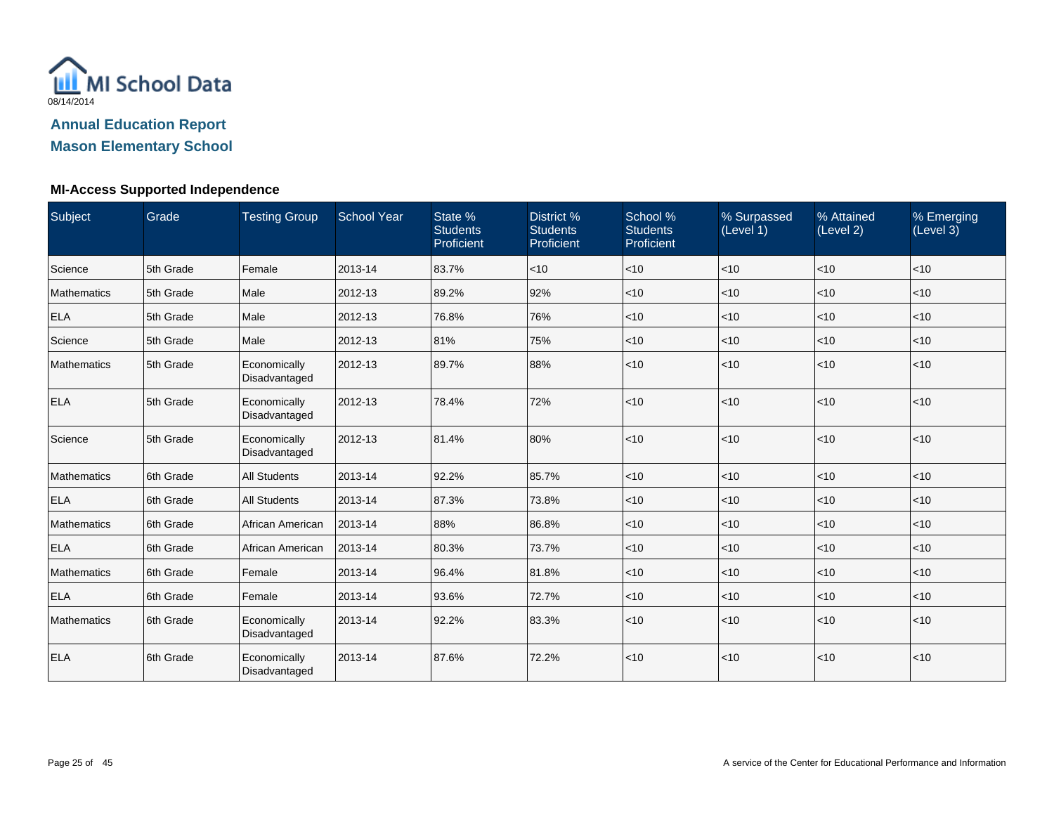MI School Data
08/14/2014

## Annual Education Report

## Mason Elementary School

### MI-Access Supported Independence

| Subject | Grade | Testing Group | School Year | State % Students Proficient | District % Students Proficient | School % Students Proficient | % Surpassed (Level 1) | % Attained (Level 2) | % Emerging (Level 3) |
|---|---|---|---|---|---|---|---|---|---|
| Science | 5th Grade | Female | 2013-14 | 83.7% | <10 | <10 | <10 | <10 | <10 |
| Mathematics | 5th Grade | Male | 2012-13 | 89.2% | 92% | <10 | <10 | <10 | <10 |
| ELA | 5th Grade | Male | 2012-13 | 76.8% | 76% | <10 | <10 | <10 | <10 |
| Science | 5th Grade | Male | 2012-13 | 81% | 75% | <10 | <10 | <10 | <10 |
| Mathematics | 5th Grade | Economically Disadvantaged | 2012-13 | 89.7% | 88% | <10 | <10 | <10 | <10 |
| ELA | 5th Grade | Economically Disadvantaged | 2012-13 | 78.4% | 72% | <10 | <10 | <10 | <10 |
| Science | 5th Grade | Economically Disadvantaged | 2012-13 | 81.4% | 80% | <10 | <10 | <10 | <10 |
| Mathematics | 6th Grade | All Students | 2013-14 | 92.2% | 85.7% | <10 | <10 | <10 | <10 |
| ELA | 6th Grade | All Students | 2013-14 | 87.3% | 73.8% | <10 | <10 | <10 | <10 |
| Mathematics | 6th Grade | African American | 2013-14 | 88% | 86.8% | <10 | <10 | <10 | <10 |
| ELA | 6th Grade | African American | 2013-14 | 80.3% | 73.7% | <10 | <10 | <10 | <10 |
| Mathematics | 6th Grade | Female | 2013-14 | 96.4% | 81.8% | <10 | <10 | <10 | <10 |
| ELA | 6th Grade | Female | 2013-14 | 93.6% | 72.7% | <10 | <10 | <10 | <10 |
| Mathematics | 6th Grade | Economically Disadvantaged | 2013-14 | 92.2% | 83.3% | <10 | <10 | <10 | <10 |
| ELA | 6th Grade | Economically Disadvantaged | 2013-14 | 87.6% | 72.2% | <10 | <10 | <10 | <10 |

A service of the Center for Educational Performance and Information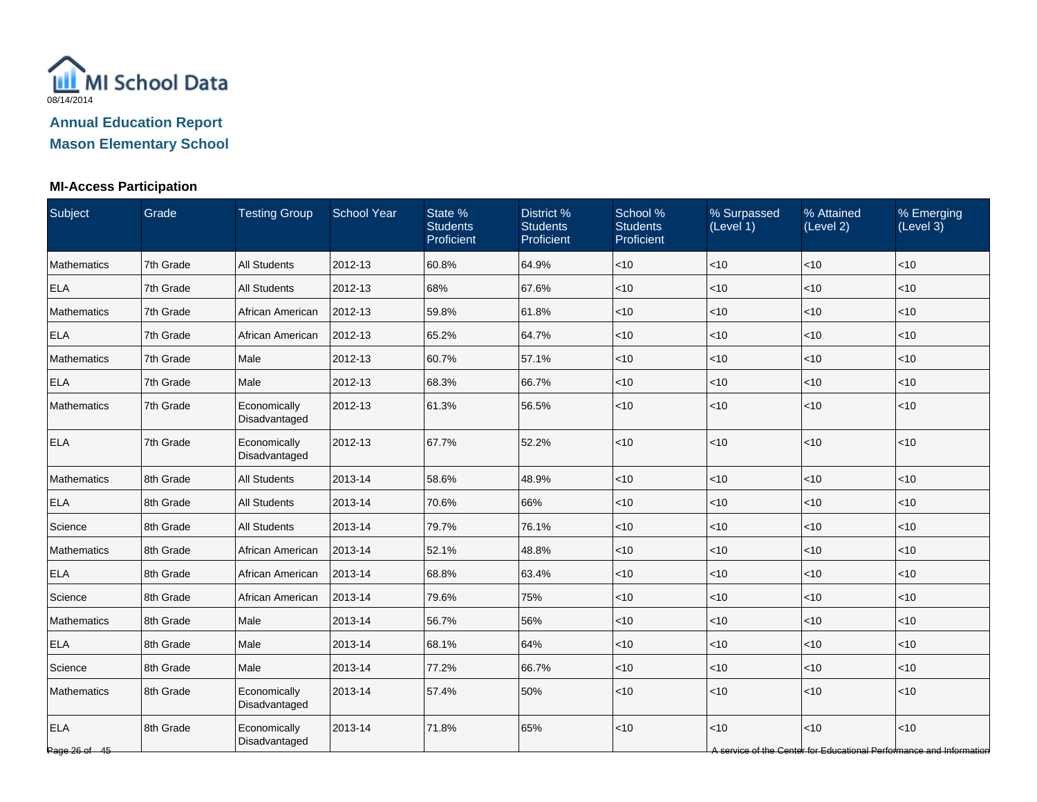08/14/2014

## Annual Education Report

## Mason Elementary School

### MI-Access Participation

| Subject | Grade | Testing Group | School Year | State % Students Proficient | District % Students Proficient | School % Students Proficient | % Surpassed (Level 1) | % Attained (Level 2) | % Emerging (Level 3) |
|---|---|---|---|---|---|---|---|---|---|
| Mathematics | 7th Grade | All Students | 2012-13 | 60.8% | 64.9% | <10 | <10 | <10 | <10 |
| ELA | 7th Grade | All Students | 2012-13 | 68% | 67.6% | <10 | <10 | <10 | <10 |
| Mathematics | 7th Grade | African American | 2012-13 | 59.8% | 61.8% | <10 | <10 | <10 | <10 |
| ELA | 7th Grade | African American | 2012-13 | 65.2% | 64.7% | <10 | <10 | <10 | <10 |
| Mathematics | 7th Grade | Male | 2012-13 | 60.7% | 57.1% | <10 | <10 | <10 | <10 |
| ELA | 7th Grade | Male | 2012-13 | 68.3% | 66.7% | <10 | <10 | <10 | <10 |
| Mathematics | 7th Grade | Economically Disadvantaged | 2012-13 | 61.3% | 56.5% | <10 | <10 | <10 | <10 |
| ELA | 7th Grade | Economically Disadvantaged | 2012-13 | 67.7% | 52.2% | <10 | <10 | <10 | <10 |
| Mathematics | 8th Grade | All Students | 2013-14 | 58.6% | 48.9% | <10 | <10 | <10 | <10 |
| ELA | 8th Grade | All Students | 2013-14 | 70.6% | 66% | <10 | <10 | <10 | <10 |
| Science | 8th Grade | All Students | 2013-14 | 79.7% | 76.1% | <10 | <10 | <10 | <10 |
| Mathematics | 8th Grade | African American | 2013-14 | 52.1% | 48.8% | <10 | <10 | <10 | <10 |
| ELA | 8th Grade | African American | 2013-14 | 68.8% | 63.4% | <10 | <10 | <10 | <10 |
| Science | 8th Grade | African American | 2013-14 | 79.6% | 75% | <10 | <10 | <10 | <10 |
| Mathematics | 8th Grade | Male | 2013-14 | 56.7% | 56% | <10 | <10 | <10 | <10 |
| ELA | 8th Grade | Male | 2013-14 | 68.1% | 64% | <10 | <10 | <10 | <10 |
| Science | 8th Grade | Male | 2013-14 | 77.2% | 66.7% | <10 | <10 | <10 | <10 |
| Mathematics | 8th Grade | Economically Disadvantaged | 2013-14 | 57.4% | 50% | <10 | <10 | <10 | <10 |
| ELA | 8th Grade | Economically Disadvantaged | 2013-14 | 71.8% | 65% | <10 | <10 | <10 | <10 |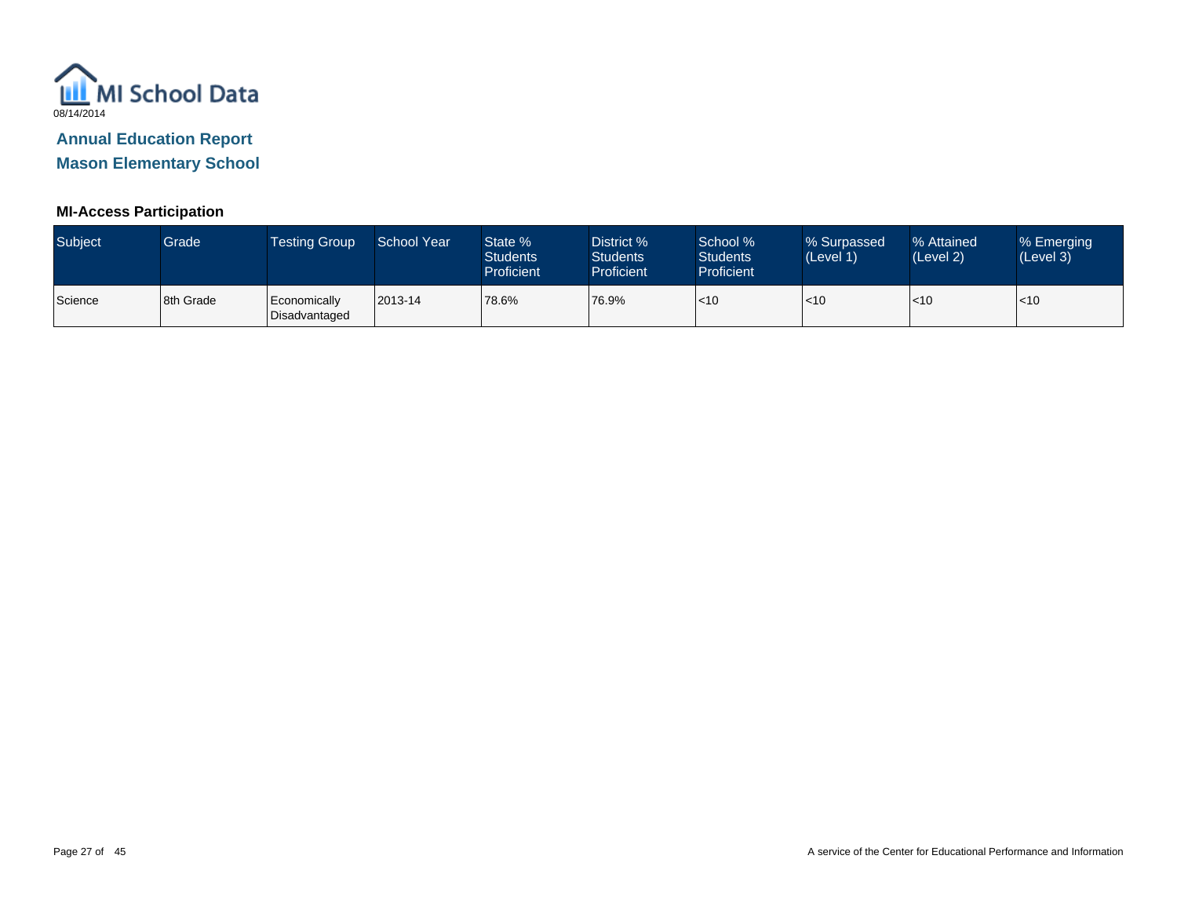MI School Data
08/14/2014

## Annual Education Report

## Mason Elementary School

### MI-Access Participation

| Subject | Grade | Testing Group | School Year | State % Students Proficient | District % Students Proficient | School % Students Proficient | % Surpassed (Level 1) | % Attained (Level 2) | % Emerging (Level 3) |
|---|---|---|---|---|---|---|---|---|---|
| Science | 8th Grade | Economically Disadvantaged | 2013-14 | 78.6% | 76.9% | <10 | <10 | <10 | <10 |

A service of the Center for Educational Performance and Information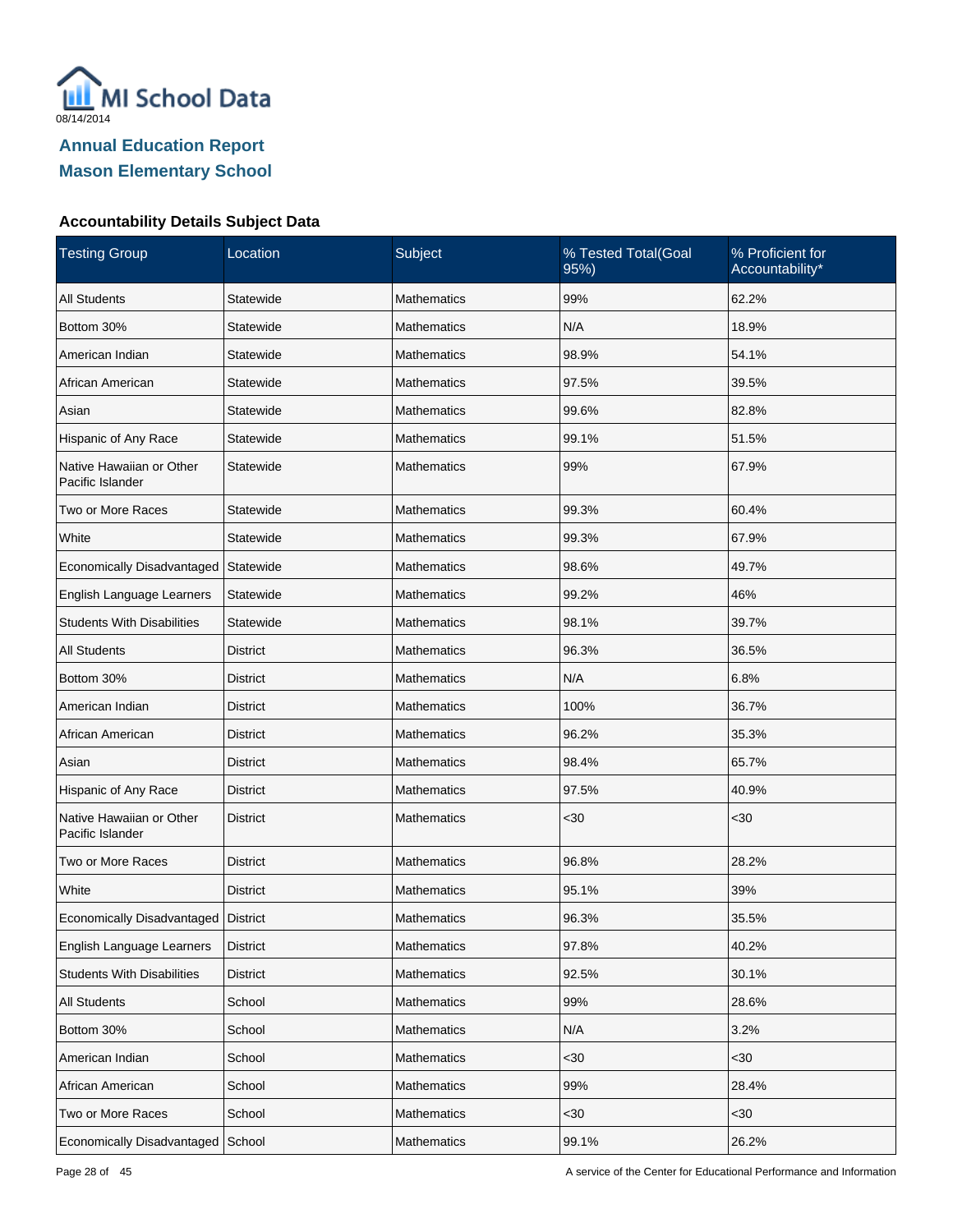MI School Data

08/14/2014

# Annual Education Report
# Mason Elementary School

### Accountability Details Subject Data

| Testing Group | Location | Subject | % Tested Total(Goal 95%) | % Proficient for Accountability* |
|---|---|---|---|---|
| All Students | Statewide | Mathematics | 99% | 62.2% |
| Bottom 30% | Statewide | Mathematics | N/A | 18.9% |
| American Indian | Statewide | Mathematics | 98.9% | 54.1% |
| African American | Statewide | Mathematics | 97.5% | 39.5% |
| Asian | Statewide | Mathematics | 99.6% | 82.8% |
| Hispanic of Any Race | Statewide | Mathematics | 99.1% | 51.5% |
| Native Hawaiian or Other Pacific Islander | Statewide | Mathematics | 99% | 67.9% |
| Two or More Races | Statewide | Mathematics | 99.3% | 60.4% |
| White | Statewide | Mathematics | 99.3% | 67.9% |
| Economically Disadvantaged | Statewide | Mathematics | 98.6% | 49.7% |
| English Language Learners | Statewide | Mathematics | 99.2% | 46% |
| Students With Disabilities | Statewide | Mathematics | 98.1% | 39.7% |
| All Students | District | Mathematics | 96.3% | 36.5% |
| Bottom 30% | District | Mathematics | N/A | 6.8% |
| American Indian | District | Mathematics | 100% | 36.7% |
| African American | District | Mathematics | 96.2% | 35.3% |
| Asian | District | Mathematics | 98.4% | 65.7% |
| Hispanic of Any Race | District | Mathematics | 97.5% | 40.9% |
| Native Hawaiian or Other Pacific Islander | District | Mathematics | <30 | <30 |
| Two or More Races | District | Mathematics | 96.8% | 28.2% |
| White | District | Mathematics | 95.1% | 39% |
| Economically Disadvantaged | District | Mathematics | 96.3% | 35.5% |
| English Language Learners | District | Mathematics | 97.8% | 40.2% |
| Students With Disabilities | District | Mathematics | 92.5% | 30.1% |
| All Students | School | Mathematics | 99% | 28.6% |
| Bottom 30% | School | Mathematics | N/A | 3.2% |
| American Indian | School | Mathematics | <30 | <30 |
| African American | School | Mathematics | 99% | 28.4% |
| Two or More Races | School | Mathematics | <30 | <30 |
| Economically Disadvantaged | School | Mathematics | 99.1% | 26.2% |

A service of the Center for Educational Performance and Information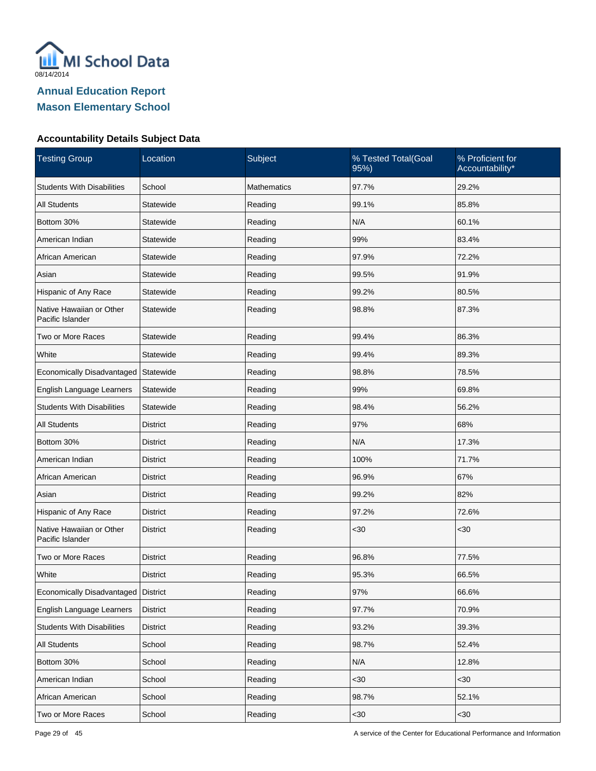MI School Data

08/14/2014

## Annual Education Report
## Mason Elementary School

### Accountability Details Subject Data

| Testing Group | Location | Subject | % Tested Total(Goal 95%) | % Proficient for Accountability* |
|---|---|---|---|---|
| Students With Disabilities | School | Mathematics | 97.7% | 29.2% |
| All Students | Statewide | Reading | 99.1% | 85.8% |
| Bottom 30% | Statewide | Reading | N/A | 60.1% |
| American Indian | Statewide | Reading | 99% | 83.4% |
| African American | Statewide | Reading | 97.9% | 72.2% |
| Asian | Statewide | Reading | 99.5% | 91.9% |
| Hispanic of Any Race | Statewide | Reading | 99.2% | 80.5% |
| Native Hawaiian or Other Pacific Islander | Statewide | Reading | 98.8% | 87.3% |
| Two or More Races | Statewide | Reading | 99.4% | 86.3% |
| White | Statewide | Reading | 99.4% | 89.3% |
| Economically Disadvantaged | Statewide | Reading | 98.8% | 78.5% |
| English Language Learners | Statewide | Reading | 99% | 69.8% |
| Students With Disabilities | Statewide | Reading | 98.4% | 56.2% |
| All Students | District | Reading | 97% | 68% |
| Bottom 30% | District | Reading | N/A | 17.3% |
| American Indian | District | Reading | 100% | 71.7% |
| African American | District | Reading | 96.9% | 67% |
| Asian | District | Reading | 99.2% | 82% |
| Hispanic of Any Race | District | Reading | 97.2% | 72.6% |
| Native Hawaiian or Other Pacific Islander | District | Reading | <30 | <30 |
| Two or More Races | District | Reading | 96.8% | 77.5% |
| White | District | Reading | 95.3% | 66.5% |
| Economically Disadvantaged | District | Reading | 97% | 66.6% |
| English Language Learners | District | Reading | 97.7% | 70.9% |
| Students With Disabilities | District | Reading | 93.2% | 39.3% |
| All Students | School | Reading | 98.7% | 52.4% |
| Bottom 30% | School | Reading | N/A | 12.8% |
| American Indian | School | Reading | <30 | <30 |
| African American | School | Reading | 98.7% | 52.1% |
| Two or More Races | School | Reading | <30 | <30 |

A service of the Center for Educational Performance and Information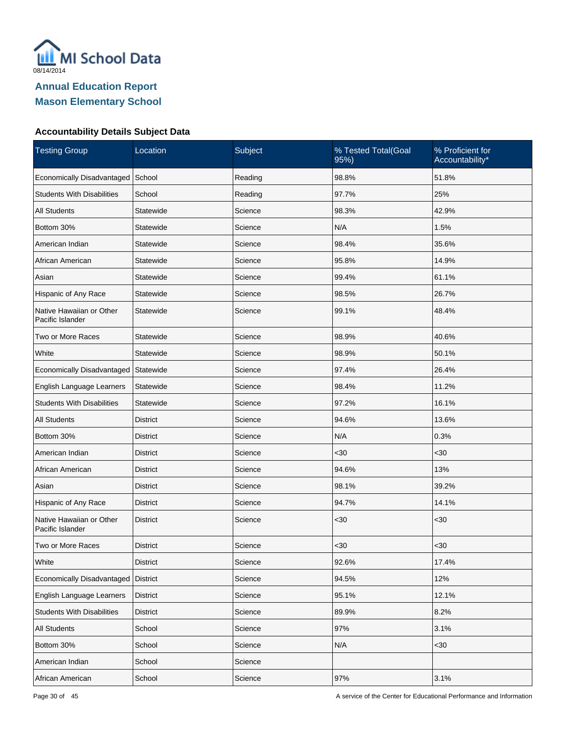MI School Data

08/14/2014

## Annual Education Report
## Mason Elementary School

### Accountability Details Subject Data

| Testing Group | Location | Subject | % Tested Total(Goal 95%) | % Proficient for Accountability* |
|---|---|---|---|---|
| Economically Disadvantaged | School | Reading | 98.8% | 51.8% |
| Students With Disabilities | School | Reading | 97.7% | 25% |
| All Students | Statewide | Science | 98.3% | 42.9% |
| Bottom 30% | Statewide | Science | N/A | 1.5% |
| American Indian | Statewide | Science | 98.4% | 35.6% |
| African American | Statewide | Science | 95.8% | 14.9% |
| Asian | Statewide | Science | 99.4% | 61.1% |
| Hispanic of Any Race | Statewide | Science | 98.5% | 26.7% |
| Native Hawaiian or Other Pacific Islander | Statewide | Science | 99.1% | 48.4% |
| Two or More Races | Statewide | Science | 98.9% | 40.6% |
| White | Statewide | Science | 98.9% | 50.1% |
| Economically Disadvantaged | Statewide | Science | 97.4% | 26.4% |
| English Language Learners | Statewide | Science | 98.4% | 11.2% |
| Students With Disabilities | Statewide | Science | 97.2% | 16.1% |
| All Students | District | Science | 94.6% | 13.6% |
| Bottom 30% | District | Science | N/A | 0.3% |
| American Indian | District | Science | <30 | <30 |
| African American | District | Science | 94.6% | 13% |
| Asian | District | Science | 98.1% | 39.2% |
| Hispanic of Any Race | District | Science | 94.7% | 14.1% |
| Native Hawaiian or Other Pacific Islander | District | Science | <30 | <30 |
| Two or More Races | District | Science | <30 | <30 |
| White | District | Science | 92.6% | 17.4% |
| Economically Disadvantaged | District | Science | 94.5% | 12% |
| English Language Learners | District | Science | 95.1% | 12.1% |
| Students With Disabilities | District | Science | 89.9% | 8.2% |
| All Students | School | Science | 97% | 3.1% |
| Bottom 30% | School | Science | N/A | <30 |
| American Indian | School | Science | | |
| African American | School | Science | 97% | 3.1% |

A service of the Center for Educational Performance and Information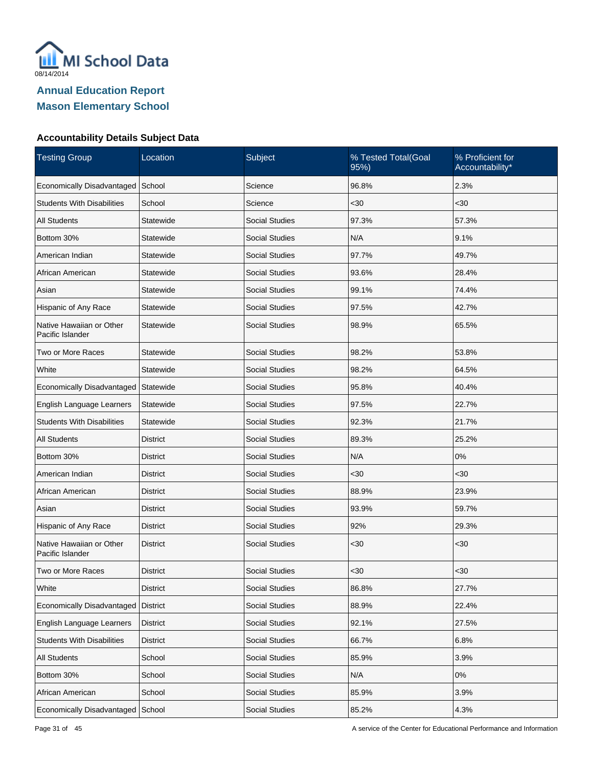## Annual Education Report
## Mason Elementary School

### Accountability Details Subject Data

| Testing Group | Location | Subject | % Tested Total(Goal 95%) | % Proficient for Accountability* |
|---|---|---|---|---|
| Economically Disadvantaged | School | Science | 96.8% | 2.3% |
| Students With Disabilities | School | Science | <30 | <30 |
| All Students | Statewide | Social Studies | 97.3% | 57.3% |
| Bottom 30% | Statewide | Social Studies | N/A | 9.1% |
| American Indian | Statewide | Social Studies | 97.7% | 49.7% |
| African American | Statewide | Social Studies | 93.6% | 28.4% |
| Asian | Statewide | Social Studies | 99.1% | 74.4% |
| Hispanic of Any Race | Statewide | Social Studies | 97.5% | 42.7% |
| Native Hawaiian or Other Pacific Islander | Statewide | Social Studies | 98.9% | 65.5% |
| Two or More Races | Statewide | Social Studies | 98.2% | 53.8% |
| White | Statewide | Social Studies | 98.2% | 64.5% |
| Economically Disadvantaged | Statewide | Social Studies | 95.8% | 40.4% |
| English Language Learners | Statewide | Social Studies | 97.5% | 22.7% |
| Students With Disabilities | Statewide | Social Studies | 92.3% | 21.7% |
| All Students | District | Social Studies | 89.3% | 25.2% |
| Bottom 30% | District | Social Studies | N/A | 0% |
| American Indian | District | Social Studies | <30 | <30 |
| African American | District | Social Studies | 88.9% | 23.9% |
| Asian | District | Social Studies | 93.9% | 59.7% |
| Hispanic of Any Race | District | Social Studies | 92% | 29.3% |
| Native Hawaiian or Other Pacific Islander | District | Social Studies | <30 | <30 |
| Two or More Races | District | Social Studies | <30 | <30 |
| White | District | Social Studies | 86.8% | 27.7% |
| Economically Disadvantaged | District | Social Studies | 88.9% | 22.4% |
| English Language Learners | District | Social Studies | 92.1% | 27.5% |
| Students With Disabilities | District | Social Studies | 66.7% | 6.8% |
| All Students | School | Social Studies | 85.9% | 3.9% |
| Bottom 30% | School | Social Studies | N/A | 0% |
| African American | School | Social Studies | 85.9% | 3.9% |
| Economically Disadvantaged | School | Social Studies | 85.2% | 4.3% |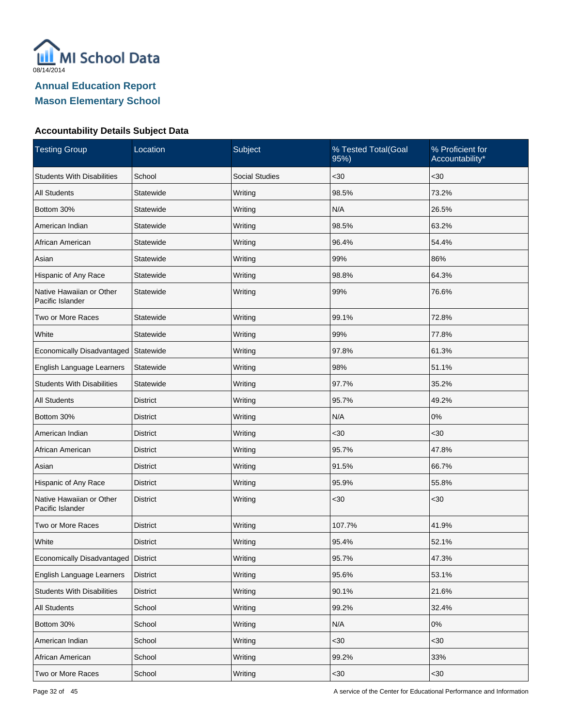08/14/2014

## Annual Education Report
## Mason Elementary School

### Accountability Details Subject Data

| Testing Group | Location | Subject | % Tested Total(Goal 95%) | % Proficient for Accountability* |
|---|---|---|---|---|
| Students With Disabilities | School | Social Studies | <30 | <30 |
| All Students | Statewide | Writing | 98.5% | 73.2% |
| Bottom 30% | Statewide | Writing | N/A | 26.5% |
| American Indian | Statewide | Writing | 98.5% | 63.2% |
| African American | Statewide | Writing | 96.4% | 54.4% |
| Asian | Statewide | Writing | 99% | 86% |
| Hispanic of Any Race | Statewide | Writing | 98.8% | 64.3% |
| Native Hawaiian or Other Pacific Islander | Statewide | Writing | 99% | 76.6% |
| Two or More Races | Statewide | Writing | 99.1% | 72.8% |
| White | Statewide | Writing | 99% | 77.8% |
| Economically Disadvantaged | Statewide | Writing | 97.8% | 61.3% |
| English Language Learners | Statewide | Writing | 98% | 51.1% |
| Students With Disabilities | Statewide | Writing | 97.7% | 35.2% |
| All Students | District | Writing | 95.7% | 49.2% |
| Bottom 30% | District | Writing | N/A | 0% |
| American Indian | District | Writing | <30 | <30 |
| African American | District | Writing | 95.7% | 47.8% |
| Asian | District | Writing | 91.5% | 66.7% |
| Hispanic of Any Race | District | Writing | 95.9% | 55.8% |
| Native Hawaiian or Other Pacific Islander | District | Writing | <30 | <30 |
| Two or More Races | District | Writing | 107.7% | 41.9% |
| White | District | Writing | 95.4% | 52.1% |
| Economically Disadvantaged | District | Writing | 95.7% | 47.3% |
| English Language Learners | District | Writing | 95.6% | 53.1% |
| Students With Disabilities | District | Writing | 90.1% | 21.6% |
| All Students | School | Writing | 99.2% | 32.4% |
| Bottom 30% | School | Writing | N/A | 0% |
| American Indian | School | Writing | <30 | <30 |
| African American | School | Writing | 99.2% | 33% |
| Two or More Races | School | Writing | <30 | <30 |

A service of the Center for Educational Performance and Information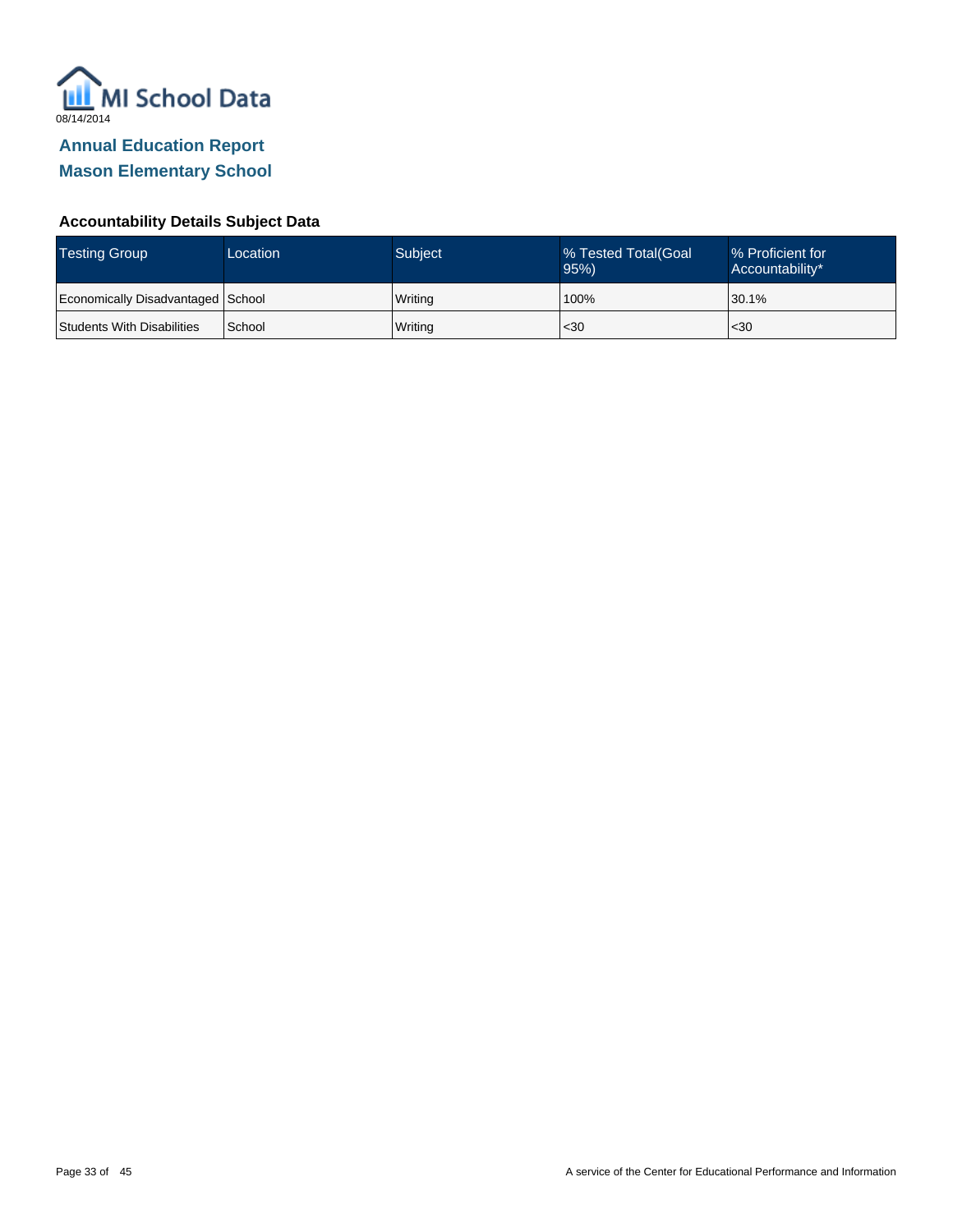MI School Data

08/14/2014

# Annual Education Report

## Mason Elementary School

### Accountability Details Subject Data

| Testing Group | Location | Subject | % Tested Total(Goal 95%) | % Proficient for Accountability* |
|---|---|---|---|---|
| Economically Disadvantaged | School | Writing | 100% | 30.1% |
| Students With Disabilities | School | Writing | <30 | <30 |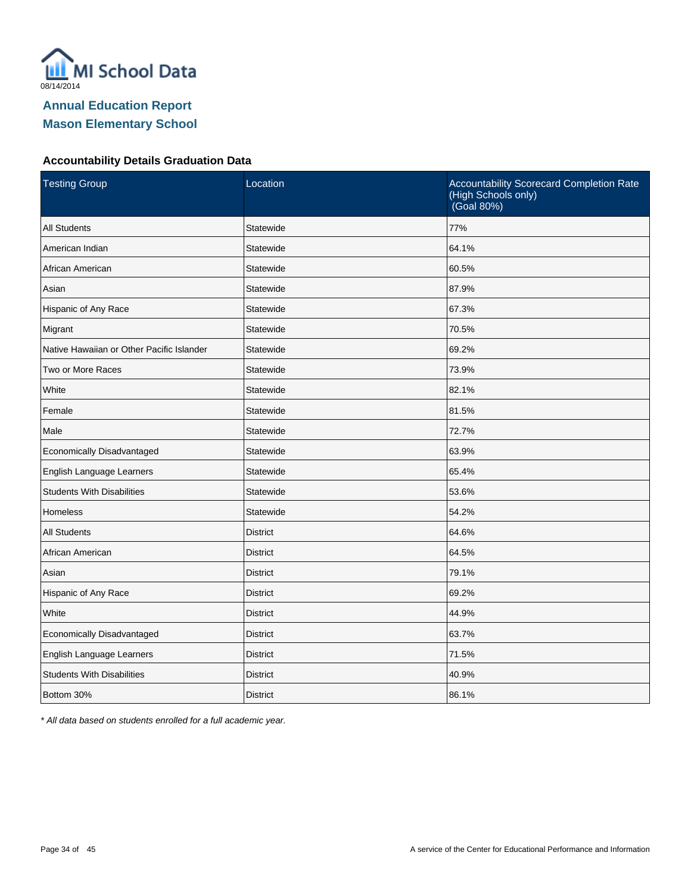MI School Data

08/14/2014

# Annual Education Report

## Mason Elementary School

### Accountability Details Graduation Data

| Testing Group | Location | Accountability Scorecard Completion Rate (High Schools only) (Goal 80%) |
| --- | --- | --- |
| All Students | Statewide | 77% |
| American Indian | Statewide | 64.1% |
| African American | Statewide | 60.5% |
| Asian | Statewide | 87.9% |
| Hispanic of Any Race | Statewide | 67.3% |
| Migrant | Statewide | 70.5% |
| Native Hawaiian or Other Pacific Islander | Statewide | 69.2% |
| Two or More Races | Statewide | 73.9% |
| White | Statewide | 82.1% |
| Female | Statewide | 81.5% |
| Male | Statewide | 72.7% |
| Economically Disadvantaged | Statewide | 63.9% |
| English Language Learners | Statewide | 65.4% |
| Students With Disabilities | Statewide | 53.6% |
| Homeless | Statewide | 54.2% |
| All Students | District | 64.6% |
| African American | District | 64.5% |
| Asian | District | 79.1% |
| Hispanic of Any Race | District | 69.2% |
| White | District | 44.9% |
| Economically Disadvantaged | District | 63.7% |
| English Language Learners | District | 71.5% |
| Students With Disabilities | District | 40.9% |
| Bottom 30% | District | 86.1% |

*\* All data based on students enrolled for a full academic year.*

A service of the Center for Educational Performance and Information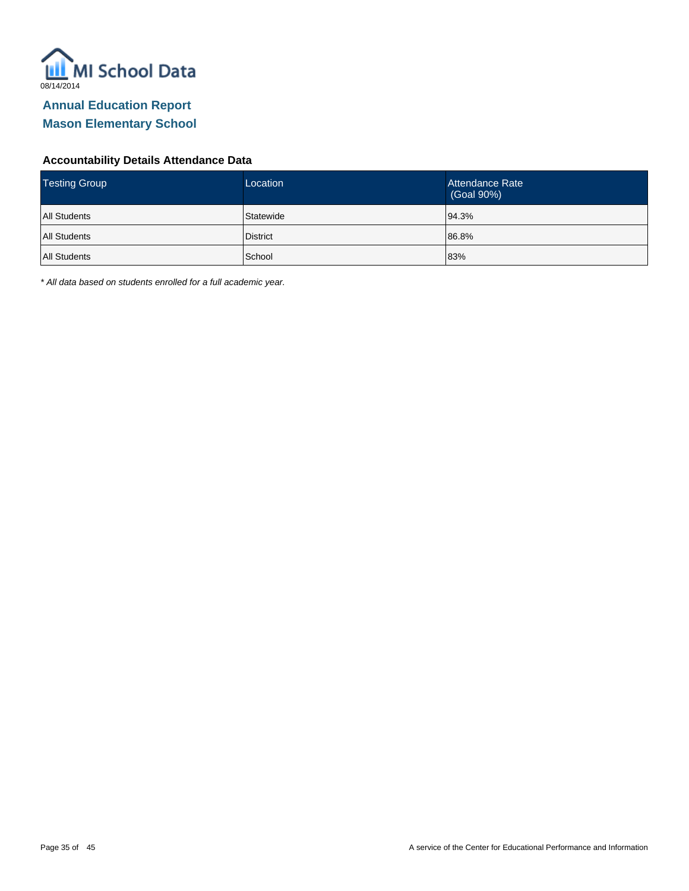MI School Data

08/14/2014

## Annual Education Report

## Mason Elementary School

### Accountability Details Attendance Data

| Testing Group | Location | Attendance Rate (Goal 90%) |
|---|---|---|
| All Students | Statewide | 94.3% |
| All Students | District | 86.8% |
| All Students | School | 83% |

*\* All data based on students enrolled for a full academic year.*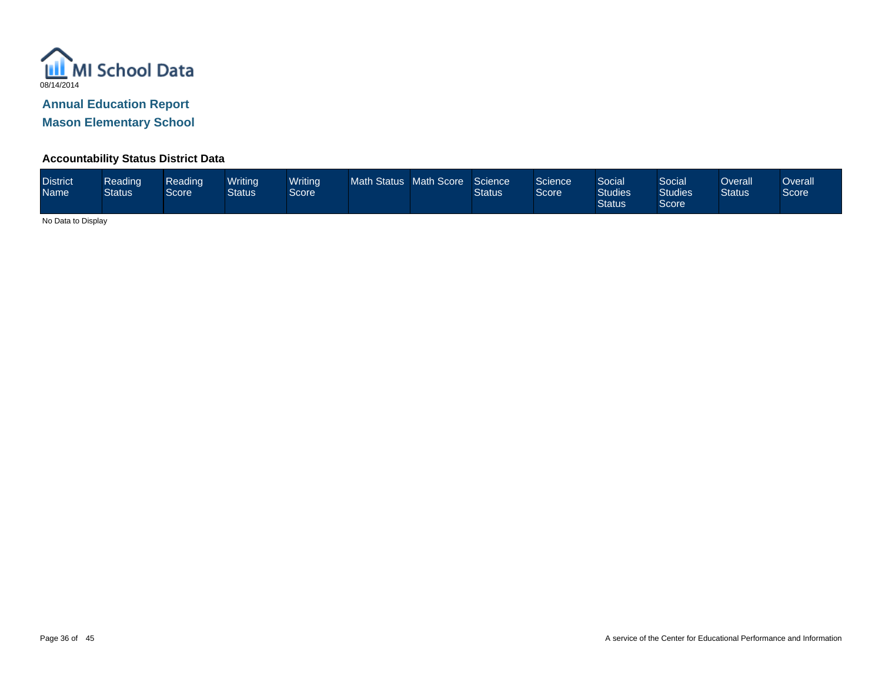MI School Data

08/14/2014

## Annual Education Report

## Mason Elementary School

### Accountability Status District Data

| District Name | Reading Status | Reading Score | Writing Status | Writing Score | Math Status | Math Score | Science Status | Science Score | Social Studies Status | Social Studies Score | Overall Status | Overall Score |
|---|---|---|---|---|---|---|---|---|---|---|---|---|

No Data to Display

A service of the Center for Educational Performance and Information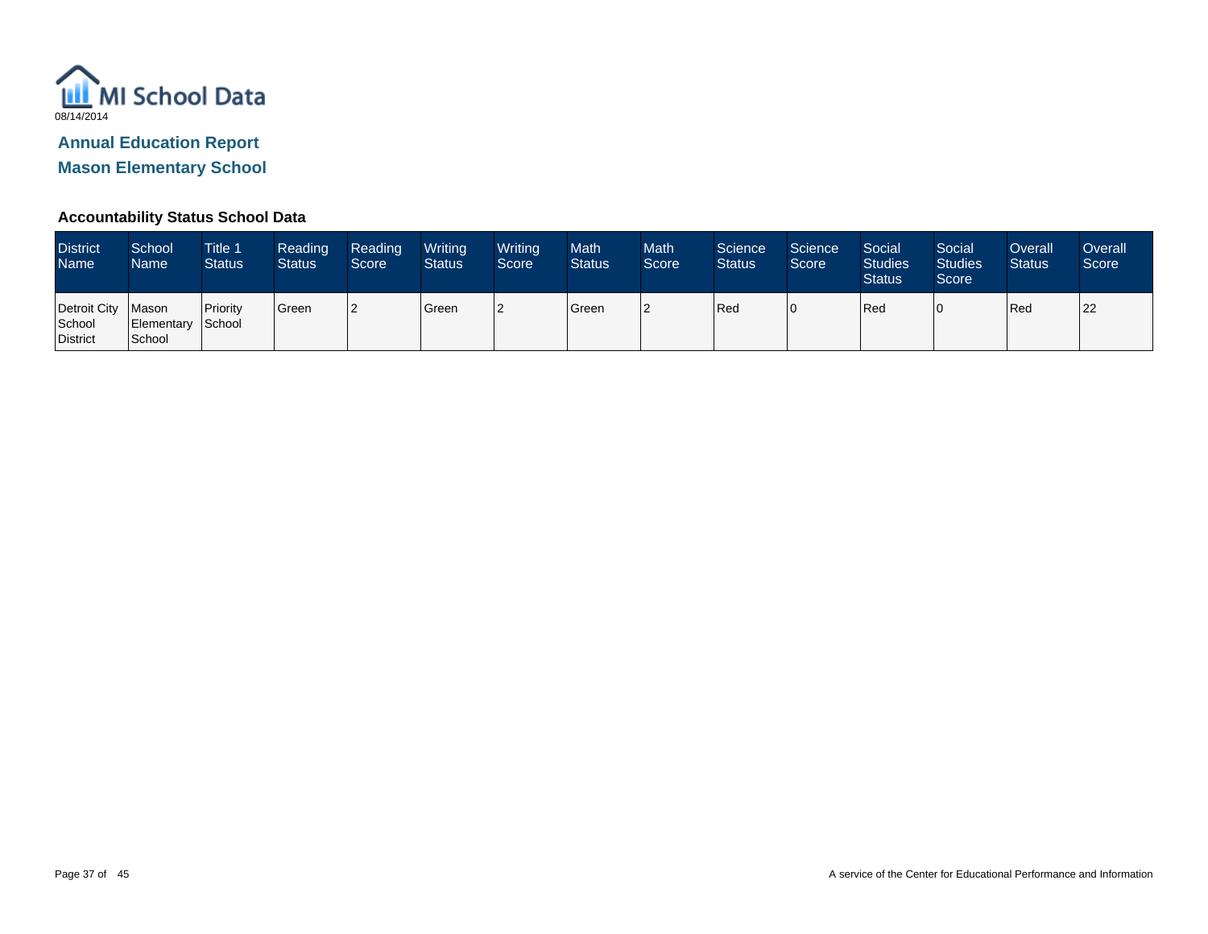MI School Data

08/14/2014

## Annual Education Report

## Mason Elementary School

### Accountability Status School Data

| District Name | School Name | Title 1 Status | Reading Status | Reading Score | Writing Status | Writing Score | Math Status | Math Score | Science Status | Science Score | Social Studies Status | Social Studies Score | Overall Status | Overall Score |
|---|---|---|---|---|---|---|---|---|---|---|---|---|---|---|
| Detroit City School District | Mason Elementary School | Priority School | Green | 2 | Green | 2 | Green | 2 | Red | 0 | Red | 0 | Red | 22 |

A service of the Center for Educational Performance and Information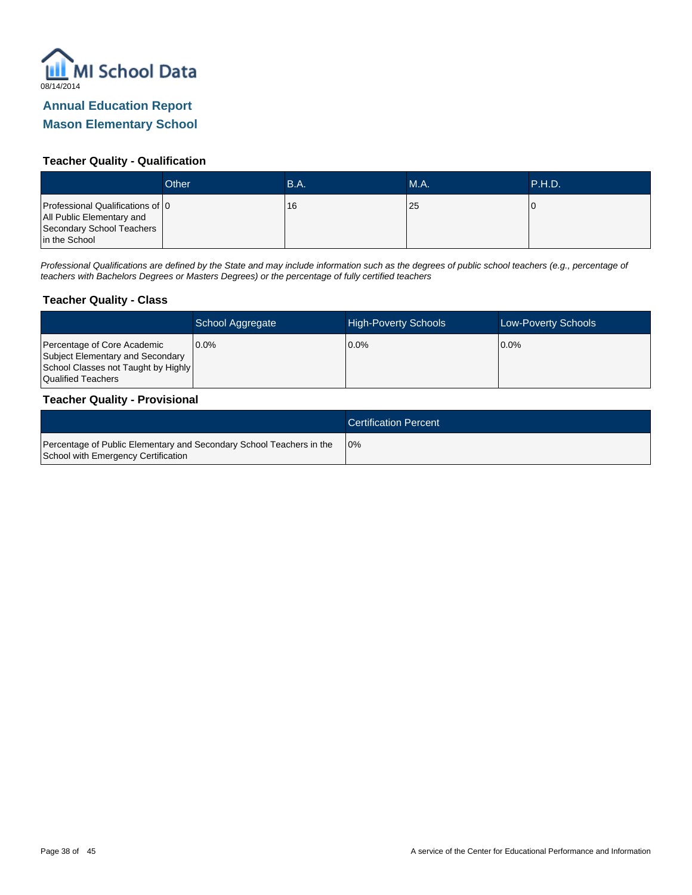# MI School Data

08/14/2014

## Annual Education Report
## Mason Elementary School

### Teacher Quality - Qualification

| | Other | B.A. | M.A. | P.H.D. |
|---|---|---|---|---|
| Professional Qualifications of All Public Elementary and Secondary School Teachers in the School | 0 | 16 | 25 | 0 |

*Professional Qualifications are defined by the State and may include information such as the degrees of public school teachers (e.g., percentage of teachers with Bachelors Degrees or Masters Degrees) or the percentage of fully certified teachers*

### Teacher Quality - Class

| | School Aggregate | High-Poverty Schools | Low-Poverty Schools |
|---|---|---|---|
| Percentage of Core Academic Subject Elementary and Secondary School Classes not Taught by Highly Qualified Teachers | 0.0% | 0.0% | 0.0% |

### Teacher Quality - Provisional

| | Certification Percent |
|---|---|
| Percentage of Public Elementary and Secondary School Teachers in the School with Emergency Certification | 0% |

A service of the Center for Educational Performance and Information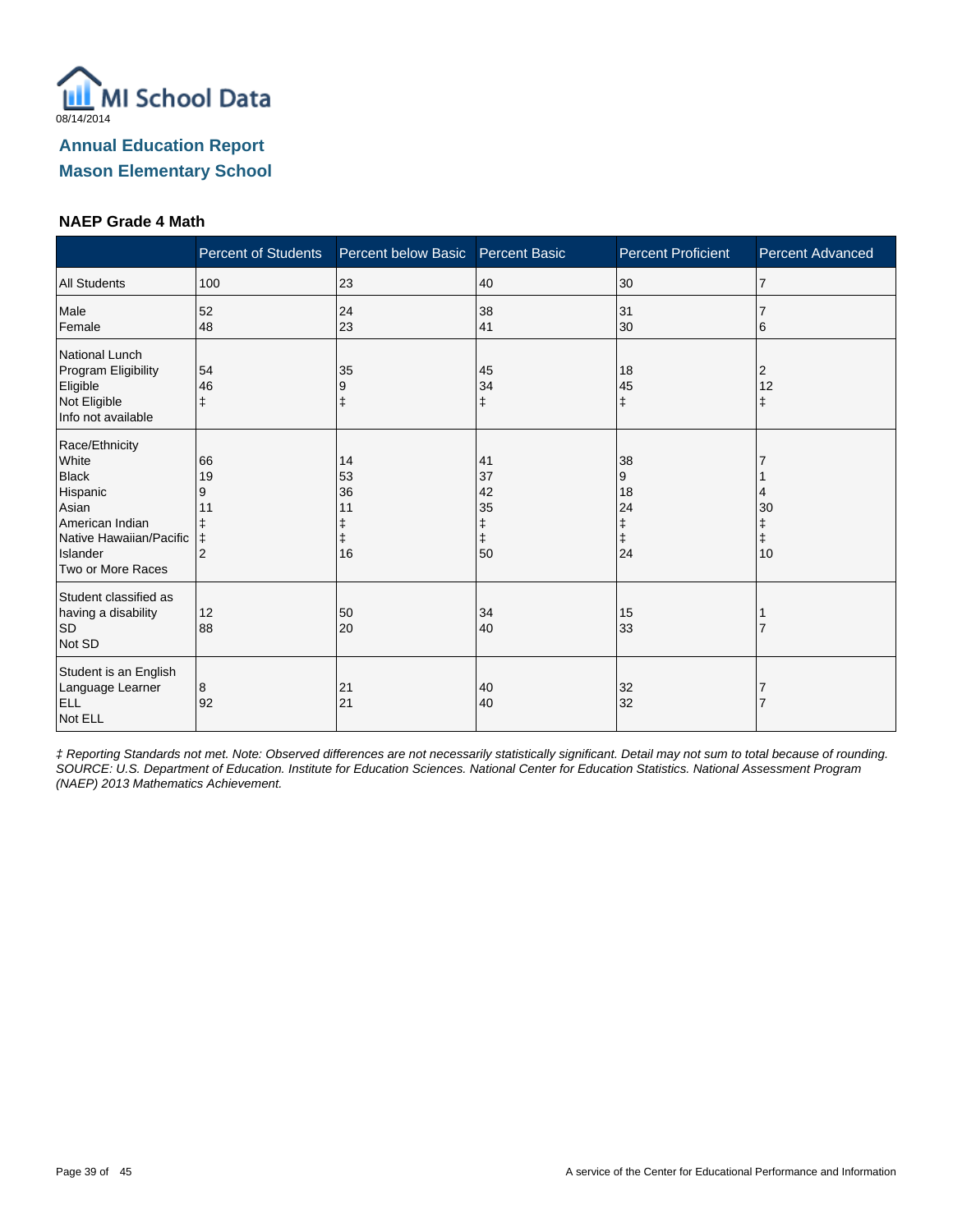MI School Data

08/14/2014

## Annual Education Report

## Mason Elementary School

### NAEP Grade 4 Math

| | Percent of Students | Percent below Basic | Percent Basic | Percent Proficient | Percent Advanced |
|---|---|---|---|---|---|
| All Students | 100 | 23 | 40 | 30 | 7 |
| Male | 52 | 24 | 38 | 31 | 7 |
| Female | 48 | 23 | 41 | 30 | 6 |
| National Lunch Program Eligibility | | | | | |
| Eligible | 54 | 35 | 45 | 18 | 2 |
| Not Eligible | 46 | 9 | 34 | 45 | 12 |
| Info not available | ‡ | ‡ | ‡ | ‡ | ‡ |
| Race/Ethnicity | | | | | |
| White | 66 | 14 | 41 | 38 | 7 |
| Black | 19 | 53 | 37 | 9 | 1 |
| Hispanic | 9 | 36 | 42 | 18 | 4 |
| Asian | 11 | 11 | 35 | 24 | 30 |
| American Indian | ‡ | ‡ | ‡ | ‡ | ‡ |
| Native Hawaiian/Pacific Islander | ‡ | ‡ | ‡ | ‡ | ‡ |
| Two or More Races | 2 | 16 | 50 | 24 | 10 |
| Student classified as having a disability | | | | | |
| SD | 12 | 50 | 34 | 15 | 1 |
| Not SD | 88 | 20 | 40 | 33 | 7 |
| Student is an English Language Learner | | | | | |
| ELL | 8 | 21 | 40 | 32 | 7 |
| Not ELL | 92 | 21 | 40 | 32 | 7 |

*‡ Reporting Standards not met. Note: Observed differences are not necessarily statistically significant. Detail may not sum to total because of rounding. SOURCE: U.S. Department of Education. Institute for Education Sciences. National Center for Education Statistics. National Assessment Program (NAEP) 2013 Mathematics Achievement.*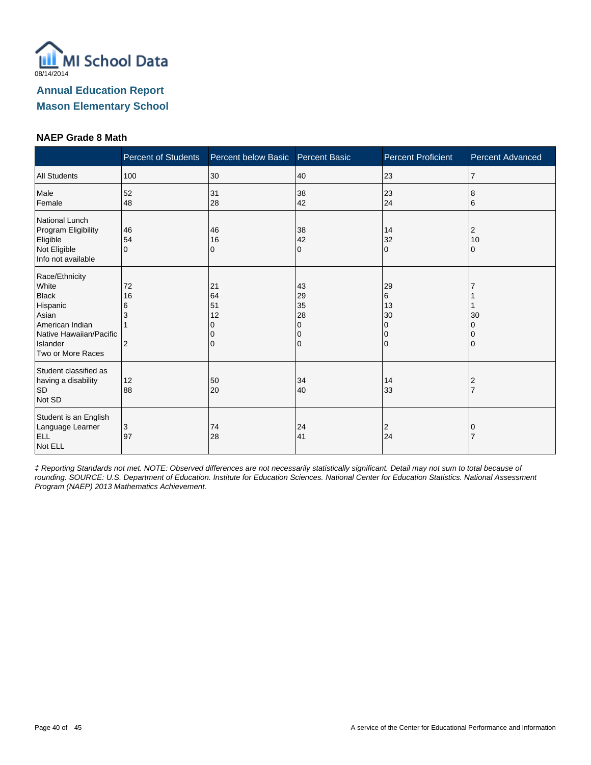MI School Data

08/14/2014

## Annual Education Report

## Mason Elementary School

### NAEP Grade 8 Math

| | Percent of Students | Percent below Basic | Percent Basic | Percent Proficient | Percent Advanced |
|---|---|---|---|---|---|
| All Students | 100 | 30 | 40 | 23 | 7 |
| Male | 52 | 31 | 38 | 23 | 8 |
| Female | 48 | 28 | 42 | 24 | 6 |
| National Lunch Program Eligibility | | | | | |
| Eligible | 46 | 46 | 38 | 14 | 2 |
| Not Eligible | 54 | 16 | 42 | 32 | 10 |
| Info not available | 0 | 0 | 0 | 0 | 0 |
| Race/Ethnicity | | | | | |
| White | 72 | 21 | 43 | 29 | 7 |
| Black | 16 | 64 | 29 | 6 | 1 |
| Hispanic | 6 | 51 | 35 | 13 | 1 |
| Asian | 3 | 12 | 28 | 30 | 30 |
| American Indian | 1 | 0 | 0 | 0 | 0 |
| Native Hawaiian/Pacific Islander | | 0 | 0 | 0 | 0 |
| Two or More Races | 2 | 0 | 0 | 0 | 0 |
| Student classified as having a disability | | | | | |
| SD | 12 | 50 | 34 | 14 | 2 |
| Not SD | 88 | 20 | 40 | 33 | 7 |
| Student is an English Language Learner | | | | | |
| ELL | 3 | 74 | 24 | 2 | 0 |
| Not ELL | 97 | 28 | 41 | 24 | 7 |

*‡ Reporting Standards not met. NOTE: Observed differences are not necessarily statistically significant. Detail may not sum to total because of rounding. SOURCE: U.S. Department of Education. Institute for Education Sciences. National Center for Education Statistics. National Assessment Program (NAEP) 2013 Mathematics Achievement.*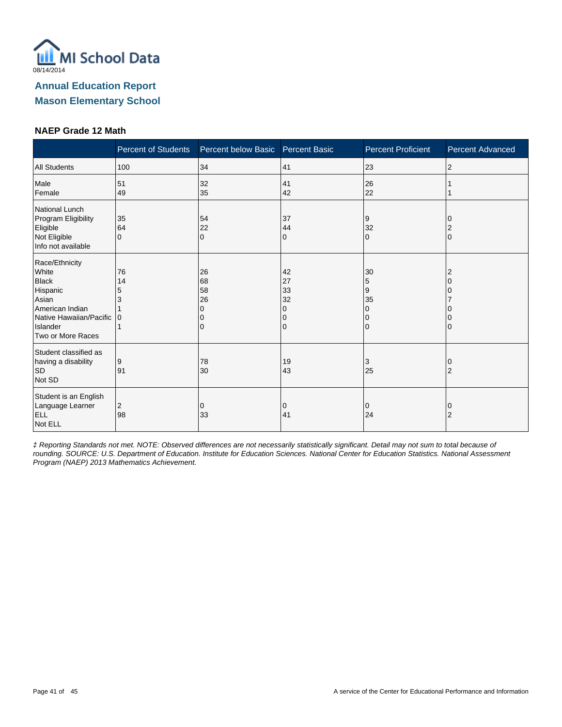MI School Data
08/14/2014

## Annual Education Report
## Mason Elementary School

### NAEP Grade 12 Math

| | Percent of Students | Percent below Basic | Percent Basic | Percent Proficient | Percent Advanced |
|---|---|---|---|---|---|
| All Students | 100 | 34 | 41 | 23 | 2 |
| Male | 51 | 32 | 41 | 26 | 1 |
| Female | 49 | 35 | 42 | 22 | 1 |
| National Lunch Program Eligibility | | | | | |
| Eligible | 35 | 54 | 37 | 9 | 0 |
| Not Eligible | 64 | 22 | 44 | 32 | 2 |
| Info not available | 0 | 0 | 0 | 0 | 0 |
| Race/Ethnicity | | | | | |
| White | 76 | 26 | 42 | 30 | 2 |
| Black | 14 | 68 | 27 | 5 | 0 |
| Hispanic | 5 | 58 | 33 | 9 | 0 |
| Asian | 3 | 26 | 32 | 35 | 7 |
| American Indian | 1 | 0 | 0 | 0 | 0 |
| Native Hawaiian/Pacific Islander | 0 | 0 | 0 | 0 | 0 |
| Two or More Races | 1 | 0 | 0 | 0 | 0 |
| Student classified as having a disability | | | | | |
| SD | 9 | 78 | 19 | 3 | 0 |
| Not SD | 91 | 30 | 43 | 25 | 2 |
| Student is an English Language Learner | | | | | |
| ELL | 2 | 0 | 0 | 0 | 0 |
| Not ELL | 98 | 33 | 41 | 24 | 2 |

*‡ Reporting Standards not met. NOTE: Observed differences are not necessarily statistically significant. Detail may not sum to total because of rounding. SOURCE: U.S. Department of Education. Institute for Education Sciences. National Center for Education Statistics. National Assessment Program (NAEP) 2013 Mathematics Achievement.*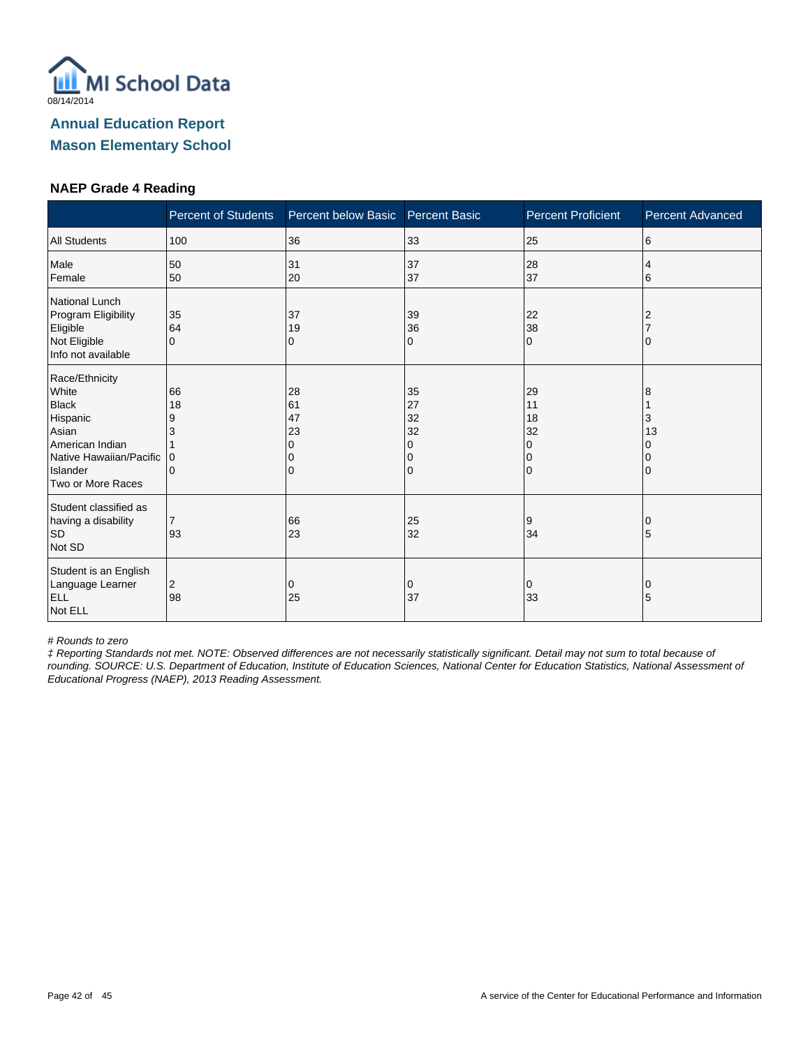08/14/2014

## Annual Education Report
## Mason Elementary School

### NAEP Grade 4 Reading

| | Percent of Students | Percent below Basic | Percent Basic | Percent Proficient | Percent Advanced |
|---|---|---|---|---|---|
| All Students | 100 | 36 | 33 | 25 | 6 |
| Male<br>Female | 50<br>50 | 31<br>20 | 37<br>37 | 28<br>37 | 4<br>6 |
| National Lunch Program Eligibility<br>Eligible<br>Not Eligible<br>Info not available | 35<br>64<br>0 | 37<br>19<br>0 | 39<br>36<br>0 | 22<br>38<br>0 | 2<br>7<br>0 |
| Race/Ethnicity<br>White<br>Black<br>Hispanic<br>Asian<br>American Indian<br>Native Hawaiian/Pacific Islander<br>Two or More Races | 66<br>18<br>9<br>3<br>1<br>0<br>0 | 28<br>61<br>47<br>23<br>0<br>0<br>0 | 35<br>27<br>32<br>32<br>0<br>0<br>0 | 29<br>11<br>18<br>32<br>0<br>0<br>0 | 8<br>1<br>3<br>13<br>0<br>0<br>0 |
| Student classified as having a disability<br>SD<br>Not SD | 7<br>93 | 66<br>23 | 25<br>32 | 9<br>34 | 0<br>5 |
| Student is an English Language Learner<br>ELL<br>Not ELL | 2<br>98 | 0<br>25 | 0<br>37 | 0<br>33 | 0<br>5 |

*# Rounds to zero*

*‡ Reporting Standards not met. NOTE: Observed differences are not necessarily statistically significant. Detail may not sum to total because of rounding. SOURCE: U.S. Department of Education, Institute of Education Sciences, National Center for Education Statistics, National Assessment of Educational Progress (NAEP), 2013 Reading Assessment.*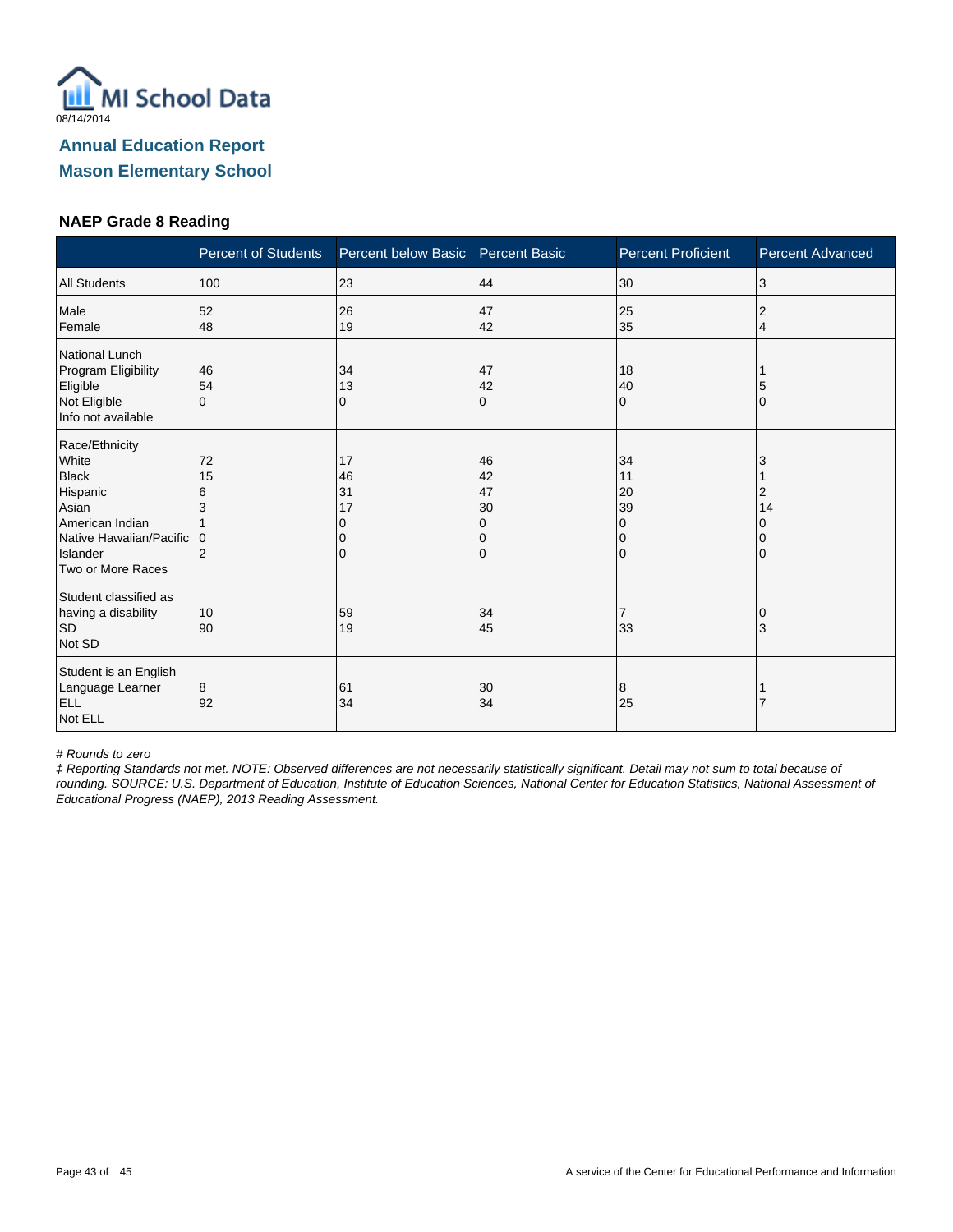08/14/2014

## Annual Education Report

## Mason Elementary School

### NAEP Grade 8 Reading

| | Percent of Students | Percent below Basic | Percent Basic | Percent Proficient | Percent Advanced |
|---|---|---|---|---|---|
| All Students | 100 | 23 | 44 | 30 | 3 |
| Male | 52 | 26 | 47 | 25 | 2 |
| Female | 48 | 19 | 42 | 35 | 4 |
| National Lunch Program Eligibility | | | | | |
| Eligible | 46 | 34 | 47 | 18 | 1 |
| Not Eligible | 54 | 13 | 42 | 40 | 5 |
| Info not available | 0 | 0 | 0 | 0 | 0 |
| Race/Ethnicity | | | | | |
| White | 72 | 17 | 46 | 34 | 3 |
| Black | 15 | 46 | 42 | 11 | 1 |
| Hispanic | 6 | 31 | 47 | 20 | 2 |
| Asian | 3 | 17 | 30 | 39 | 14 |
| American Indian | 1 | 0 | 0 | 0 | 0 |
| Native Hawaiian/Pacific Islander | 0 | 0 | 0 | 0 | 0 |
| Two or More Races | 2 | 0 | 0 | 0 | 0 |
| Student classified as having a disability | | | | | |
| SD | 10 | 59 | 34 | 7 | 0 |
| Not SD | 90 | 19 | 45 | 33 | 3 |
| Student is an English Language Learner | | | | | |
| ELL | 8 | 61 | 30 | 8 | 1 |
| Not ELL | 92 | 34 | 34 | 25 | 7 |

*# Rounds to zero*

*‡ Reporting Standards not met. NOTE: Observed differences are not necessarily statistically significant. Detail may not sum to total because of rounding. SOURCE: U.S. Department of Education, Institute of Education Sciences, National Center for Education Statistics, National Assessment of Educational Progress (NAEP), 2013 Reading Assessment.*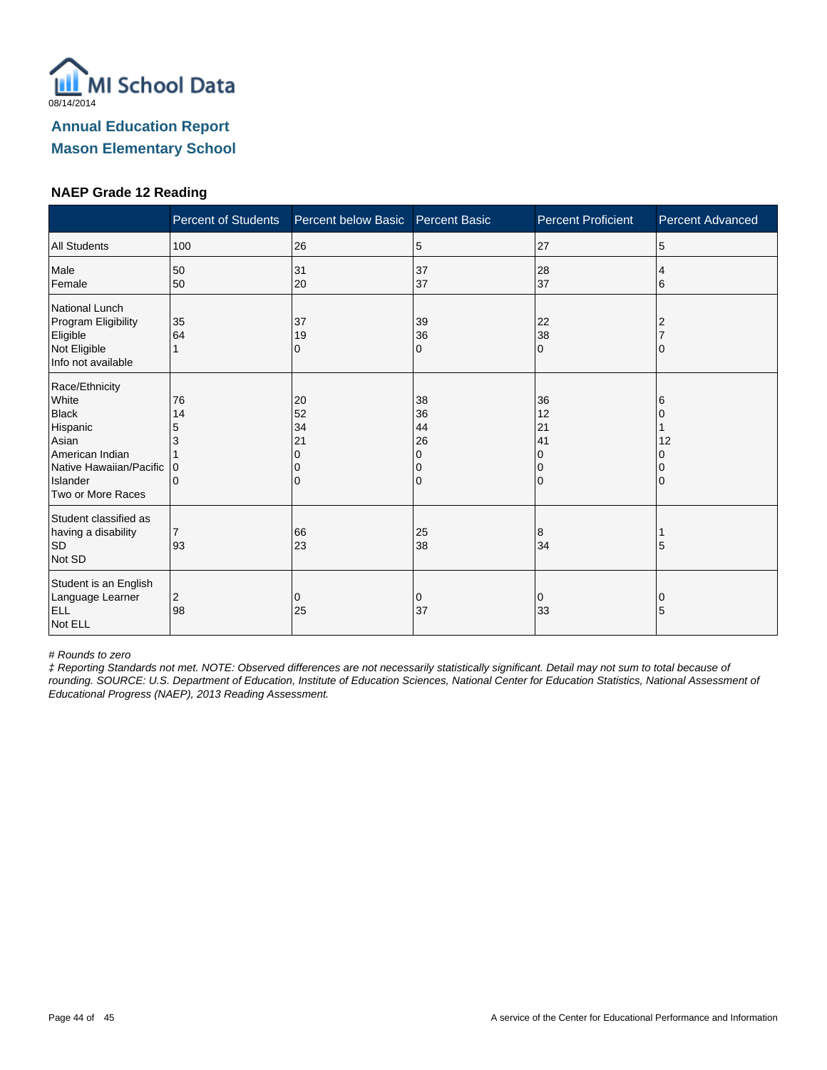MI School Data

08/14/2014

## Annual Education Report

## Mason Elementary School

### NAEP Grade 12 Reading

| | Percent of Students | Percent below Basic | Percent Basic | Percent Proficient | Percent Advanced |
|---|---|---|---|---|---|
| All Students | 100 | 26 | 5 | 27 | 5 |
| Male | 50 | 31 | 37 | 28 | 4 |
| Female | 50 | 20 | 37 | 37 | 6 |
| National Lunch Program Eligibility | | | | | |
| Eligible | 35 | 37 | 39 | 22 | 2 |
| Not Eligible | 64 | 19 | 36 | 38 | 7 |
| Info not available | 1 | 0 | 0 | 0 | 0 |
| Race/Ethnicity | | | | | |
| White | 76 | 20 | 38 | 36 | 6 |
| Black | 14 | 52 | 36 | 12 | 0 |
| Hispanic | 5 | 34 | 44 | 21 | 1 |
| Asian | 3 | 21 | 26 | 41 | 12 |
| American Indian | 1 | 0 | 0 | 0 | 0 |
| Native Hawaiian/Pacific Islander | 0 | 0 | 0 | 0 | 0 |
| Two or More Races | 0 | 0 | 0 | 0 | 0 |
| Student classified as having a disability | | | | | |
| SD | 7 | 66 | 25 | 8 | 1 |
| Not SD | 93 | 23 | 38 | 34 | 5 |
| Student is an English Language Learner | | | | | |
| ELL | 2 | 0 | 0 | 0 | 0 |
| Not ELL | 98 | 25 | 37 | 33 | 5 |

*# Rounds to zero*

*‡ Reporting Standards not met. NOTE: Observed differences are not necessarily statistically significant. Detail may not sum to total because of rounding. SOURCE: U.S. Department of Education, Institute of Education Sciences, National Center for Education Statistics, National Assessment of Educational Progress (NAEP), 2013 Reading Assessment.*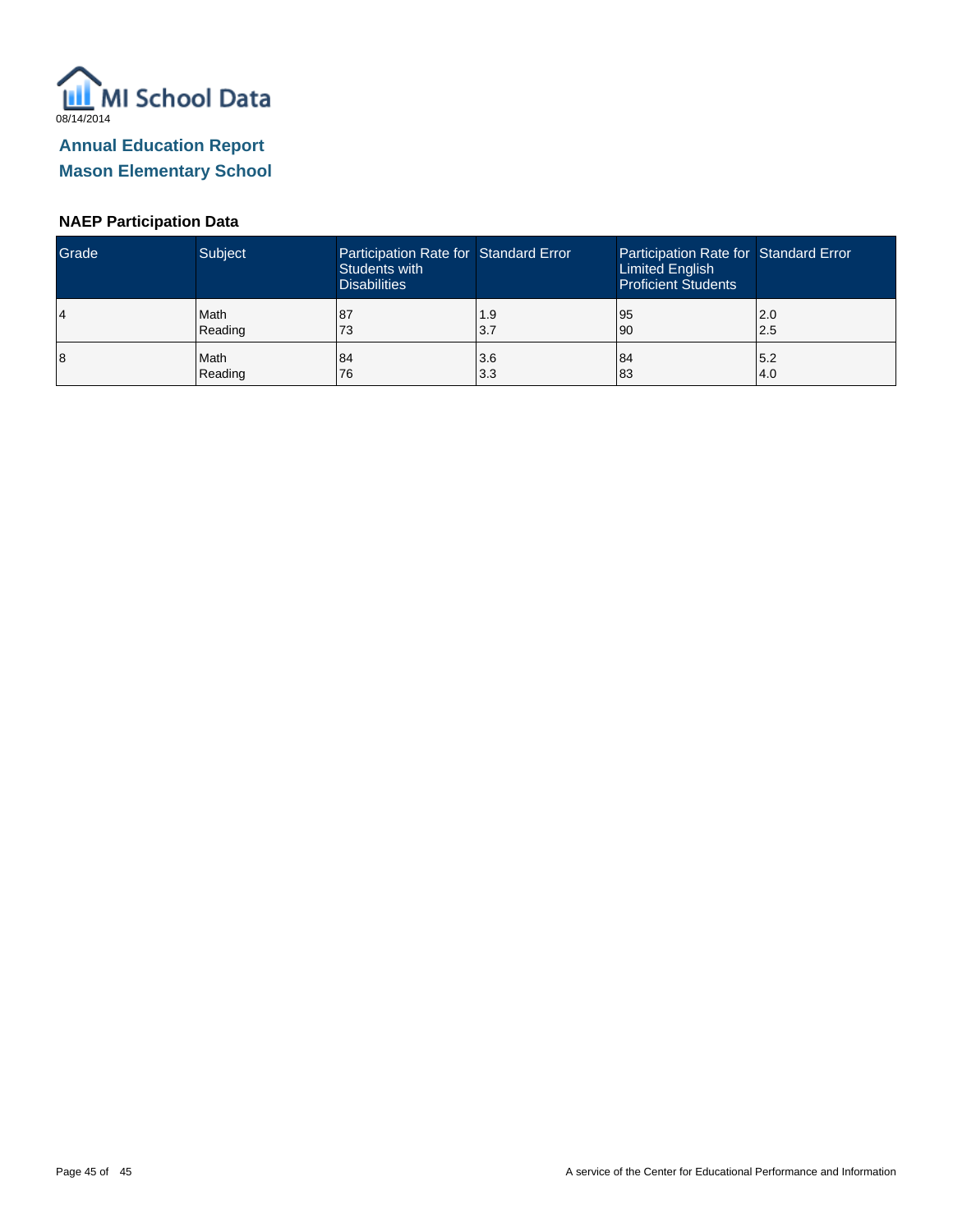MI School Data

08/14/2014

## Annual Education Report

## Mason Elementary School

### NAEP Participation Data

| Grade | Subject | Participation Rate for Students with Disabilities | Standard Error | Participation Rate for Limited English Proficient Students | Standard Error |
|---|---|---|---|---|---|
| 4 | Math<br>Reading | 87<br>73 | 1.9<br>3.7 | 95<br>90 | 2.0<br>2.5 |
| 8 | Math<br>Reading | 84<br>76 | 3.6<br>3.3 | 84<br>83 | 5.2<br>4.0 |

A service of the Center for Educational Performance and Information